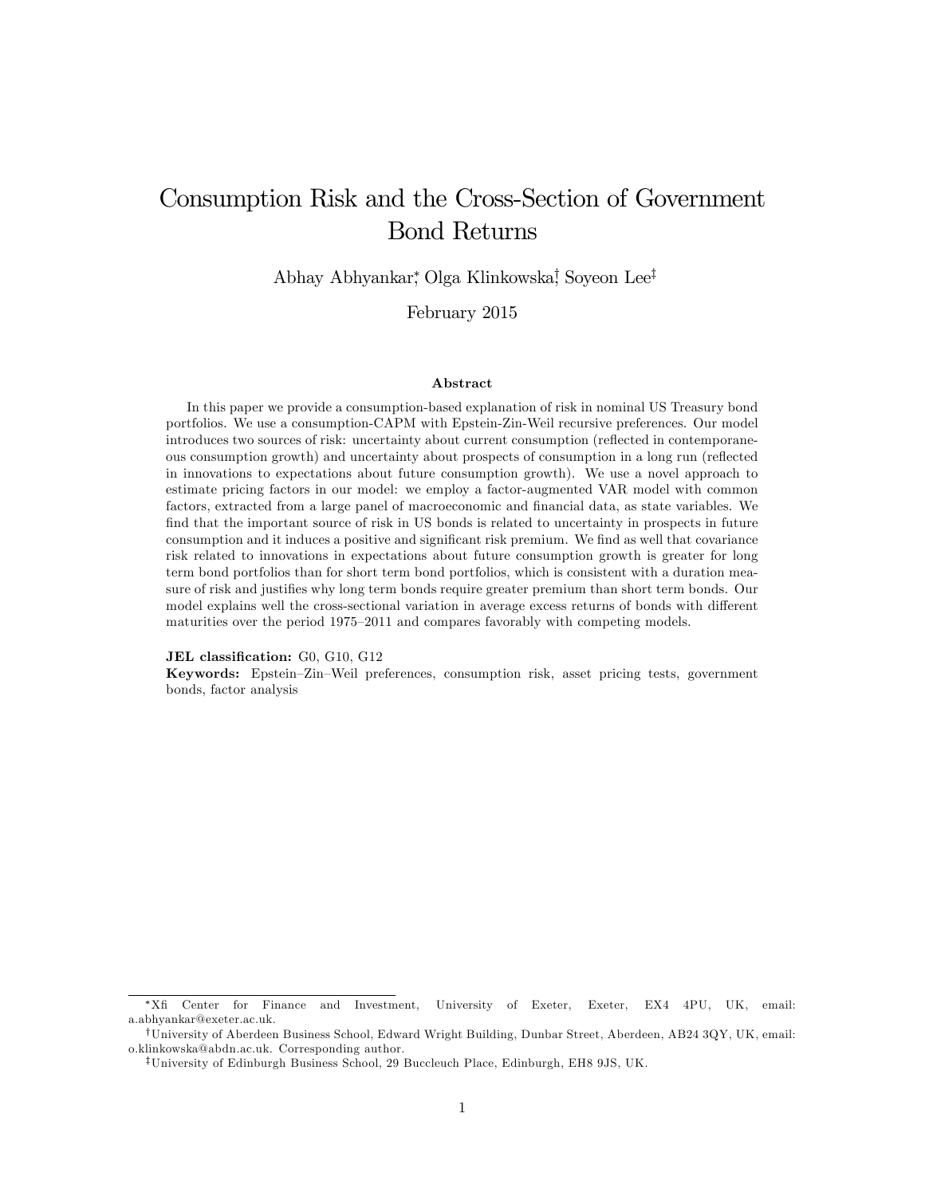# Consumption Risk and the Cross-Section of Government Bond Returns

Abhay Abhyankar[*], Olga Klinkowska[†], Soyeon Lee[‡]

February 2015

### Abstract

In this paper we provide a consumption-based explanation of risk in nominal US Treasury bond portfolios. We use a consumption-CAPM with Epstein-Zin-Weil recursive preferences. Our model introduces two sources of risk: uncertainty about current consumption (reflected in contemporaneous consumption growth) and uncertainty about prospects of consumption in a long run (reflected in innovations to expectations about future consumption growth). We use a novel approach to estimate pricing factors in our model: we employ a factor-augmented VAR model with common factors, extracted from a large panel of macroeconomic and financial data, as state variables. We find that the important source of risk in US bonds is related to uncertainty in prospects in future consumption and it induces a positive and significant risk premium. We find as well that covariance risk related to innovations in expectations about future consumption growth is greater for long term bond portfolios than for short term bond portfolios, which is consistent with a duration measure of risk and justifies why long term bonds require greater premium than short term bonds. Our model explains well the cross-sectional variation in average excess returns of bonds with different maturities over the period 1975–2011 and compares favorably with competing models.

**JEL classification:** G0, G10, G12

**Keywords:** Epstein–Zin–Weil preferences, consumption risk, asset pricing tests, government bonds, factor analysis

---

[*] Xfi Center for Finance and Investment, University of Exeter, Exeter, EX4 4PU, UK, email: a.abhyankar@exeter.ac.uk.

[†] University of Aberdeen Business School, Edward Wright Building, Dunbar Street, Aberdeen, AB24 3QY, UK, email: o.klinkowska@abdn.ac.uk. Corresponding author.

[‡] University of Edinburgh Business School, 29 Buccleuch Place, Edinburgh, EH8 9JS, UK.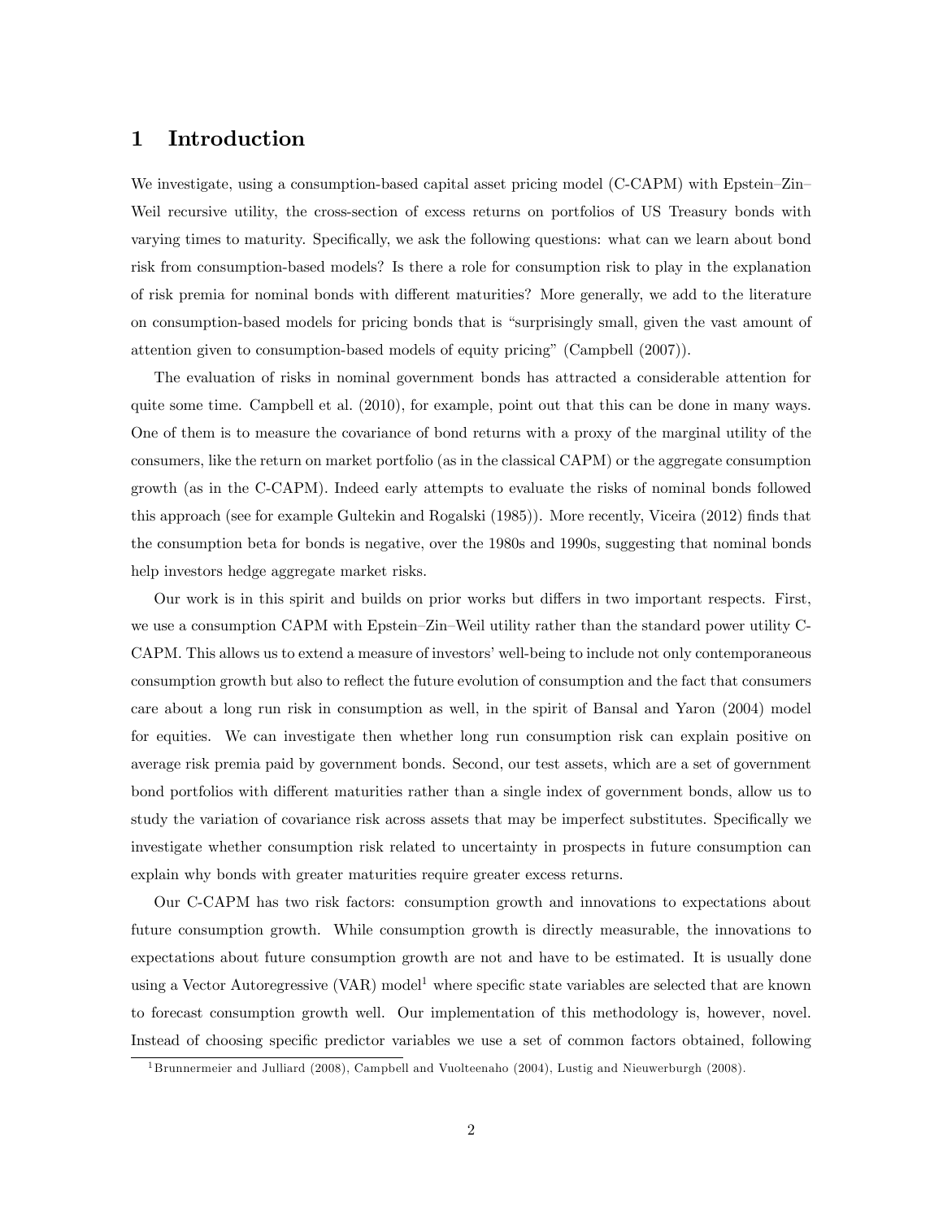# 1 Introduction

We investigate, using a consumption-based capital asset pricing model (C-CAPM) with Epstein–Zin–Weil recursive utility, the cross-section of excess returns on portfolios of US Treasury bonds with varying times to maturity. Specifically, we ask the following questions: what can we learn about bond risk from consumption-based models? Is there a role for consumption risk to play in the explanation of risk premia for nominal bonds with different maturities? More generally, we add to the literature on consumption-based models for pricing bonds that is "surprisingly small, given the vast amount of attention given to consumption-based models of equity pricing" (Campbell (2007)).

The evaluation of risks in nominal government bonds has attracted a considerable attention for quite some time. Campbell et al. (2010), for example, point out that this can be done in many ways. One of them is to measure the covariance of bond returns with a proxy of the marginal utility of the consumers, like the return on market portfolio (as in the classical CAPM) or the aggregate consumption growth (as in the C-CAPM). Indeed early attempts to evaluate the risks of nominal bonds followed this approach (see for example Gultekin and Rogalski (1985)). More recently, Viceira (2012) finds that the consumption beta for bonds is negative, over the 1980s and 1990s, suggesting that nominal bonds help investors hedge aggregate market risks.

Our work is in this spirit and builds on prior works but differs in two important respects. First, we use a consumption CAPM with Epstein–Zin–Weil utility rather than the standard power utility C-CAPM. This allows us to extend a measure of investors' well-being to include not only contemporaneous consumption growth but also to reflect the future evolution of consumption and the fact that consumers care about a long run risk in consumption as well, in the spirit of Bansal and Yaron (2004) model for equities. We can investigate then whether long run consumption risk can explain positive on average risk premia paid by government bonds. Second, our test assets, which are a set of government bond portfolios with different maturities rather than a single index of government bonds, allow us to study the variation of covariance risk across assets that may be imperfect substitutes. Specifically we investigate whether consumption risk related to uncertainty in prospects in future consumption can explain why bonds with greater maturities require greater excess returns.

Our C-CAPM has two risk factors: consumption growth and innovations to expectations about future consumption growth. While consumption growth is directly measurable, the innovations to expectations about future consumption growth are not and have to be estimated. It is usually done using a Vector Autoregressive (VAR) model[1] where specific state variables are selected that are known to forecast consumption growth well. Our implementation of this methodology is, however, novel. Instead of choosing specific predictor variables we use a set of common factors obtained, following

[1] Brunnermeier and Julliard (2008), Campbell and Vuolteenaho (2004), Lustig and Nieuwerburgh (2008).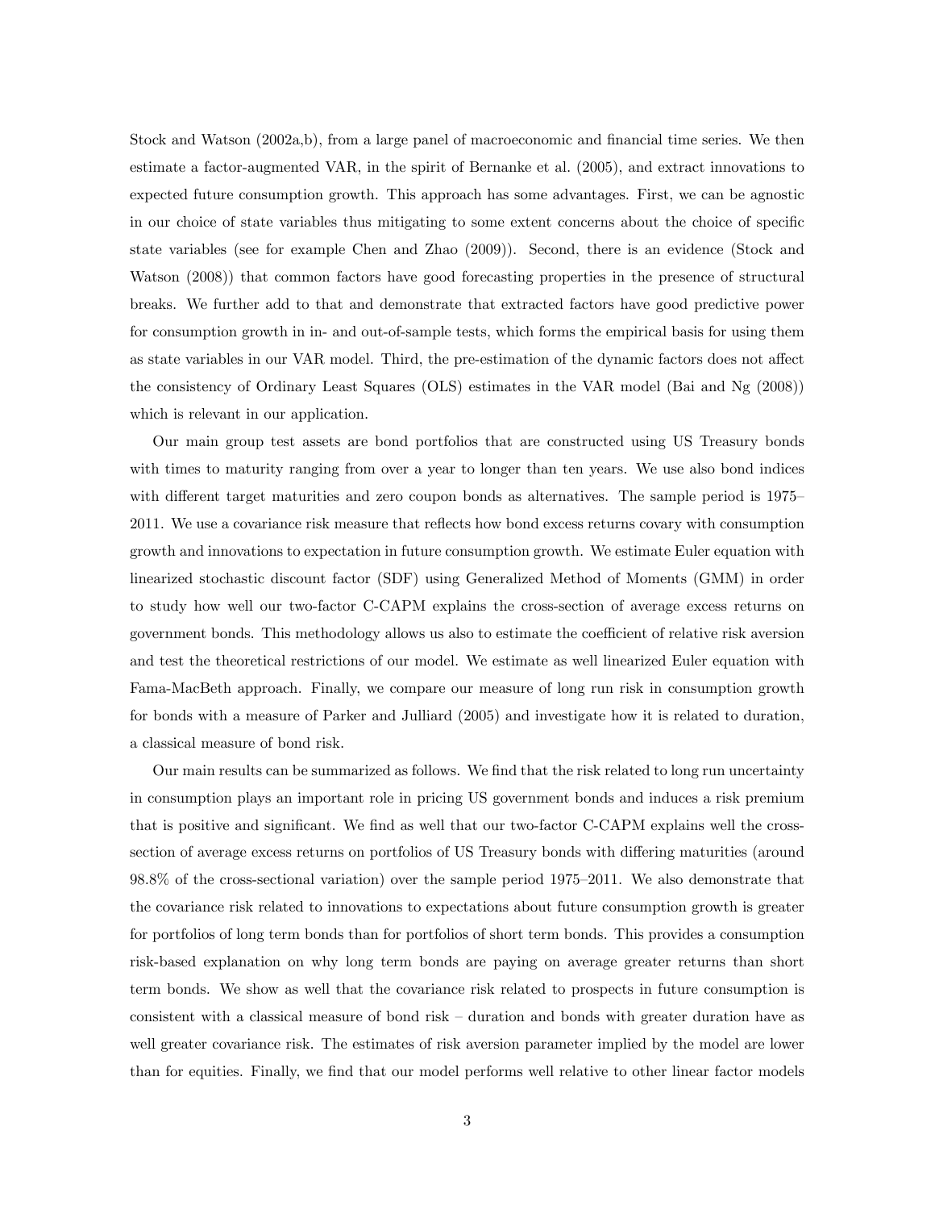Stock and Watson (2002a,b), from a large panel of macroeconomic and financial time series. We then estimate a factor-augmented VAR, in the spirit of Bernanke et al. (2005), and extract innovations to expected future consumption growth. This approach has some advantages. First, we can be agnostic in our choice of state variables thus mitigating to some extent concerns about the choice of specific state variables (see for example Chen and Zhao (2009)). Second, there is an evidence (Stock and Watson (2008)) that common factors have good forecasting properties in the presence of structural breaks. We further add to that and demonstrate that extracted factors have good predictive power for consumption growth in in- and out-of-sample tests, which forms the empirical basis for using them as state variables in our VAR model. Third, the pre-estimation of the dynamic factors does not affect the consistency of Ordinary Least Squares (OLS) estimates in the VAR model (Bai and Ng (2008)) which is relevant in our application.

Our main group test assets are bond portfolios that are constructed using US Treasury bonds with times to maturity ranging from over a year to longer than ten years. We use also bond indices with different target maturities and zero coupon bonds as alternatives. The sample period is 1975–2011. We use a covariance risk measure that reflects how bond excess returns covary with consumption growth and innovations to expectation in future consumption growth. We estimate Euler equation with linearized stochastic discount factor (SDF) using Generalized Method of Moments (GMM) in order to study how well our two-factor C-CAPM explains the cross-section of average excess returns on government bonds. This methodology allows us also to estimate the coefficient of relative risk aversion and test the theoretical restrictions of our model. We estimate as well linearized Euler equation with Fama-MacBeth approach. Finally, we compare our measure of long run risk in consumption growth for bonds with a measure of Parker and Julliard (2005) and investigate how it is related to duration, a classical measure of bond risk.

Our main results can be summarized as follows. We find that the risk related to long run uncertainty in consumption plays an important role in pricing US government bonds and induces a risk premium that is positive and significant. We find as well that our two-factor C-CAPM explains well the cross-section of average excess returns on portfolios of US Treasury bonds with differing maturities (around 98.8% of the cross-sectional variation) over the sample period 1975–2011. We also demonstrate that the covariance risk related to innovations to expectations about future consumption growth is greater for portfolios of long term bonds than for portfolios of short term bonds. This provides a consumption risk-based explanation on why long term bonds are paying on average greater returns than short term bonds. We show as well that the covariance risk related to prospects in future consumption is consistent with a classical measure of bond risk – duration and bonds with greater duration have as well greater covariance risk. The estimates of risk aversion parameter implied by the model are lower than for equities. Finally, we find that our model performs well relative to other linear factor models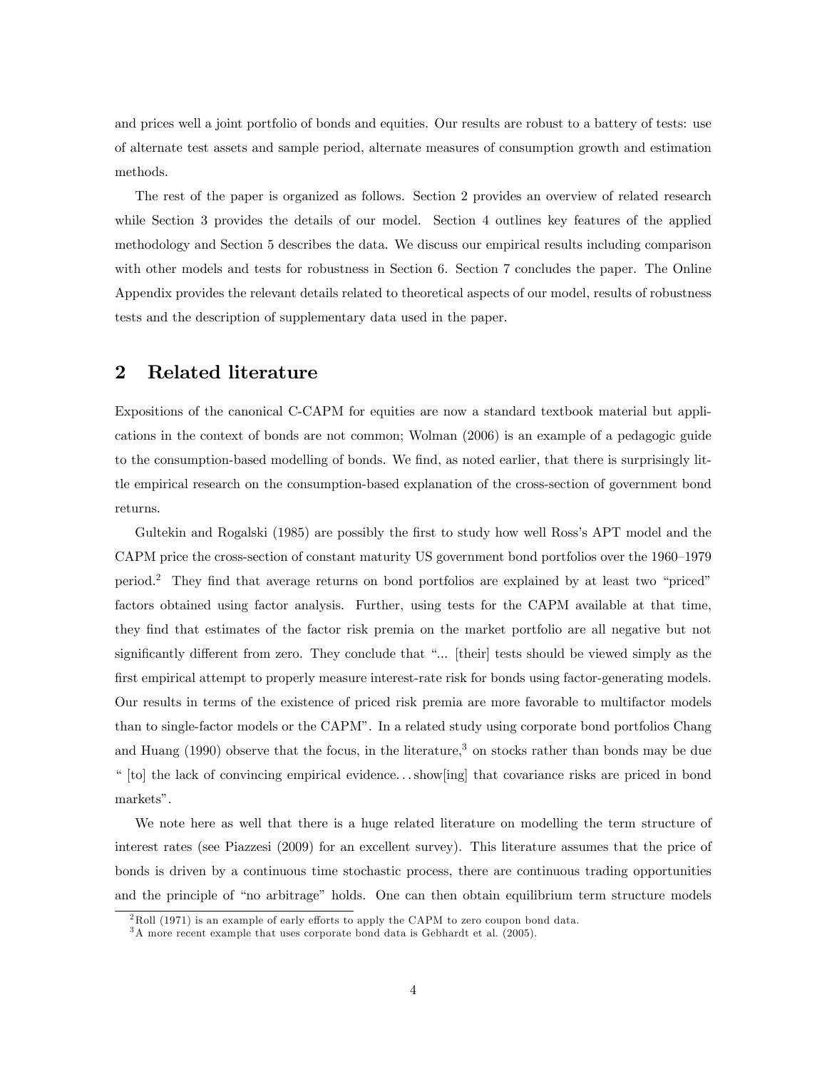and prices well a joint portfolio of bonds and equities. Our results are robust to a battery of tests: use of alternate test assets and sample period, alternate measures of consumption growth and estimation methods.

The rest of the paper is organized as follows. Section 2 provides an overview of related research while Section 3 provides the details of our model. Section 4 outlines key features of the applied methodology and Section 5 describes the data. We discuss our empirical results including comparison with other models and tests for robustness in Section 6. Section 7 concludes the paper. The Online Appendix provides the relevant details related to theoretical aspects of our model, results of robustness tests and the description of supplementary data used in the paper.

## 2 Related literature

Expositions of the canonical C-CAPM for equities are now a standard textbook material but applications in the context of bonds are not common; Wolman (2006) is an example of a pedagogic guide to the consumption-based modelling of bonds. We find, as noted earlier, that there is surprisingly little empirical research on the consumption-based explanation of the cross-section of government bond returns.

Gultekin and Rogalski (1985) are possibly the first to study how well Ross's APT model and the CAPM price the cross-section of constant maturity US government bond portfolios over the 1960–1979 period.[2] They find that average returns on bond portfolios are explained by at least two "priced" factors obtained using factor analysis. Further, using tests for the CAPM available at that time, they find that estimates of the factor risk premia on the market portfolio are all negative but not significantly different from zero. They conclude that "... [their] tests should be viewed simply as the first empirical attempt to properly measure interest-rate risk for bonds using factor-generating models. Our results in terms of the existence of priced risk premia are more favorable to multifactor models than to single-factor models or the CAPM". In a related study using corporate bond portfolios Chang and Huang (1990) observe that the focus, in the literature,[3] on stocks rather than bonds may be due " [to] the lack of convincing empirical evidence... show[ing] that covariance risks are priced in bond markets".

We note here as well that there is a huge related literature on modelling the term structure of interest rates (see Piazzesi (2009) for an excellent survey). This literature assumes that the price of bonds is driven by a continuous time stochastic process, there are continuous trading opportunities and the principle of "no arbitrage" holds. One can then obtain equilibrium term structure models

[2] Roll (1971) is an example of early efforts to apply the CAPM to zero coupon bond data.

[3] A more recent example that uses corporate bond data is Gebhardt et al. (2005).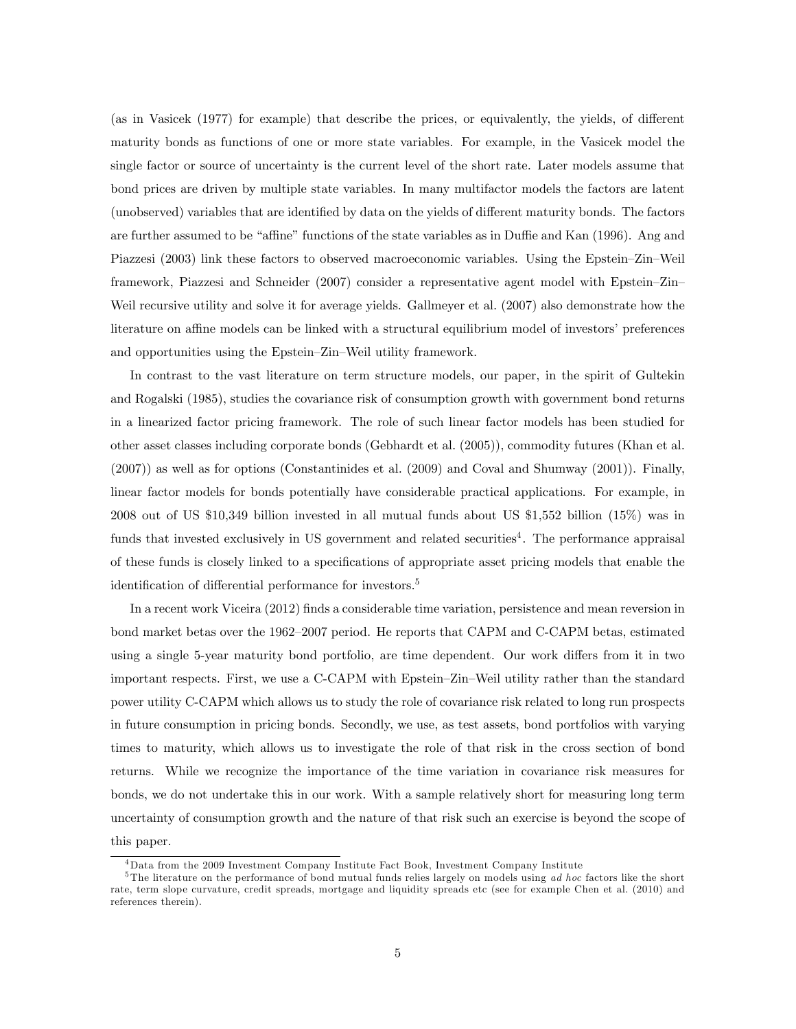(as in Vasicek (1977) for example) that describe the prices, or equivalently, the yields, of different maturity bonds as functions of one or more state variables. For example, in the Vasicek model the single factor or source of uncertainty is the current level of the short rate. Later models assume that bond prices are driven by multiple state variables. In many multifactor models the factors are latent (unobserved) variables that are identified by data on the yields of different maturity bonds. The factors are further assumed to be "affine" functions of the state variables as in Duffie and Kan (1996). Ang and Piazzesi (2003) link these factors to observed macroeconomic variables. Using the Epstein–Zin–Weil framework, Piazzesi and Schneider (2007) consider a representative agent model with Epstein–Zin–Weil recursive utility and solve it for average yields. Gallmeyer et al. (2007) also demonstrate how the literature on affine models can be linked with a structural equilibrium model of investors' preferences and opportunities using the Epstein–Zin–Weil utility framework.

In contrast to the vast literature on term structure models, our paper, in the spirit of Gultekin and Rogalski (1985), studies the covariance risk of consumption growth with government bond returns in a linearized factor pricing framework. The role of such linear factor models has been studied for other asset classes including corporate bonds (Gebhardt et al. (2005)), commodity futures (Khan et al. (2007)) as well as for options (Constantinides et al. (2009) and Coval and Shumway (2001)). Finally, linear factor models for bonds potentially have considerable practical applications. For example, in 2008 out of US \$10,349 billion invested in all mutual funds about US \$1,552 billion (15%) was in funds that invested exclusively in US government and related securities[4]. The performance appraisal of these funds is closely linked to a specifications of appropriate asset pricing models that enable the identification of differential performance for investors.[5]

In a recent work Viceira (2012) finds a considerable time variation, persistence and mean reversion in bond market betas over the 1962–2007 period. He reports that CAPM and C-CAPM betas, estimated using a single 5-year maturity bond portfolio, are time dependent. Our work differs from it in two important respects. First, we use a C-CAPM with Epstein–Zin–Weil utility rather than the standard power utility C-CAPM which allows us to study the role of covariance risk related to long run prospects in future consumption in pricing bonds. Secondly, we use, as test assets, bond portfolios with varying times to maturity, which allows us to investigate the role of that risk in the cross section of bond returns. While we recognize the importance of the time variation in covariance risk measures for bonds, we do not undertake this in our work. With a sample relatively short for measuring long term uncertainty of consumption growth and the nature of that risk such an exercise is beyond the scope of this paper.

[4] Data from the 2009 Investment Company Institute Fact Book, Investment Company Institute

[5] The literature on the performance of bond mutual funds relies largely on models using *ad hoc* factors like the short rate, term slope curvature, credit spreads, mortgage and liquidity spreads etc (see for example Chen et al. (2010) and references therein).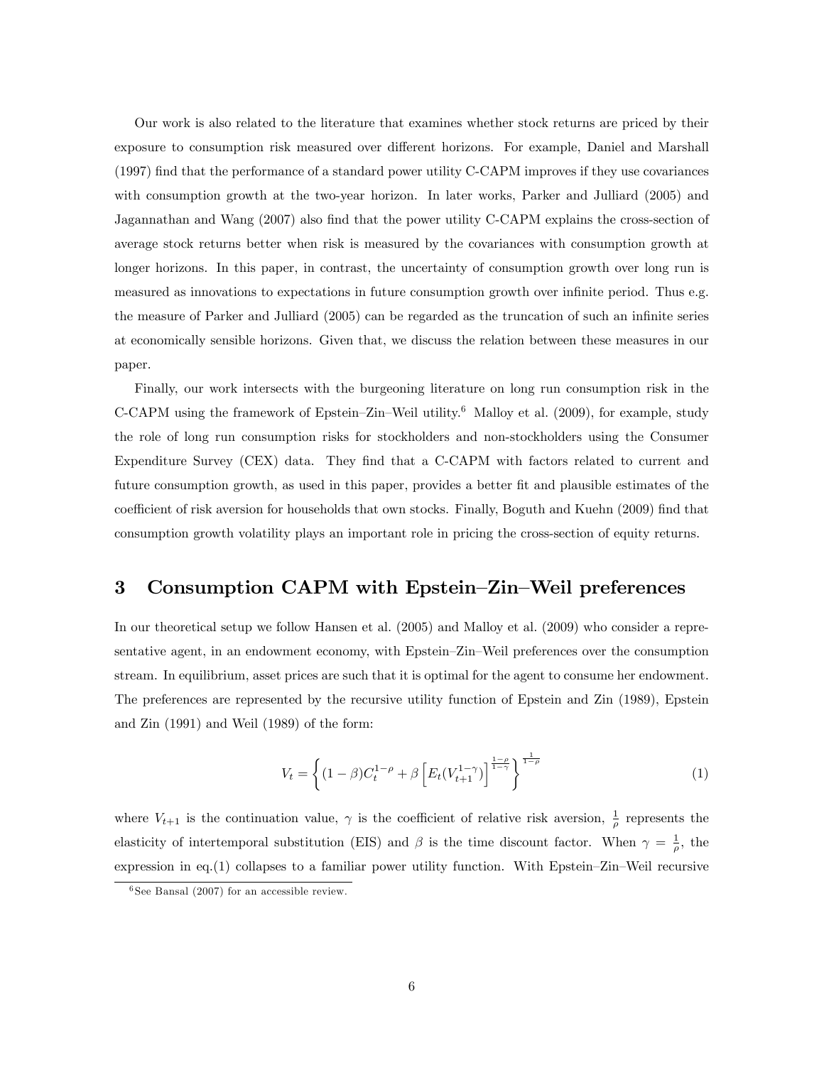Our work is also related to the literature that examines whether stock returns are priced by their exposure to consumption risk measured over different horizons. For example, Daniel and Marshall (1997) find that the performance of a standard power utility C-CAPM improves if they use covariances with consumption growth at the two-year horizon. In later works, Parker and Julliard (2005) and Jagannathan and Wang (2007) also find that the power utility C-CAPM explains the cross-section of average stock returns better when risk is measured by the covariances with consumption growth at longer horizons. In this paper, in contrast, the uncertainty of consumption growth over long run is measured as innovations to expectations in future consumption growth over infinite period. Thus e.g. the measure of Parker and Julliard (2005) can be regarded as the truncation of such an infinite series at economically sensible horizons. Given that, we discuss the relation between these measures in our paper.

Finally, our work intersects with the burgeoning literature on long run consumption risk in the C-CAPM using the framework of Epstein–Zin–Weil utility.[6] Malloy et al. (2009), for example, study the role of long run consumption risks for stockholders and non-stockholders using the Consumer Expenditure Survey (CEX) data. They find that a C-CAPM with factors related to current and future consumption growth, as used in this paper, provides a better fit and plausible estimates of the coefficient of risk aversion for households that own stocks. Finally, Boguth and Kuehn (2009) find that consumption growth volatility plays an important role in pricing the cross-section of equity returns.

# 3 Consumption CAPM with Epstein–Zin–Weil preferences

In our theoretical setup we follow Hansen et al. (2005) and Malloy et al. (2009) who consider a representative agent, in an endowment economy, with Epstein–Zin–Weil preferences over the consumption stream. In equilibrium, asset prices are such that it is optimal for the agent to consume her endowment. The preferences are represented by the recursive utility function of Epstein and Zin (1989), Epstein and Zin (1991) and Weil (1989) of the form:

$$V_t = \left\{ (1-\beta) C_t^{1-\rho} + \beta \left[ E_t(V_{t+1}^{1-\gamma}) \right]^{\frac{1-\rho}{1-\gamma}} \right\}^{\frac{1}{1-\rho}} \tag{1}$$

where $V_{t+1}$ is the continuation value, $\gamma$ is the coefficient of relative risk aversion, $\frac{1}{\rho}$ represents the elasticity of intertemporal substitution (EIS) and $\beta$ is the time discount factor. When $\gamma = \frac{1}{\rho}$, the expression in eq.(1) collapses to a familiar power utility function. With Epstein–Zin–Weil recursive

[6] See Bansal (2007) for an accessible review.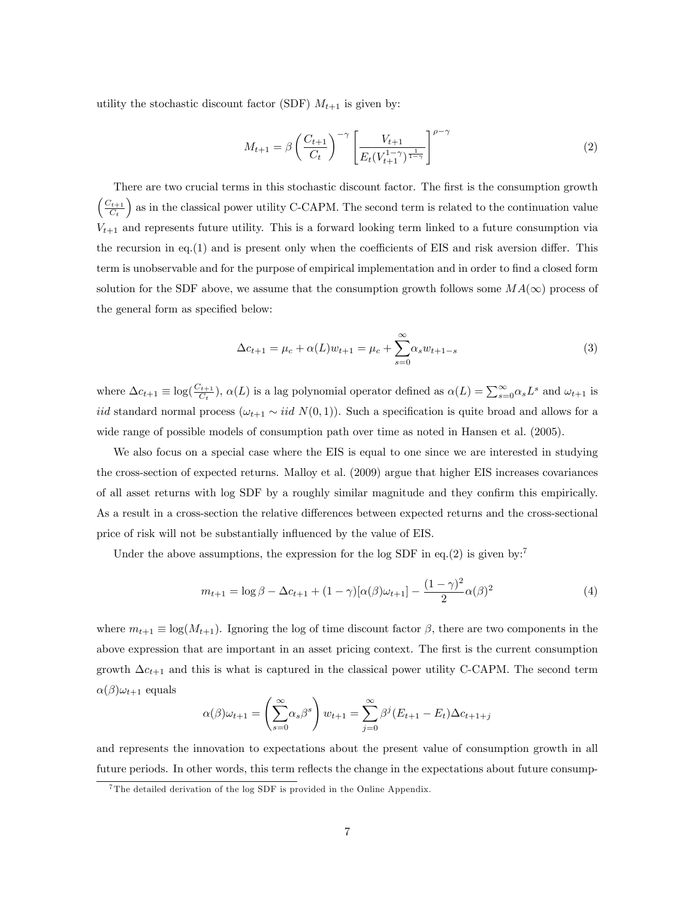utility the stochastic discount factor (SDF) $M_{t+1}$ is given by:

$$M_{t+1} = \beta \left( \frac{C_{t+1}}{C_t} \right)^{-\gamma} \left[ \frac{V_{t+1}}{E_t(V_{t+1}^{1-\gamma})^{\frac{1}{1-\gamma}}} \right]^{\rho-\gamma} \tag{2}$$

There are two crucial terms in this stochastic discount factor. The first is the consumption growth $\left(\frac{C_{t+1}}{C_t}\right)$ as in the classical power utility C-CAPM. The second term is related to the continuation value $V_{t+1}$ and represents future utility. This is a forward looking term linked to a future consumption via the recursion in eq.(1) and is present only when the coefficients of EIS and risk aversion differ. This term is unobservable and for the purpose of empirical implementation and in order to find a closed form solution for the SDF above, we assume that the consumption growth follows some $MA(\infty)$ process of the general form as specified below:

$$\Delta c_{t+1} = \mu_c + \alpha(L) w_{t+1} = \mu_c + \sum_{s=0}^{\infty} \alpha_s w_{t+1-s} \tag{3}$$

where $\Delta c_{t+1} \equiv \log(\frac{C_{t+1}}{C_t})$, $\alpha(L)$ is a lag polynomial operator defined as $\alpha(L) = \sum_{s=0}^{\infty} \alpha_s L^s$ and $\omega_{t+1}$ is *iid* standard normal process ($\omega_{t+1} \sim iid\ N(0,1)$). Such a specification is quite broad and allows for a wide range of possible models of consumption path over time as noted in Hansen et al. (2005).

We also focus on a special case where the EIS is equal to one since we are interested in studying the cross-section of expected returns. Malloy et al. (2009) argue that higher EIS increases covariances of all asset returns with log SDF by a roughly similar magnitude and they confirm this empirically. As a result in a cross-section the relative differences between expected returns and the cross-sectional price of risk will not be substantially influenced by the value of EIS.

Under the above assumptions, the expression for the log SDF in eq.(2) is given by:[7]

$$m_{t+1} = \log \beta - \Delta c_{t+1} + (1-\gamma)[\alpha(\beta)\omega_{t+1}] - \frac{(1-\gamma)^2}{2} \alpha(\beta)^2 \tag{4}$$

where $m_{t+1} \equiv \log(M_{t+1})$. Ignoring the log of time discount factor $\beta$, there are two components in the above expression that are important in an asset pricing context. The first is the current consumption growth $\Delta c_{t+1}$ and this is what is captured in the classical power utility C-CAPM. The second term $\alpha(\beta)\omega_{t+1}$ equals

$$\alpha(\beta)\omega_{t+1} = \left( \sum_{s=0}^{\infty} \alpha_s \beta^s \right) w_{t+1} = \sum_{j=0}^{\infty} \beta^j (E_{t+1} - E_t) \Delta c_{t+1+j}$$

and represents the innovation to expectations about the present value of consumption growth in all future periods. In other words, this term reflects the change in the expectations about future consump-

[7] The detailed derivation of the log SDF is provided in the Online Appendix.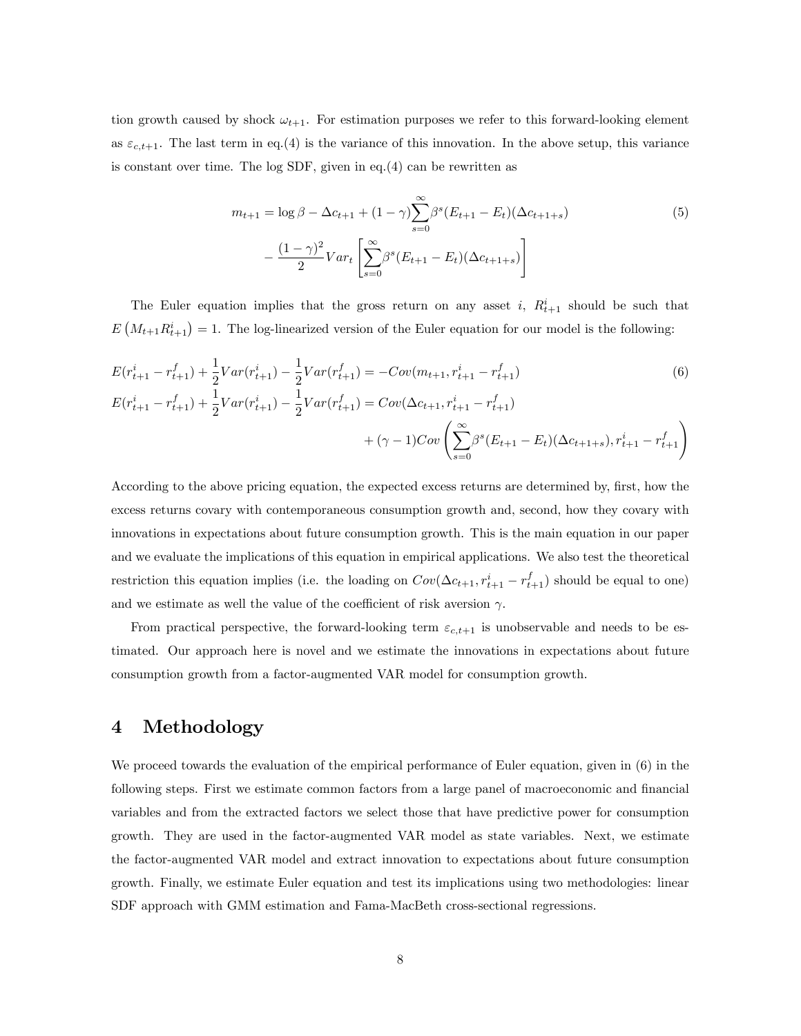tion growth caused by shock $\omega_{t+1}$. For estimation purposes we refer to this forward-looking element as $\varepsilon_{c,t+1}$. The last term in eq.(4) is the variance of this innovation. In the above setup, this variance is constant over time. The log SDF, given in eq.(4) can be rewritten as

$$
\begin{aligned}
m_{t+1} = \log\beta - \Delta c_{t+1} + (1-\gamma)\sum_{s=0}^{\infty}\beta^s(E_{t+1}-E_t)(\Delta c_{t+1+s}) \\
- \frac{(1-\gamma)^2}{2}Var_t\left[\sum_{s=0}^{\infty}\beta^s(E_{t+1}-E_t)(\Delta c_{t+1+s})\right]
\end{aligned} \tag{5}
$$

The Euler equation implies that the gross return on any asset $i$, $R^i_{t+1}$ should be such that $E\left(M_{t+1}R^i_{t+1}\right) = 1$. The log-linearized version of the Euler equation for our model is the following:

$$
\begin{aligned}
E(r^i_{t+1} - r^f_{t+1}) + \frac{1}{2}Var(r^i_{t+1}) - \frac{1}{2}Var(r^f_{t+1}) &= -Cov(m_{t+1}, r^i_{t+1} - r^f_{t+1}) \\
E(r^i_{t+1} - r^f_{t+1}) + \frac{1}{2}Var(r^i_{t+1}) - \frac{1}{2}Var(r^f_{t+1}) &= Cov(\Delta c_{t+1}, r^i_{t+1} - r^f_{t+1}) \\
&\quad + (\gamma - 1)Cov\left(\sum_{s=0}^{\infty}\beta^s(E_{t+1}-E_t)(\Delta c_{t+1+s}), r^i_{t+1} - r^f_{t+1}\right)
\end{aligned} \tag{6}
$$

According to the above pricing equation, the expected excess returns are determined by, first, how the excess returns covary with contemporaneous consumption growth and, second, how they covary with innovations in expectations about future consumption growth. This is the main equation in our paper and we evaluate the implications of this equation in empirical applications. We also test the theoretical restriction this equation implies (i.e. the loading on $Cov(\Delta c_{t+1}, r^i_{t+1} - r^f_{t+1})$ should be equal to one) and we estimate as well the value of the coefficient of risk aversion $\gamma$.

From practical perspective, the forward-looking term $\varepsilon_{c,t+1}$ is unobservable and needs to be estimated. Our approach here is novel and we estimate the innovations in expectations about future consumption growth from a factor-augmented VAR model for consumption growth.

# 4 Methodology

We proceed towards the evaluation of the empirical performance of Euler equation, given in (6) in the following steps. First we estimate common factors from a large panel of macroeconomic and financial variables and from the extracted factors we select those that have predictive power for consumption growth. They are used in the factor-augmented VAR model as state variables. Next, we estimate the factor-augmented VAR model and extract innovation to expectations about future consumption growth. Finally, we estimate Euler equation and test its implications using two methodologies: linear SDF approach with GMM estimation and Fama-MacBeth cross-sectional regressions.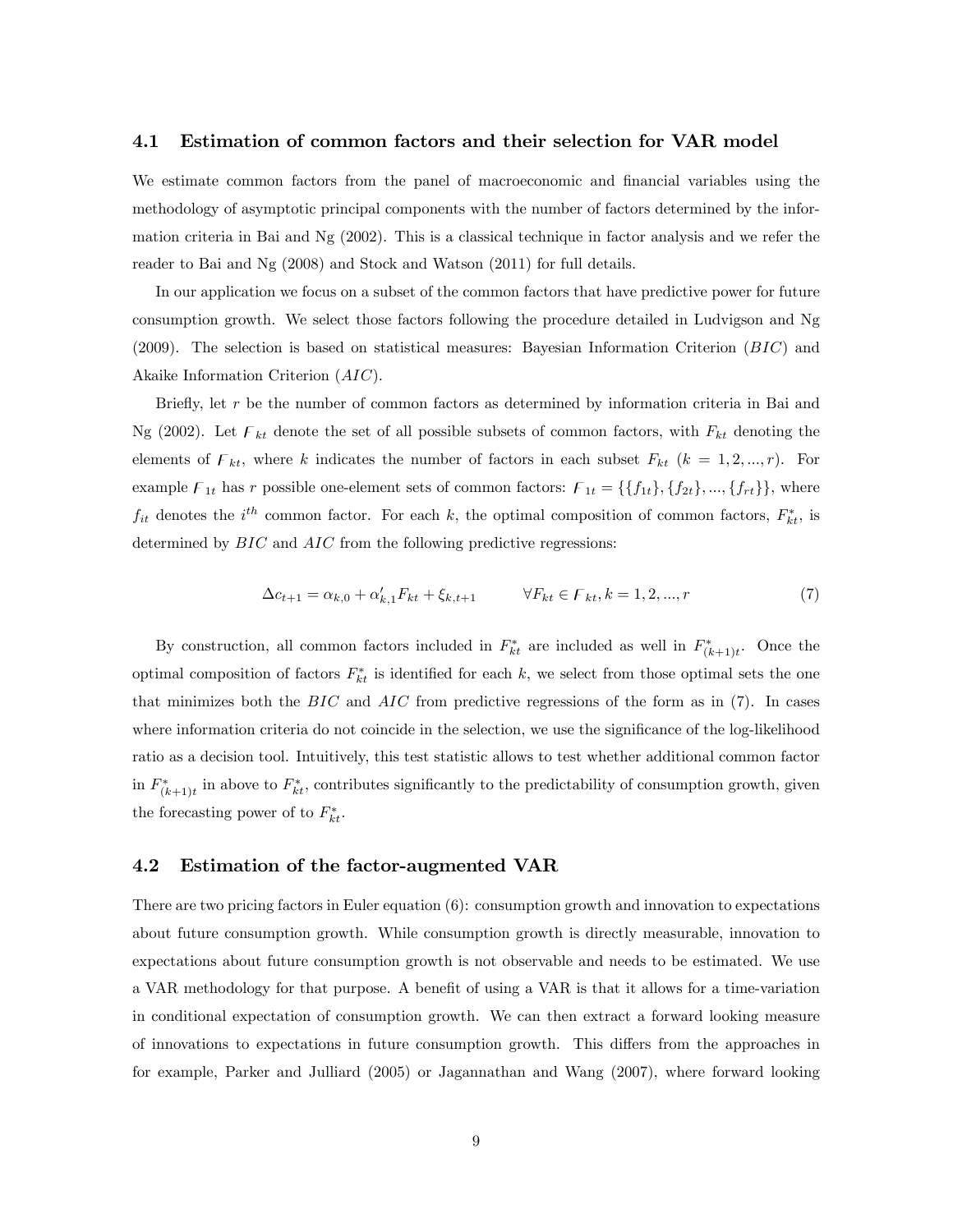### 4.1 Estimation of common factors and their selection for VAR model

We estimate common factors from the panel of macroeconomic and financial variables using the methodology of asymptotic principal components with the number of factors determined by the information criteria in Bai and Ng (2002). This is a classical technique in factor analysis and we refer the reader to Bai and Ng (2008) and Stock and Watson (2011) for full details.

In our application we focus on a subset of the common factors that have predictive power for future consumption growth. We select those factors following the procedure detailed in Ludvigson and Ng (2009). The selection is based on statistical measures: Bayesian Information Criterion ($BIC$) and Akaike Information Criterion ($AIC$).

Briefly, let $r$ be the number of common factors as determined by information criteria in Bai and Ng (2002). Let $\digamma_{kt}$ denote the set of all possible subsets of common factors, with $F_{kt}$ denoting the elements of $\digamma_{kt}$, where $k$ indicates the number of factors in each subset $F_{kt}$ ($k = 1, 2, ..., r$). For example $\digamma_{1t}$ has $r$ possible one-element sets of common factors: $\digamma_{1t} = \{\{f_{1t}\}, \{f_{2t}\}, ..., \{f_{rt}\}\}$, where $f_{it}$ denotes the $i^{th}$ common factor. For each $k$, the optimal composition of common factors, $F_{kt}^{*}$, is determined by $BIC$ and $AIC$ from the following predictive regressions:

$$\Delta c_{t+1} = \alpha_{k,0} + \alpha'_{k,1} F_{kt} + \xi_{k,t+1} \qquad \forall F_{kt} \in \digamma_{kt}, k = 1, 2, ..., r \tag{7}$$

By construction, all common factors included in $F_{kt}^{*}$ are included as well in $F_{(k+1)t}^{*}$. Once the optimal composition of factors $F_{kt}^{*}$ is identified for each $k$, we select from those optimal sets the one that minimizes both the $BIC$ and $AIC$ from predictive regressions of the form as in (7). In cases where information criteria do not coincide in the selection, we use the significance of the log-likelihood ratio as a decision tool. Intuitively, this test statistic allows to test whether additional common factor in $F_{(k+1)t}^{*}$ in above to $F_{kt}^{*}$, contributes significantly to the predictability of consumption growth, given the forecasting power of to $F_{kt}^{*}$.

### 4.2 Estimation of the factor-augmented VAR

There are two pricing factors in Euler equation (6): consumption growth and innovation to expectations about future consumption growth. While consumption growth is directly measurable, innovation to expectations about future consumption growth is not observable and needs to be estimated. We use a VAR methodology for that purpose. A benefit of using a VAR is that it allows for a time-variation in conditional expectation of consumption growth. We can then extract a forward looking measure of innovations to expectations in future consumption growth. This differs from the approaches in for example, Parker and Julliard (2005) or Jagannathan and Wang (2007), where forward looking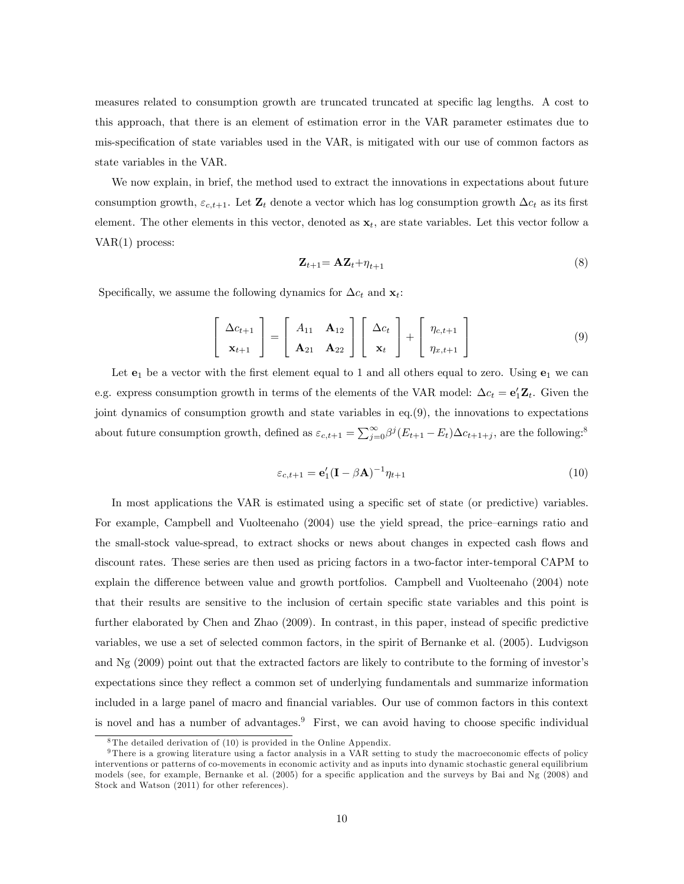measures related to consumption growth are truncated truncated at specific lag lengths. A cost to this approach, that there is an element of estimation error in the VAR parameter estimates due to mis-specification of state variables used in the VAR, is mitigated with our use of common factors as state variables in the VAR.

We now explain, in brief, the method used to extract the innovations in expectations about future consumption growth, $\varepsilon_{c,t+1}$. Let $\mathbf{Z}_t$ denote a vector which has log consumption growth $\Delta c_t$ as its first element. The other elements in this vector, denoted as $\mathbf{x}_t$, are state variables. Let this vector follow a VAR(1) process:

$$\mathbf{Z}_{t+1} = \mathbf{A}\mathbf{Z}_t + \eta_{t+1} \tag{8}$$

Specifically, we assume the following dynamics for $\Delta c_t$ and $\mathbf{x}_t$:

$$\begin{bmatrix} \Delta c_{t+1} \\ \mathbf{x}_{t+1} \end{bmatrix} = \begin{bmatrix} A_{11} & \mathbf{A}_{12} \\ \mathbf{A}_{21} & \mathbf{A}_{22} \end{bmatrix} \begin{bmatrix} \Delta c_t \\ \mathbf{x}_t \end{bmatrix} + \begin{bmatrix} \eta_{c,t+1} \\ \eta_{x,t+1} \end{bmatrix} \tag{9}$$

Let $\mathbf{e}_1$ be a vector with the first element equal to 1 and all others equal to zero. Using $\mathbf{e}_1$ we can e.g. express consumption growth in terms of the elements of the VAR model: $\Delta c_t = \mathbf{e}_1' \mathbf{Z}_t$. Given the joint dynamics of consumption growth and state variables in eq.(9), the innovations to expectations about future consumption growth, defined as $\varepsilon_{c,t+1} = \sum_{j=0}^{\infty} \beta^j (E_{t+1} - E_t)\Delta c_{t+1+j}$, are the following:[8]

$$\varepsilon_{c,t+1} = \mathbf{e}_1'(\mathbf{I} - \beta\mathbf{A})^{-1}\eta_{t+1} \tag{10}$$

In most applications the VAR is estimated using a specific set of state (or predictive) variables. For example, Campbell and Vuolteenaho (2004) use the yield spread, the price–earnings ratio and the small-stock value-spread, to extract shocks or news about changes in expected cash flows and discount rates. These series are then used as pricing factors in a two-factor inter-temporal CAPM to explain the difference between value and growth portfolios. Campbell and Vuolteenaho (2004) note that their results are sensitive to the inclusion of certain specific state variables and this point is further elaborated by Chen and Zhao (2009). In contrast, in this paper, instead of specific predictive variables, we use a set of selected common factors, in the spirit of Bernanke et al. (2005). Ludvigson and Ng (2009) point out that the extracted factors are likely to contribute to the forming of investor's expectations since they reflect a common set of underlying fundamentals and summarize information included in a large panel of macro and financial variables. Our use of common factors in this context is novel and has a number of advantages.[9] First, we can avoid having to choose specific individual

[8] The detailed derivation of (10) is provided in the Online Appendix.

[9] There is a growing literature using a factor analysis in a VAR setting to study the macroeconomic effects of policy interventions or patterns of co-movements in economic activity and as inputs into dynamic stochastic general equilibrium models (see, for example, Bernanke et al. (2005) for a specific application and the surveys by Bai and Ng (2008) and Stock and Watson (2011) for other references).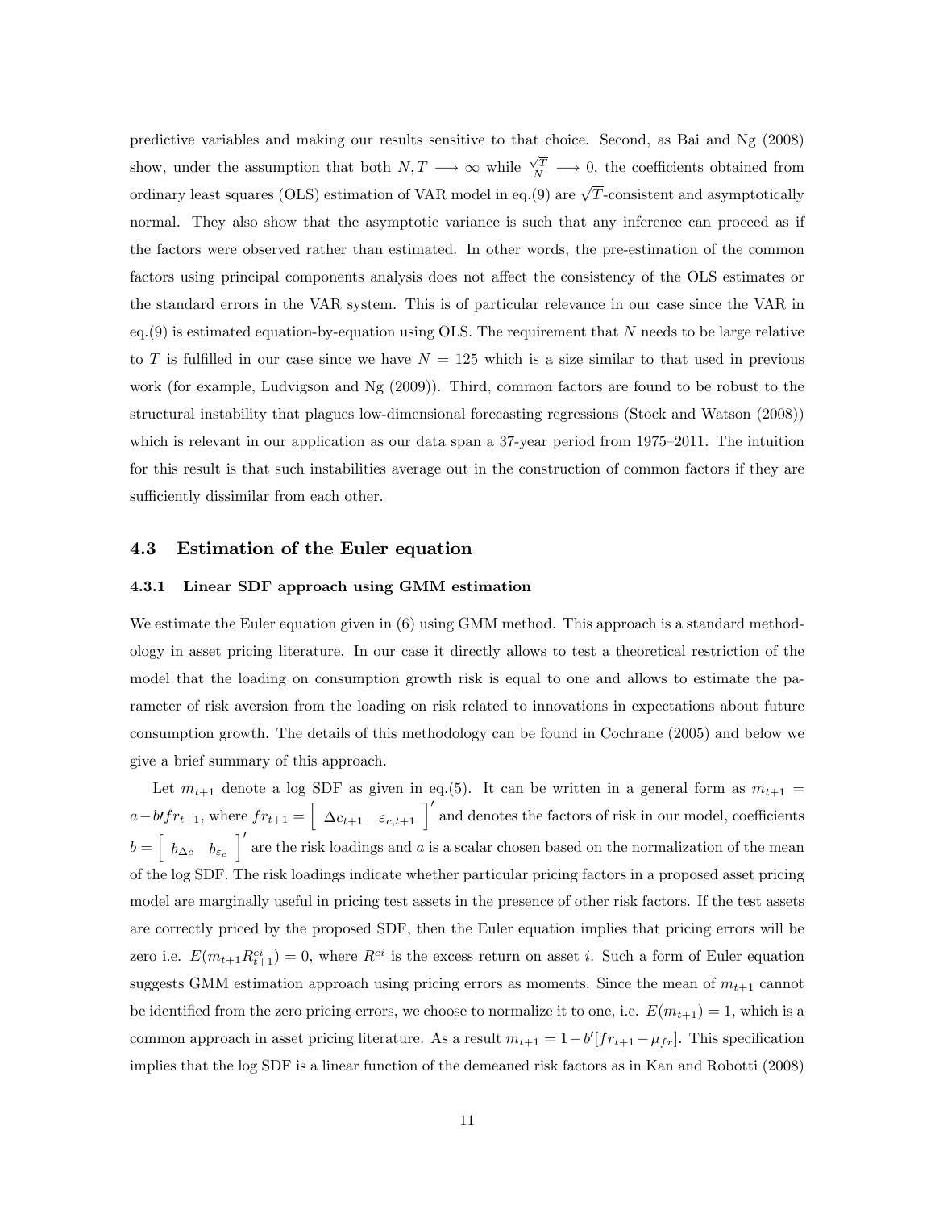predictive variables and making our results sensitive to that choice. Second, as Bai and Ng (2008) show, under the assumption that both $N, T \longrightarrow \infty$ while $\frac{\sqrt{T}}{N} \longrightarrow 0$, the coefficients obtained from ordinary least squares (OLS) estimation of VAR model in eq.(9) are $\sqrt{T}$-consistent and asymptotically normal. They also show that the asymptotic variance is such that any inference can proceed as if the factors were observed rather than estimated. In other words, the pre-estimation of the common factors using principal components analysis does not affect the consistency of the OLS estimates or the standard errors in the VAR system. This is of particular relevance in our case since the VAR in eq.(9) is estimated equation-by-equation using OLS. The requirement that $N$ needs to be large relative to $T$ is fulfilled in our case since we have $N = 125$ which is a size similar to that used in previous work (for example, Ludvigson and Ng (2009)). Third, common factors are found to be robust to the structural instability that plagues low-dimensional forecasting regressions (Stock and Watson (2008)) which is relevant in our application as our data span a 37-year period from 1975–2011. The intuition for this result is that such instabilities average out in the construction of common factors if they are sufficiently dissimilar from each other.

## 4.3 Estimation of the Euler equation

### 4.3.1 Linear SDF approach using GMM estimation

We estimate the Euler equation given in (6) using GMM method. This approach is a standard methodology in asset pricing literature. In our case it directly allows to test a theoretical restriction of the model that the loading on consumption growth risk is equal to one and allows to estimate the parameter of risk aversion from the loading on risk related to innovations in expectations about future consumption growth. The details of this methodology can be found in Cochrane (2005) and below we give a brief summary of this approach.

Let $m_{t+1}$ denote a log SDF as given in eq.(5). It can be written in a general form as $m_{t+1} = a - b\prime fr_{t+1}$, where $fr_{t+1} = \begin{bmatrix} \Delta c_{t+1} & \varepsilon_{c,t+1} \end{bmatrix}'$ and denotes the factors of risk in our model, coefficients $b = \begin{bmatrix} b_{\Delta c} & b_{\varepsilon_c} \end{bmatrix}'$ are the risk loadings and $a$ is a scalar chosen based on the normalization of the mean of the log SDF. The risk loadings indicate whether particular pricing factors in a proposed asset pricing model are marginally useful in pricing test assets in the presence of other risk factors. If the test assets are correctly priced by the proposed SDF, then the Euler equation implies that pricing errors will be zero i.e. $E(m_{t+1}R^{ei}_{t+1}) = 0$, where $R^{ei}$ is the excess return on asset $i$. Such a form of Euler equation suggests GMM estimation approach using pricing errors as moments. Since the mean of $m_{t+1}$ cannot be identified from the zero pricing errors, we choose to normalize it to one, i.e. $E(m_{t+1}) = 1$, which is a common approach in asset pricing literature. As a result $m_{t+1} = 1 - b'[fr_{t+1} - \mu_{fr}]$. This specification implies that the log SDF is a linear function of the demeaned risk factors as in Kan and Robotti (2008)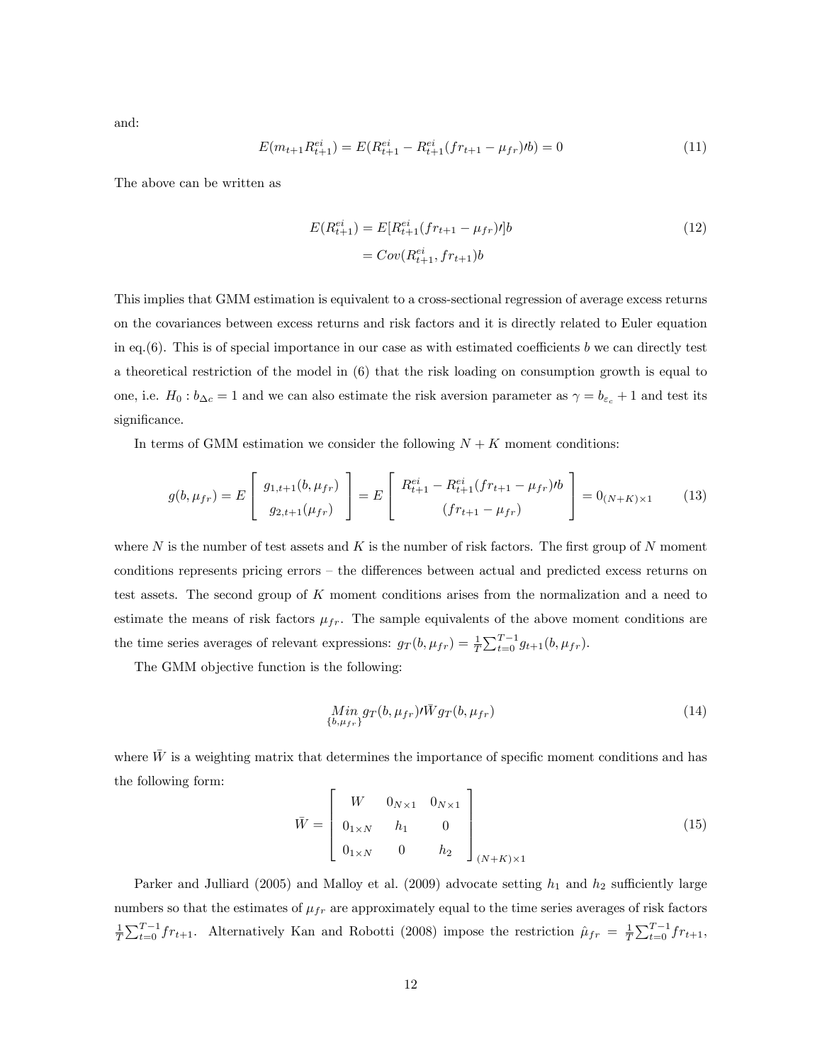and:

$$E(m_{t+1}R^{ei}_{t+1}) = E(R^{ei}_{t+1} - R^{ei}_{t+1}(fr_{t+1} - \mu_{fr})\prime b) = 0 \tag{11}$$

The above can be written as

$$\begin{aligned} E(R^{ei}_{t+1}) &= E[R^{ei}_{t+1}(fr_{t+1} - \mu_{fr})\prime]b \\ &= Cov(R^{ei}_{t+1}, fr_{t+1})b \end{aligned} \tag{12}$$

This implies that GMM estimation is equivalent to a cross-sectional regression of average excess returns on the covariances between excess returns and risk factors and it is directly related to Euler equation in eq.(6). This is of special importance in our case as with estimated coefficients $b$ we can directly test a theoretical restriction of the model in (6) that the risk loading on consumption growth is equal to one, i.e. $H_0 : b_{\Delta c} = 1$ and we can also estimate the risk aversion parameter as $\gamma = b_{\varepsilon_c} + 1$ and test its significance.

In terms of GMM estimation we consider the following $N + K$ moment conditions:

$$g(b, \mu_{fr}) = E\begin{bmatrix} g_{1,t+1}(b, \mu_{fr}) \\ g_{2,t+1}(\mu_{fr}) \end{bmatrix} = E\begin{bmatrix} R^{ei}_{t+1} - R^{ei}_{t+1}(fr_{t+1} - \mu_{fr})\prime b \\ (fr_{t+1} - \mu_{fr}) \end{bmatrix} = 0_{(N+K)\times 1} \tag{13}$$

where $N$ is the number of test assets and $K$ is the number of risk factors. The first group of $N$ moment conditions represents pricing errors – the differences between actual and predicted excess returns on test assets. The second group of $K$ moment conditions arises from the normalization and a need to estimate the means of risk factors $\mu_{fr}$. The sample equivalents of the above moment conditions are the time series averages of relevant expressions: $g_T(b, \mu_{fr}) = \frac{1}{T}\sum_{t=0}^{T-1} g_{t+1}(b, \mu_{fr})$.

The GMM objective function is the following:

$$\underset{\{b,\mu_{fr}\}}{Min}\, g_T(b, \mu_{fr})\prime \bar{W} g_T(b, \mu_{fr}) \tag{14}$$

where $\bar{W}$ is a weighting matrix that determines the importance of specific moment conditions and has the following form:

$$\bar{W} = \begin{bmatrix} W & 0_{N\times 1} & 0_{N\times 1} \\ 0_{1\times N} & h_1 & 0 \\ 0_{1\times N} & 0 & h_2 \end{bmatrix}_{(N+K)\times 1} \tag{15}$$

Parker and Julliard (2005) and Malloy et al. (2009) advocate setting $h_1$ and $h_2$ sufficiently large numbers so that the estimates of $\mu_{fr}$ are approximately equal to the time series averages of risk factors $\frac{1}{T}\sum_{t=0}^{T-1} fr_{t+1}$. Alternatively Kan and Robotti (2008) impose the restriction $\hat{\mu}_{fr} = \frac{1}{T}\sum_{t=0}^{T-1} fr_{t+1}$,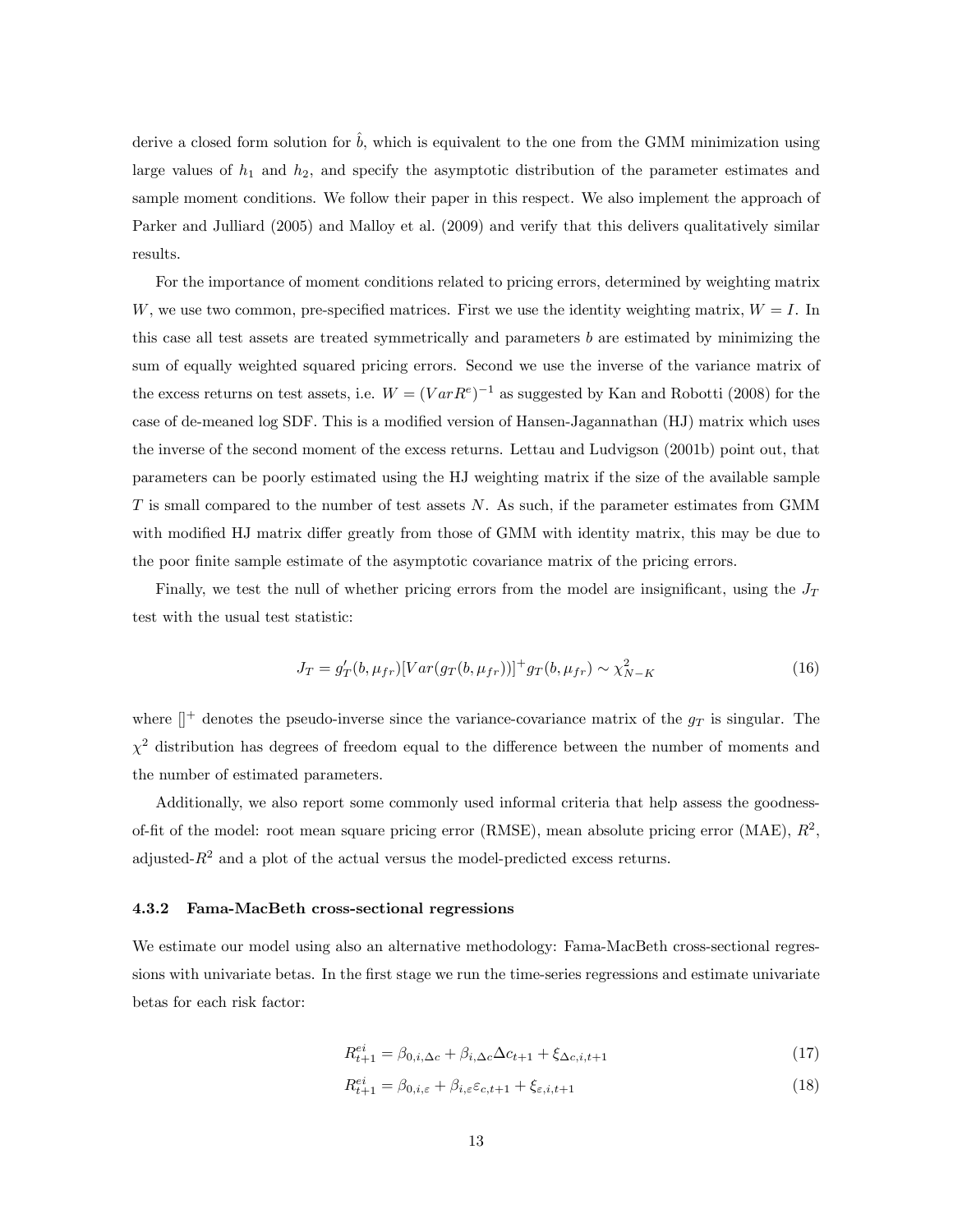derive a closed form solution for $\hat{b}$, which is equivalent to the one from the GMM minimization using large values of $h_1$ and $h_2$, and specify the asymptotic distribution of the parameter estimates and sample moment conditions. We follow their paper in this respect. We also implement the approach of Parker and Julliard (2005) and Malloy et al. (2009) and verify that this delivers qualitatively similar results.

For the importance of moment conditions related to pricing errors, determined by weighting matrix $W$, we use two common, pre-specified matrices. First we use the identity weighting matrix, $W = I$. In this case all test assets are treated symmetrically and parameters $b$ are estimated by minimizing the sum of equally weighted squared pricing errors. Second we use the inverse of the variance matrix of the excess returns on test assets, i.e. $W = (VarR^e)^{-1}$ as suggested by Kan and Robotti (2008) for the case of de-meaned log SDF. This is a modified version of Hansen-Jagannathan (HJ) matrix which uses the inverse of the second moment of the excess returns. Lettau and Ludvigson (2001b) point out, that parameters can be poorly estimated using the HJ weighting matrix if the size of the available sample $T$ is small compared to the number of test assets $N$. As such, if the parameter estimates from GMM with modified HJ matrix differ greatly from those of GMM with identity matrix, this may be due to the poor finite sample estimate of the asymptotic covariance matrix of the pricing errors.

Finally, we test the null of whether pricing errors from the model are insignificant, using the $J_T$ test with the usual test statistic:

$$J_T = g_T'(b, \mu_{fr})[Var(g_T(b, \mu_{fr}))]^+ g_T(b, \mu_{fr}) \sim \chi^2_{N-K} \tag{16}$$

where $[]^+$ denotes the pseudo-inverse since the variance-covariance matrix of the $g_T$ is singular. The $\chi^2$ distribution has degrees of freedom equal to the difference between the number of moments and the number of estimated parameters.

Additionally, we also report some commonly used informal criteria that help assess the goodness-of-fit of the model: root mean square pricing error (RMSE), mean absolute pricing error (MAE), $R^2$, adjusted-$R^2$ and a plot of the actual versus the model-predicted excess returns.

### 4.3.2 Fama-MacBeth cross-sectional regressions

We estimate our model using also an alternative methodology: Fama-MacBeth cross-sectional regressions with univariate betas. In the first stage we run the time-series regressions and estimate univariate betas for each risk factor:

$$R^{ei}_{t+1} = \beta_{0,i,\Delta c} + \beta_{i,\Delta c}\Delta c_{t+1} + \xi_{\Delta c,i,t+1} \tag{17}$$

$$R^{ei}_{t+1} = \beta_{0,i,\varepsilon} + \beta_{i,\varepsilon}\varepsilon_{c,t+1} + \xi_{\varepsilon,i,t+1} \tag{18}$$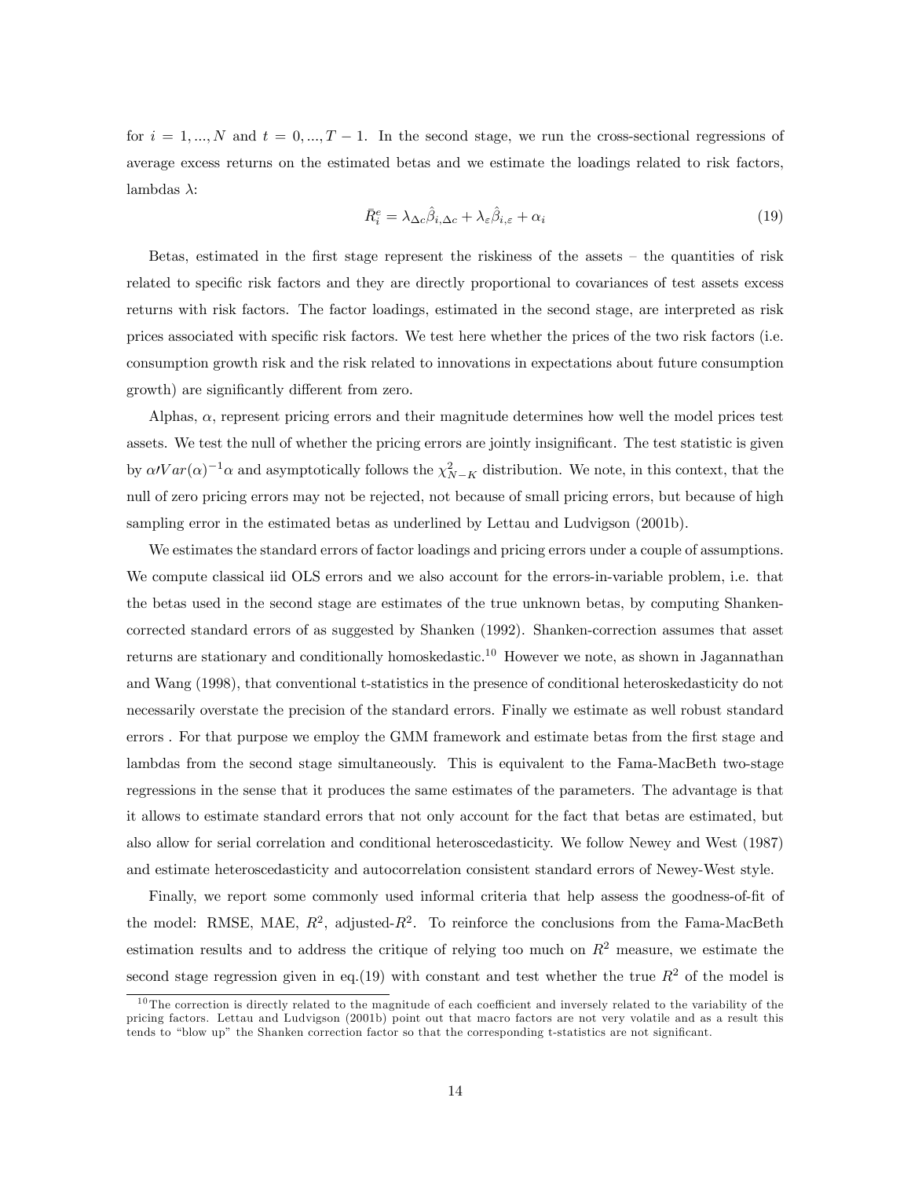for $i = 1, ..., N$ and $t = 0, ..., T-1$. In the second stage, we run the cross-sectional regressions of average excess returns on the estimated betas and we estimate the loadings related to risk factors, lambdas $\lambda$:

$$\bar{R}_i^e = \lambda_{\Delta c}\hat{\beta}_{i,\Delta c} + \lambda_{\varepsilon}\hat{\beta}_{i,\varepsilon} + \alpha_i \tag{19}$$

Betas, estimated in the first stage represent the riskiness of the assets – the quantities of risk related to specific risk factors and they are directly proportional to covariances of test assets excess returns with risk factors. The factor loadings, estimated in the second stage, are interpreted as risk prices associated with specific risk factors. We test here whether the prices of the two risk factors (i.e. consumption growth risk and the risk related to innovations in expectations about future consumption growth) are significantly different from zero.

Alphas, $\alpha$, represent pricing errors and their magnitude determines how well the model prices test assets. We test the null of whether the pricing errors are jointly insignificant. The test statistic is given by $\alpha\prime Var(\alpha)^{-1}\alpha$ and asymptotically follows the $\chi^2_{N-K}$ distribution. We note, in this context, that the null of zero pricing errors may not be rejected, not because of small pricing errors, but because of high sampling error in the estimated betas as underlined by Lettau and Ludvigson (2001b).

We estimates the standard errors of factor loadings and pricing errors under a couple of assumptions. We compute classical iid OLS errors and we also account for the errors-in-variable problem, i.e. that the betas used in the second stage are estimates of the true unknown betas, by computing Shanken-corrected standard errors of as suggested by Shanken (1992). Shanken-correction assumes that asset returns are stationary and conditionally homoskedastic.[10] However we note, as shown in Jagannathan and Wang (1998), that conventional t-statistics in the presence of conditional heteroskedasticity do not necessarily overstate the precision of the standard errors. Finally we estimate as well robust standard errors . For that purpose we employ the GMM framework and estimate betas from the first stage and lambdas from the second stage simultaneously. This is equivalent to the Fama-MacBeth two-stage regressions in the sense that it produces the same estimates of the parameters. The advantage is that it allows to estimate standard errors that not only account for the fact that betas are estimated, but also allow for serial correlation and conditional heteroscedasticity. We follow Newey and West (1987) and estimate heteroscedasticity and autocorrelation consistent standard errors of Newey-West style.

Finally, we report some commonly used informal criteria that help assess the goodness-of-fit of the model: RMSE, MAE, $R^2$, adjusted-$R^2$. To reinforce the conclusions from the Fama-MacBeth estimation results and to address the critique of relying too much on $R^2$ measure, we estimate the second stage regression given in eq.(19) with constant and test whether the true $R^2$ of the model is

[10] The correction is directly related to the magnitude of each coefficient and inversely related to the variability of the pricing factors. Lettau and Ludvigson (2001b) point out that macro factors are not very volatile and as a result this tends to "blow up" the Shanken correction factor so that the corresponding t-statistics are not significant.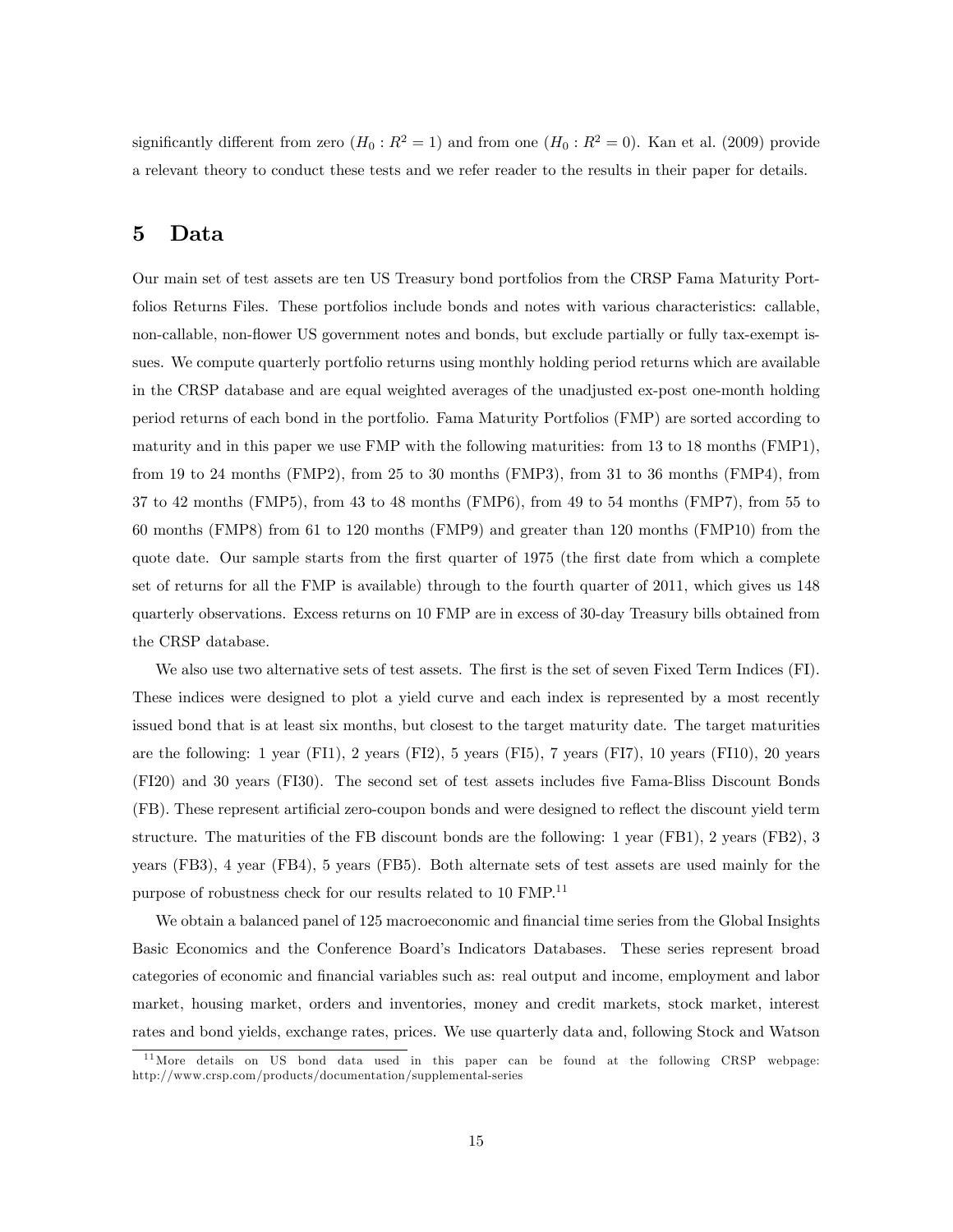significantly different from zero ($H_0 : R^2 = 1$) and from one ($H_0 : R^2 = 0$). Kan et al. (2009) provide a relevant theory to conduct these tests and we refer reader to the results in their paper for details.

# 5 Data

Our main set of test assets are ten US Treasury bond portfolios from the CRSP Fama Maturity Portfolios Returns Files. These portfolios include bonds and notes with various characteristics: callable, non-callable, non-flower US government notes and bonds, but exclude partially or fully tax-exempt issues. We compute quarterly portfolio returns using monthly holding period returns which are available in the CRSP database and are equal weighted averages of the unadjusted ex-post one-month holding period returns of each bond in the portfolio. Fama Maturity Portfolios (FMP) are sorted according to maturity and in this paper we use FMP with the following maturities: from 13 to 18 months (FMP1), from 19 to 24 months (FMP2), from 25 to 30 months (FMP3), from 31 to 36 months (FMP4), from 37 to 42 months (FMP5), from 43 to 48 months (FMP6), from 49 to 54 months (FMP7), from 55 to 60 months (FMP8) from 61 to 120 months (FMP9) and greater than 120 months (FMP10) from the quote date. Our sample starts from the first quarter of 1975 (the first date from which a complete set of returns for all the FMP is available) through to the fourth quarter of 2011, which gives us 148 quarterly observations. Excess returns on 10 FMP are in excess of 30-day Treasury bills obtained from the CRSP database.

We also use two alternative sets of test assets. The first is the set of seven Fixed Term Indices (FI). These indices were designed to plot a yield curve and each index is represented by a most recently issued bond that is at least six months, but closest to the target maturity date. The target maturities are the following: 1 year (FI1), 2 years (FI2), 5 years (FI5), 7 years (FI7), 10 years (FI10), 20 years (FI20) and 30 years (FI30). The second set of test assets includes five Fama-Bliss Discount Bonds (FB). These represent artificial zero-coupon bonds and were designed to reflect the discount yield term structure. The maturities of the FB discount bonds are the following: 1 year (FB1), 2 years (FB2), 3 years (FB3), 4 year (FB4), 5 years (FB5). Both alternate sets of test assets are used mainly for the purpose of robustness check for our results related to 10 FMP.[11]

We obtain a balanced panel of 125 macroeconomic and financial time series from the Global Insights Basic Economics and the Conference Board's Indicators Databases. These series represent broad categories of economic and financial variables such as: real output and income, employment and labor market, housing market, orders and inventories, money and credit markets, stock market, interest rates and bond yields, exchange rates, prices. We use quarterly data and, following Stock and Watson

[11] More details on US bond data used in this paper can be found at the following CRSP webpage: http://www.crsp.com/products/documentation/supplemental-series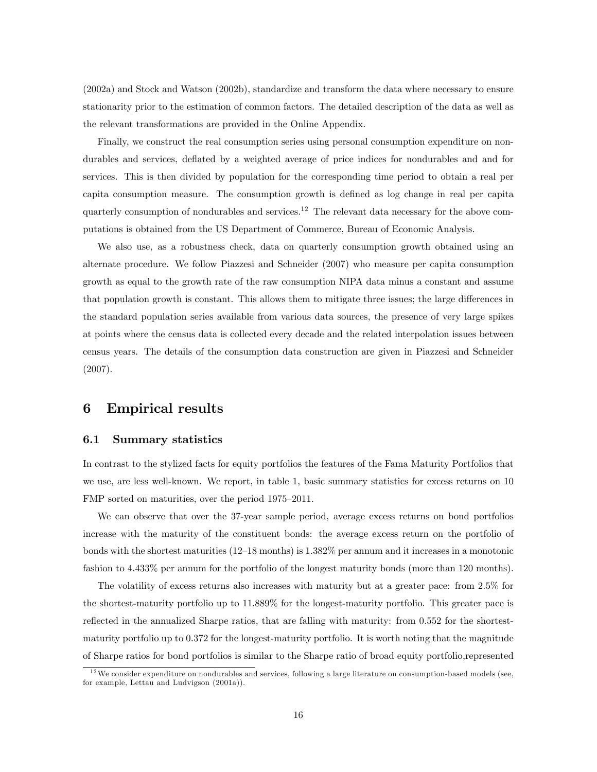(2002a) and Stock and Watson (2002b), standardize and transform the data where necessary to ensure stationarity prior to the estimation of common factors. The detailed description of the data as well as the relevant transformations are provided in the Online Appendix.

Finally, we construct the real consumption series using personal consumption expenditure on nondurables and services, deflated by a weighted average of price indices for nondurables and and for services. This is then divided by population for the corresponding time period to obtain a real per capita consumption measure. The consumption growth is defined as log change in real per capita quarterly consumption of nondurables and services.[12] The relevant data necessary for the above computations is obtained from the US Department of Commerce, Bureau of Economic Analysis.

We also use, as a robustness check, data on quarterly consumption growth obtained using an alternate procedure. We follow Piazzesi and Schneider (2007) who measure per capita consumption growth as equal to the growth rate of the raw consumption NIPA data minus a constant and assume that population growth is constant. This allows them to mitigate three issues; the large differences in the standard population series available from various data sources, the presence of very large spikes at points where the census data is collected every decade and the related interpolation issues between census years. The details of the consumption data construction are given in Piazzesi and Schneider (2007).

# 6 Empirical results

## 6.1 Summary statistics

In contrast to the stylized facts for equity portfolios the features of the Fama Maturity Portfolios that we use, are less well-known. We report, in table 1, basic summary statistics for excess returns on 10 FMP sorted on maturities, over the period 1975–2011.

We can observe that over the 37-year sample period, average excess returns on bond portfolios increase with the maturity of the constituent bonds: the average excess return on the portfolio of bonds with the shortest maturities (12–18 months) is 1.382% per annum and it increases in a monotonic fashion to 4.433% per annum for the portfolio of the longest maturity bonds (more than 120 months).

The volatility of excess returns also increases with maturity but at a greater pace: from 2.5% for the shortest-maturity portfolio up to 11.889% for the longest-maturity portfolio. This greater pace is reflected in the annualized Sharpe ratios, that are falling with maturity: from 0.552 for the shortest-maturity portfolio up to 0.372 for the longest-maturity portfolio. It is worth noting that the magnitude of Sharpe ratios for bond portfolios is similar to the Sharpe ratio of broad equity portfolio,represented

[12] We consider expenditure on nondurables and services, following a large literature on consumption-based models (see, for example, Lettau and Ludvigson (2001a)).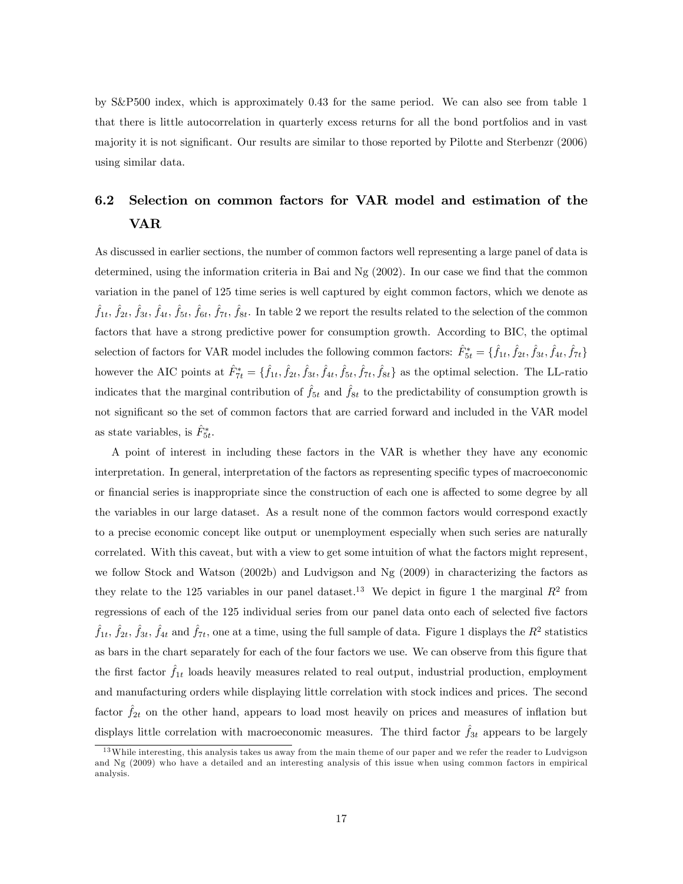by S&P500 index, which is approximately 0.43 for the same period. We can also see from table 1 that there is little autocorrelation in quarterly excess returns for all the bond portfolios and in vast majority it is not significant. Our results are similar to those reported by Pilotte and Sterbenzr (2006) using similar data.

## 6.2 Selection on common factors for VAR model and estimation of the VAR

As discussed in earlier sections, the number of common factors well representing a large panel of data is determined, using the information criteria in Bai and Ng (2002). In our case we find that the common variation in the panel of 125 time series is well captured by eight common factors, which we denote as $\hat{f}_{1t}$, $\hat{f}_{2t}$, $\hat{f}_{3t}$, $\hat{f}_{4t}$, $\hat{f}_{5t}$, $\hat{f}_{6t}$, $\hat{f}_{7t}$, $\hat{f}_{8t}$. In table 2 we report the results related to the selection of the common factors that have a strong predictive power for consumption growth. According to BIC, the optimal selection of factors for VAR model includes the following common factors: $\hat{F}^*_{5t} = \{\hat{f}_{1t}, \hat{f}_{2t}, \hat{f}_{3t}, \hat{f}_{4t}, \hat{f}_{7t}\}$ however the AIC points at $\hat{F}^*_{7t} = \{\hat{f}_{1t}, \hat{f}_{2t}, \hat{f}_{3t}, \hat{f}_{4t}, \hat{f}_{5t}, \hat{f}_{7t}, \hat{f}_{8t}\}$ as the optimal selection. The LL-ratio indicates that the marginal contribution of $\hat{f}_{5t}$ and $\hat{f}_{8t}$ to the predictability of consumption growth is not significant so the set of common factors that are carried forward and included in the VAR model as state variables, is $\hat{F}^*_{5t}$.

A point of interest in including these factors in the VAR is whether they have any economic interpretation. In general, interpretation of the factors as representing specific types of macroeconomic or financial series is inappropriate since the construction of each one is affected to some degree by all the variables in our large dataset. As a result none of the common factors would correspond exactly to a precise economic concept like output or unemployment especially when such series are naturally correlated. With this caveat, but with a view to get some intuition of what the factors might represent, we follow Stock and Watson (2002b) and Ludvigson and Ng (2009) in characterizing the factors as they relate to the 125 variables in our panel dataset.[13] We depict in figure 1 the marginal $R^2$ from regressions of each of the 125 individual series from our panel data onto each of selected five factors $\hat{f}_{1t}$, $\hat{f}_{2t}$, $\hat{f}_{3t}$, $\hat{f}_{4t}$ and $\hat{f}_{7t}$, one at a time, using the full sample of data. Figure 1 displays the $R^2$ statistics as bars in the chart separately for each of the four factors we use. We can observe from this figure that the first factor $\hat{f}_{1t}$ loads heavily measures related to real output, industrial production, employment and manufacturing orders while displaying little correlation with stock indices and prices. The second factor $\hat{f}_{2t}$ on the other hand, appears to load most heavily on prices and measures of inflation but displays little correlation with macroeconomic measures. The third factor $\hat{f}_{3t}$ appears to be largely

[13] While interesting, this analysis takes us away from the main theme of our paper and we refer the reader to Ludvigson and Ng (2009) who have a detailed and an interesting analysis of this issue when using common factors in empirical analysis.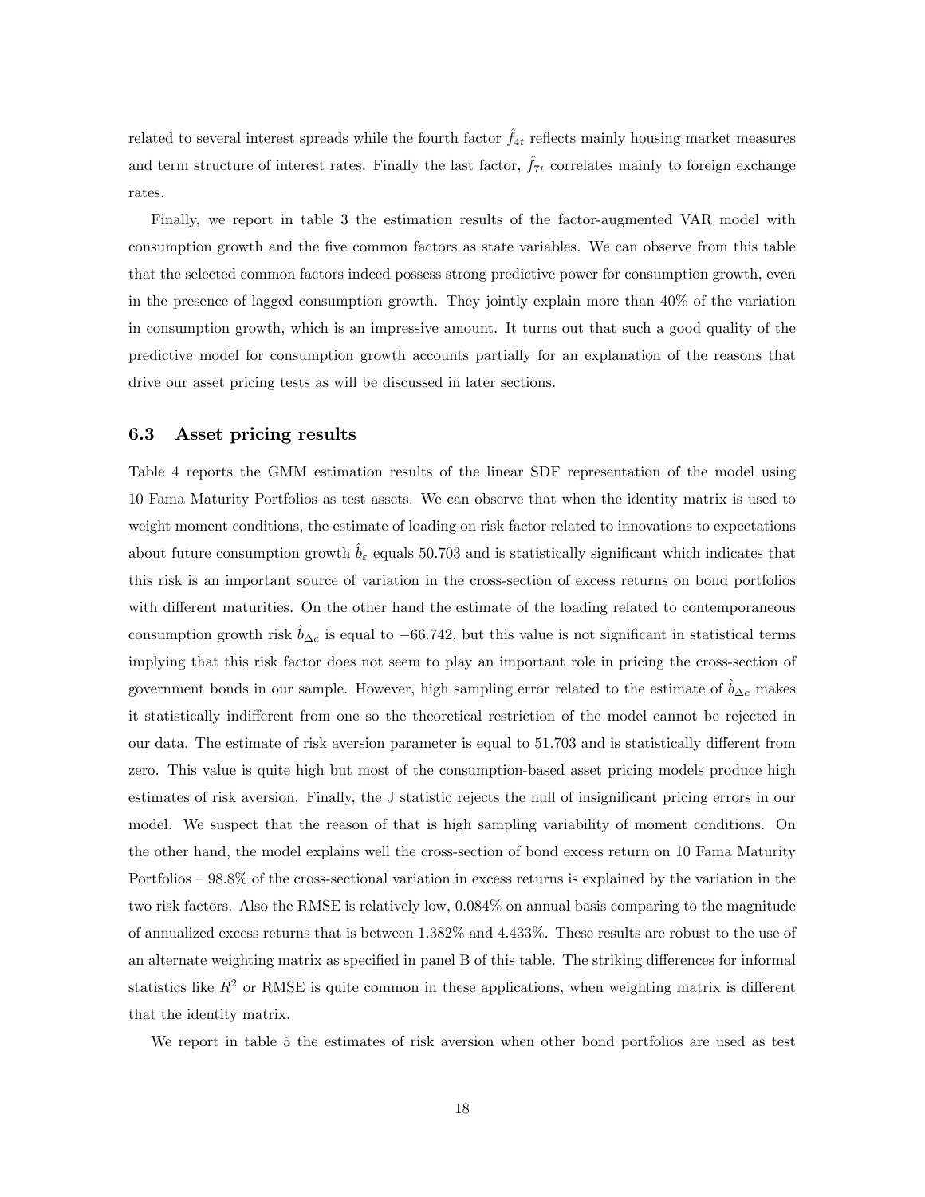related to several interest spreads while the fourth factor $\hat{f}_{4t}$ reflects mainly housing market measures and term structure of interest rates. Finally the last factor, $\hat{f}_{7t}$ correlates mainly to foreign exchange rates.

Finally, we report in table 3 the estimation results of the factor-augmented VAR model with consumption growth and the five common factors as state variables. We can observe from this table that the selected common factors indeed possess strong predictive power for consumption growth, even in the presence of lagged consumption growth. They jointly explain more than 40% of the variation in consumption growth, which is an impressive amount. It turns out that such a good quality of the predictive model for consumption growth accounts partially for an explanation of the reasons that drive our asset pricing tests as will be discussed in later sections.

### 6.3 Asset pricing results

Table 4 reports the GMM estimation results of the linear SDF representation of the model using 10 Fama Maturity Portfolios as test assets. We can observe that when the identity matrix is used to weight moment conditions, the estimate of loading on risk factor related to innovations to expectations about future consumption growth $\hat{b}_{\varepsilon}$ equals 50.703 and is statistically significant which indicates that this risk is an important source of variation in the cross-section of excess returns on bond portfolios with different maturities. On the other hand the estimate of the loading related to contemporaneous consumption growth risk $\hat{b}_{\Delta c}$ is equal to $-66.742$, but this value is not significant in statistical terms implying that this risk factor does not seem to play an important role in pricing the cross-section of government bonds in our sample. However, high sampling error related to the estimate of $\hat{b}_{\Delta c}$ makes it statistically indifferent from one so the theoretical restriction of the model cannot be rejected in our data. The estimate of risk aversion parameter is equal to 51.703 and is statistically different from zero. This value is quite high but most of the consumption-based asset pricing models produce high estimates of risk aversion. Finally, the J statistic rejects the null of insignificant pricing errors in our model. We suspect that the reason of that is high sampling variability of moment conditions. On the other hand, the model explains well the cross-section of bond excess return on 10 Fama Maturity Portfolios – 98.8% of the cross-sectional variation in excess returns is explained by the variation in the two risk factors. Also the RMSE is relatively low, 0.084% on annual basis comparing to the magnitude of annualized excess returns that is between 1.382% and 4.433%. These results are robust to the use of an alternate weighting matrix as specified in panel B of this table. The striking differences for informal statistics like $R^2$ or RMSE is quite common in these applications, when weighting matrix is different that the identity matrix.

We report in table 5 the estimates of risk aversion when other bond portfolios are used as test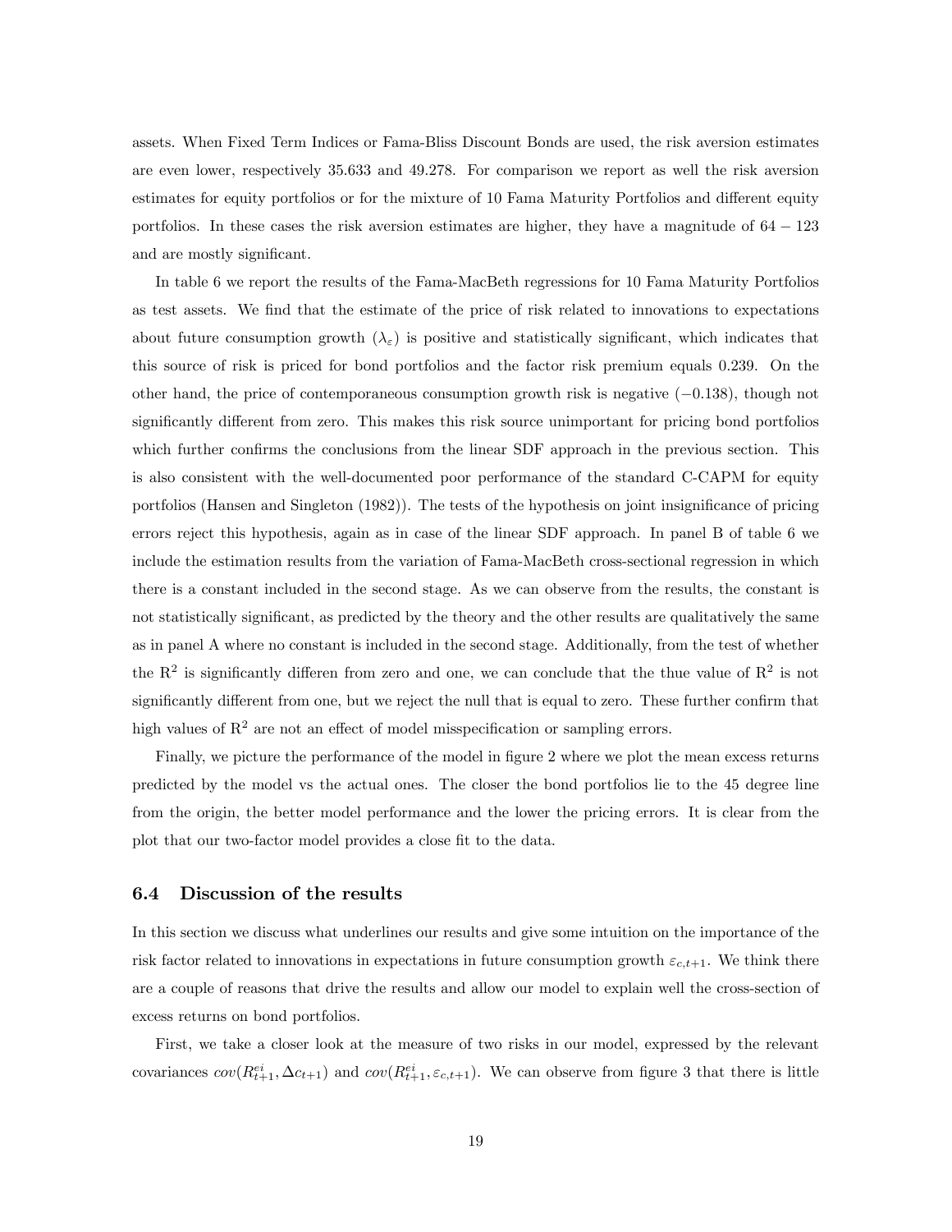assets. When Fixed Term Indices or Fama-Bliss Discount Bonds are used, the risk aversion estimates are even lower, respectively 35.633 and 49.278. For comparison we report as well the risk aversion estimates for equity portfolios or for the mixture of 10 Fama Maturity Portfolios and different equity portfolios. In these cases the risk aversion estimates are higher, they have a magnitude of $64 - 123$ and are mostly significant.

In table 6 we report the results of the Fama-MacBeth regressions for 10 Fama Maturity Portfolios as test assets. We find that the estimate of the price of risk related to innovations to expectations about future consumption growth ($\lambda_{\varepsilon}$) is positive and statistically significant, which indicates that this source of risk is priced for bond portfolios and the factor risk premium equals 0.239. On the other hand, the price of contemporaneous consumption growth risk is negative ($-0.138$), though not significantly different from zero. This makes this risk source unimportant for pricing bond portfolios which further confirms the conclusions from the linear SDF approach in the previous section. This is also consistent with the well-documented poor performance of the standard C-CAPM for equity portfolios (Hansen and Singleton (1982)). The tests of the hypothesis on joint insignificance of pricing errors reject this hypothesis, again as in case of the linear SDF approach. In panel B of table 6 we include the estimation results from the variation of Fama-MacBeth cross-sectional regression in which there is a constant included in the second stage. As we can observe from the results, the constant is not statistically significant, as predicted by the theory and the other results are qualitatively the same as in panel A where no constant is included in the second stage. Additionally, from the test of whether the $R^2$ is significantly differen from zero and one, we can conclude that the thue value of $R^2$ is not significantly different from one, but we reject the null that is equal to zero. These further confirm that high values of $R^2$ are not an effect of model misspecification or sampling errors.

Finally, we picture the performance of the model in figure 2 where we plot the mean excess returns predicted by the model vs the actual ones. The closer the bond portfolios lie to the 45 degree line from the origin, the better model performance and the lower the pricing errors. It is clear from the plot that our two-factor model provides a close fit to the data.

### 6.4 Discussion of the results

In this section we discuss what underlines our results and give some intuition on the importance of the risk factor related to innovations in expectations in future consumption growth $\varepsilon_{c,t+1}$. We think there are a couple of reasons that drive the results and allow our model to explain well the cross-section of excess returns on bond portfolios.

First, we take a closer look at the measure of two risks in our model, expressed by the relevant covariances $cov(R^{ei}_{t+1}, \Delta c_{t+1})$ and $cov(R^{ei}_{t+1}, \varepsilon_{c,t+1})$. We can observe from figure 3 that there is little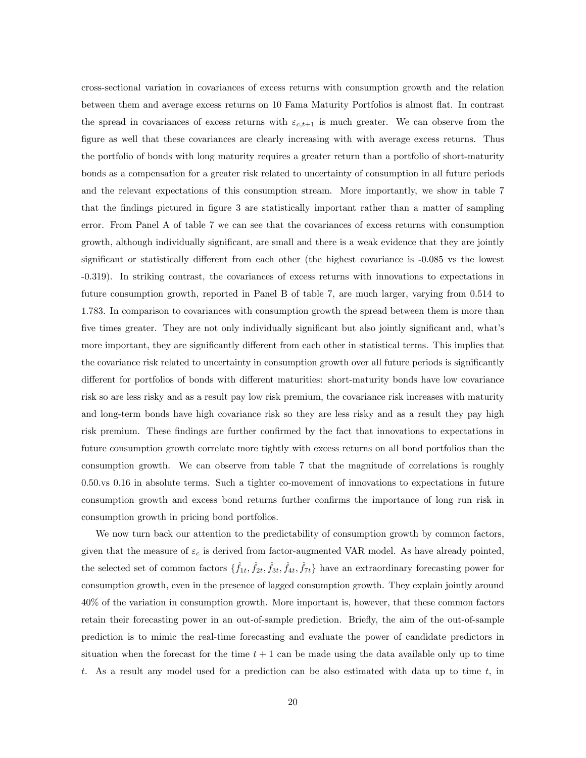cross-sectional variation in covariances of excess returns with consumption growth and the relation between them and average excess returns on 10 Fama Maturity Portfolios is almost flat. In contrast the spread in covariances of excess returns with $\varepsilon_{c,t+1}$ is much greater. We can observe from the figure as well that these covariances are clearly increasing with with average excess returns. Thus the portfolio of bonds with long maturity requires a greater return than a portfolio of short-maturity bonds as a compensation for a greater risk related to uncertainty of consumption in all future periods and the relevant expectations of this consumption stream. More importantly, we show in table 7 that the findings pictured in figure 3 are statistically important rather than a matter of sampling error. From Panel A of table 7 we can see that the covariances of excess returns with consumption growth, although individually significant, are small and there is a weak evidence that they are jointly significant or statistically different from each other (the highest covariance is -0.085 vs the lowest -0.319). In striking contrast, the covariances of excess returns with innovations to expectations in future consumption growth, reported in Panel B of table 7, are much larger, varying from 0.514 to 1.783. In comparison to covariances with consumption growth the spread between them is more than five times greater. They are not only individually significant but also jointly significant and, what's more important, they are significantly different from each other in statistical terms. This implies that the covariance risk related to uncertainty in consumption growth over all future periods is significantly different for portfolios of bonds with different maturities: short-maturity bonds have low covariance risk so are less risky and as a result pay low risk premium, the covariance risk increases with maturity and long-term bonds have high covariance risk so they are less risky and as a result they pay high risk premium. These findings are further confirmed by the fact that innovations to expectations in future consumption growth correlate more tightly with excess returns on all bond portfolios than the consumption growth. We can observe from table 7 that the magnitude of correlations is roughly 0.50.vs 0.16 in absolute terms. Such a tighter co-movement of innovations to expectations in future consumption growth and excess bond returns further confirms the importance of long run risk in consumption growth in pricing bond portfolios.

We now turn back our attention to the predictability of consumption growth by common factors, given that the measure of $\varepsilon_c$ is derived from factor-augmented VAR model. As have already pointed, the selected set of common factors $\{\hat{f}_{1t}, \hat{f}_{2t}, \hat{f}_{3t}, \hat{f}_{4t}, \hat{f}_{7t}\}$ have an extraordinary forecasting power for consumption growth, even in the presence of lagged consumption growth. They explain jointly around 40% of the variation in consumption growth. More important is, however, that these common factors retain their forecasting power in an out-of-sample prediction. Briefly, the aim of the out-of-sample prediction is to mimic the real-time forecasting and evaluate the power of candidate predictors in situation when the forecast for the time $t+1$ can be made using the data available only up to time $t$. As a result any model used for a prediction can be also estimated with data up to time $t$, in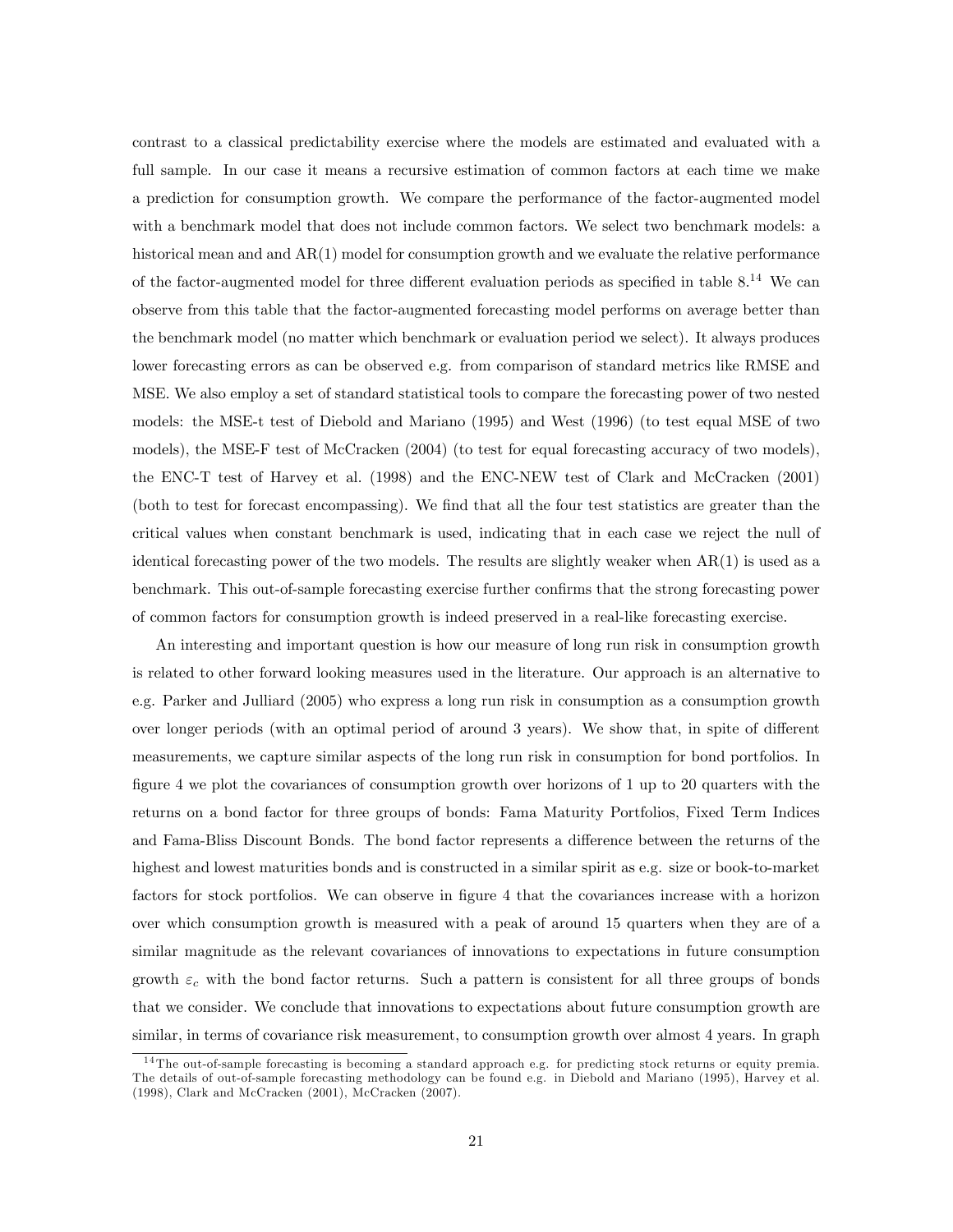contrast to a classical predictability exercise where the models are estimated and evaluated with a full sample. In our case it means a recursive estimation of common factors at each time we make a prediction for consumption growth. We compare the performance of the factor-augmented model with a benchmark model that does not include common factors. We select two benchmark models: a historical mean and and AR(1) model for consumption growth and we evaluate the relative performance of the factor-augmented model for three different evaluation periods as specified in table 8.[14] We can observe from this table that the factor-augmented forecasting model performs on average better than the benchmark model (no matter which benchmark or evaluation period we select). It always produces lower forecasting errors as can be observed e.g. from comparison of standard metrics like RMSE and MSE. We also employ a set of standard statistical tools to compare the forecasting power of two nested models: the MSE-t test of Diebold and Mariano (1995) and West (1996) (to test equal MSE of two models), the MSE-F test of McCracken (2004) (to test for equal forecasting accuracy of two models), the ENC-T test of Harvey et al. (1998) and the ENC-NEW test of Clark and McCracken (2001) (both to test for forecast encompassing). We find that all the four test statistics are greater than the critical values when constant benchmark is used, indicating that in each case we reject the null of identical forecasting power of the two models. The results are slightly weaker when AR(1) is used as a benchmark. This out-of-sample forecasting exercise further confirms that the strong forecasting power of common factors for consumption growth is indeed preserved in a real-like forecasting exercise.

An interesting and important question is how our measure of long run risk in consumption growth is related to other forward looking measures used in the literature. Our approach is an alternative to e.g. Parker and Julliard (2005) who express a long run risk in consumption as a consumption growth over longer periods (with an optimal period of around 3 years). We show that, in spite of different measurements, we capture similar aspects of the long run risk in consumption for bond portfolios. In figure 4 we plot the covariances of consumption growth over horizons of 1 up to 20 quarters with the returns on a bond factor for three groups of bonds: Fama Maturity Portfolios, Fixed Term Indices and Fama-Bliss Discount Bonds. The bond factor represents a difference between the returns of the highest and lowest maturities bonds and is constructed in a similar spirit as e.g. size or book-to-market factors for stock portfolios. We can observe in figure 4 that the covariances increase with a horizon over which consumption growth is measured with a peak of around 15 quarters when they are of a similar magnitude as the relevant covariances of innovations to expectations in future consumption growth $\varepsilon_c$ with the bond factor returns. Such a pattern is consistent for all three groups of bonds that we consider. We conclude that innovations to expectations about future consumption growth are similar, in terms of covariance risk measurement, to consumption growth over almost 4 years. In graph

[14] The out-of-sample forecasting is becoming a standard approach e.g. for predicting stock returns or equity premia. The details of out-of-sample forecasting methodology can be found e.g. in Diebold and Mariano (1995), Harvey et al. (1998), Clark and McCracken (2001), McCracken (2007).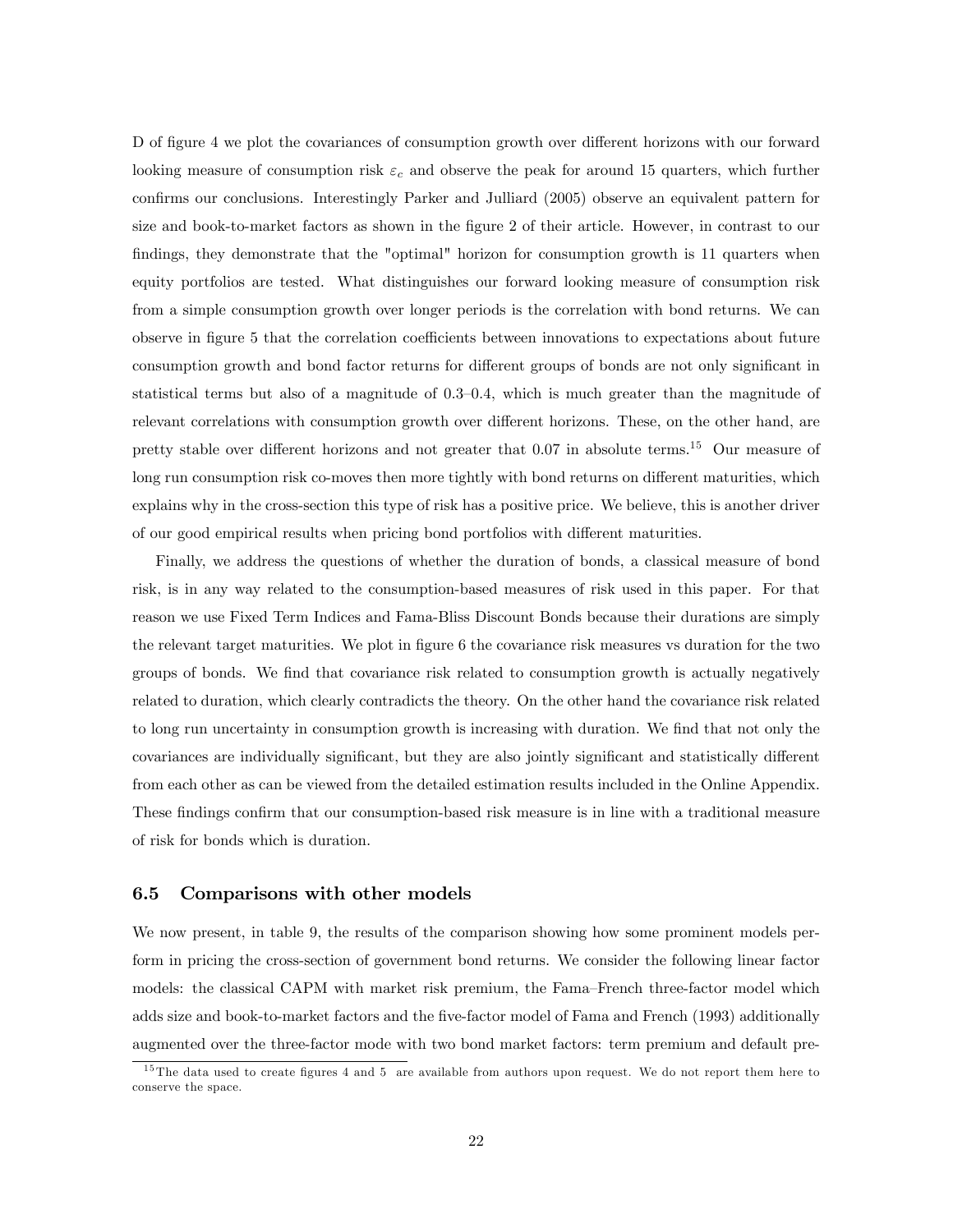D of figure 4 we plot the covariances of consumption growth over different horizons with our forward looking measure of consumption risk $\varepsilon_c$ and observe the peak for around 15 quarters, which further confirms our conclusions. Interestingly Parker and Julliard (2005) observe an equivalent pattern for size and book-to-market factors as shown in the figure 2 of their article. However, in contrast to our findings, they demonstrate that the "optimal" horizon for consumption growth is 11 quarters when equity portfolios are tested. What distinguishes our forward looking measure of consumption risk from a simple consumption growth over longer periods is the correlation with bond returns. We can observe in figure 5 that the correlation coefficients between innovations to expectations about future consumption growth and bond factor returns for different groups of bonds are not only significant in statistical terms but also of a magnitude of 0.3–0.4, which is much greater than the magnitude of relevant correlations with consumption growth over different horizons. These, on the other hand, are pretty stable over different horizons and not greater that 0.07 in absolute terms.[15] Our measure of long run consumption risk co-moves then more tightly with bond returns on different maturities, which explains why in the cross-section this type of risk has a positive price. We believe, this is another driver of our good empirical results when pricing bond portfolios with different maturities.

Finally, we address the questions of whether the duration of bonds, a classical measure of bond risk, is in any way related to the consumption-based measures of risk used in this paper. For that reason we use Fixed Term Indices and Fama-Bliss Discount Bonds because their durations are simply the relevant target maturities. We plot in figure 6 the covariance risk measures vs duration for the two groups of bonds. We find that covariance risk related to consumption growth is actually negatively related to duration, which clearly contradicts the theory. On the other hand the covariance risk related to long run uncertainty in consumption growth is increasing with duration. We find that not only the covariances are individually significant, but they are also jointly significant and statistically different from each other as can be viewed from the detailed estimation results included in the Online Appendix. These findings confirm that our consumption-based risk measure is in line with a traditional measure of risk for bonds which is duration.

### 6.5 Comparisons with other models

We now present, in table 9, the results of the comparison showing how some prominent models perform in pricing the cross-section of government bond returns. We consider the following linear factor models: the classical CAPM with market risk premium, the Fama–French three-factor model which adds size and book-to-market factors and the five-factor model of Fama and French (1993) additionally augmented over the three-factor mode with two bond market factors: term premium and default pre-

[15] The data used to create figures 4 and 5 are available from authors upon request. We do not report them here to conserve the space.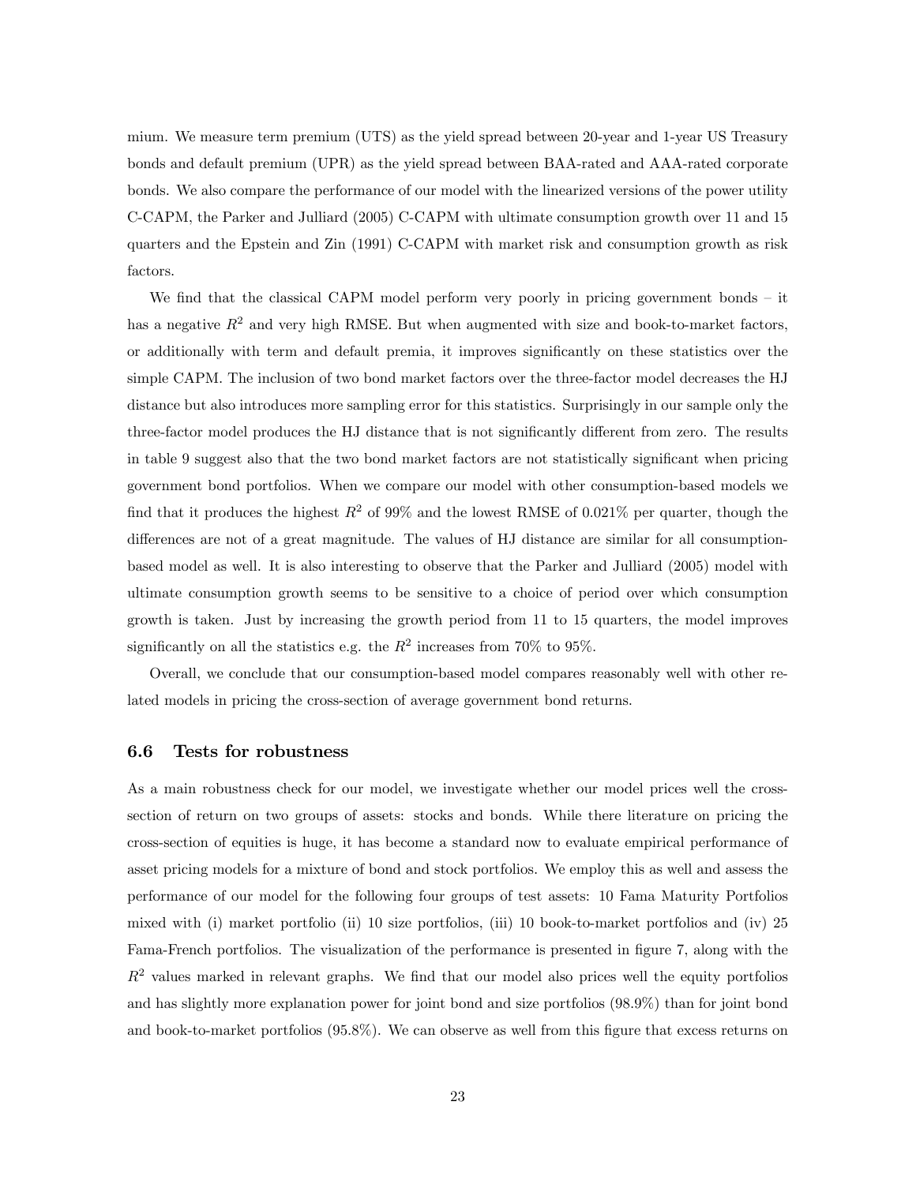mium. We measure term premium (UTS) as the yield spread between 20-year and 1-year US Treasury bonds and default premium (UPR) as the yield spread between BAA-rated and AAA-rated corporate bonds. We also compare the performance of our model with the linearized versions of the power utility C-CAPM, the Parker and Julliard (2005) C-CAPM with ultimate consumption growth over 11 and 15 quarters and the Epstein and Zin (1991) C-CAPM with market risk and consumption growth as risk factors.

We find that the classical CAPM model perform very poorly in pricing government bonds – it has a negative $R^2$ and very high RMSE. But when augmented with size and book-to-market factors, or additionally with term and default premia, it improves significantly on these statistics over the simple CAPM. The inclusion of two bond market factors over the three-factor model decreases the HJ distance but also introduces more sampling error for this statistics. Surprisingly in our sample only the three-factor model produces the HJ distance that is not significantly different from zero. The results in table 9 suggest also that the two bond market factors are not statistically significant when pricing government bond portfolios. When we compare our model with other consumption-based models we find that it produces the highest $R^2$ of 99% and the lowest RMSE of 0.021% per quarter, though the differences are not of a great magnitude. The values of HJ distance are similar for all consumption-based model as well. It is also interesting to observe that the Parker and Julliard (2005) model with ultimate consumption growth seems to be sensitive to a choice of period over which consumption growth is taken. Just by increasing the growth period from 11 to 15 quarters, the model improves significantly on all the statistics e.g. the $R^2$ increases from 70% to 95%.

Overall, we conclude that our consumption-based model compares reasonably well with other related models in pricing the cross-section of average government bond returns.

### 6.6 Tests for robustness

As a main robustness check for our model, we investigate whether our model prices well the cross-section of return on two groups of assets: stocks and bonds. While there literature on pricing the cross-section of equities is huge, it has become a standard now to evaluate empirical performance of asset pricing models for a mixture of bond and stock portfolios. We employ this as well and assess the performance of our model for the following four groups of test assets: 10 Fama Maturity Portfolios mixed with (i) market portfolio (ii) 10 size portfolios, (iii) 10 book-to-market portfolios and (iv) 25 Fama-French portfolios. The visualization of the performance is presented in figure 7, along with the $R^2$ values marked in relevant graphs. We find that our model also prices well the equity portfolios and has slightly more explanation power for joint bond and size portfolios (98.9%) than for joint bond and book-to-market portfolios (95.8%). We can observe as well from this figure that excess returns on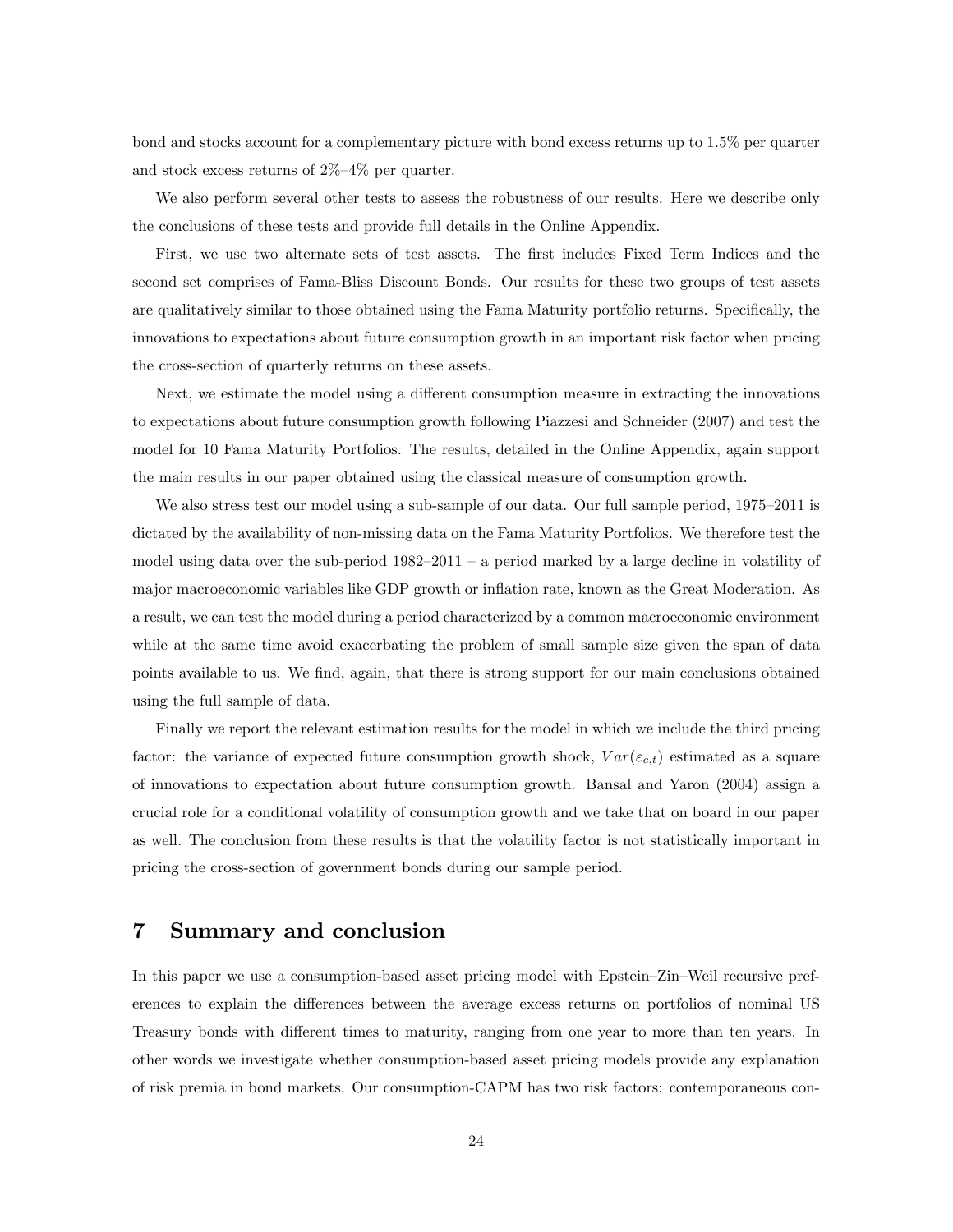bond and stocks account for a complementary picture with bond excess returns up to 1.5% per quarter and stock excess returns of 2%–4% per quarter.

We also perform several other tests to assess the robustness of our results. Here we describe only the conclusions of these tests and provide full details in the Online Appendix.

First, we use two alternate sets of test assets. The first includes Fixed Term Indices and the second set comprises of Fama-Bliss Discount Bonds. Our results for these two groups of test assets are qualitatively similar to those obtained using the Fama Maturity portfolio returns. Specifically, the innovations to expectations about future consumption growth in an important risk factor when pricing the cross-section of quarterly returns on these assets.

Next, we estimate the model using a different consumption measure in extracting the innovations to expectations about future consumption growth following Piazzesi and Schneider (2007) and test the model for 10 Fama Maturity Portfolios. The results, detailed in the Online Appendix, again support the main results in our paper obtained using the classical measure of consumption growth.

We also stress test our model using a sub-sample of our data. Our full sample period, 1975–2011 is dictated by the availability of non-missing data on the Fama Maturity Portfolios. We therefore test the model using data over the sub-period 1982–2011 – a period marked by a large decline in volatility of major macroeconomic variables like GDP growth or inflation rate, known as the Great Moderation. As a result, we can test the model during a period characterized by a common macroeconomic environment while at the same time avoid exacerbating the problem of small sample size given the span of data points available to us. We find, again, that there is strong support for our main conclusions obtained using the full sample of data.

Finally we report the relevant estimation results for the model in which we include the third pricing factor: the variance of expected future consumption growth shock, $Var(\varepsilon_{c,t})$ estimated as a square of innovations to expectation about future consumption growth. Bansal and Yaron (2004) assign a crucial role for a conditional volatility of consumption growth and we take that on board in our paper as well. The conclusion from these results is that the volatility factor is not statistically important in pricing the cross-section of government bonds during our sample period.

## 7 Summary and conclusion

In this paper we use a consumption-based asset pricing model with Epstein–Zin–Weil recursive preferences to explain the differences between the average excess returns on portfolios of nominal US Treasury bonds with different times to maturity, ranging from one year to more than ten years. In other words we investigate whether consumption-based asset pricing models provide any explanation of risk premia in bond markets. Our consumption-CAPM has two risk factors: contemporaneous con-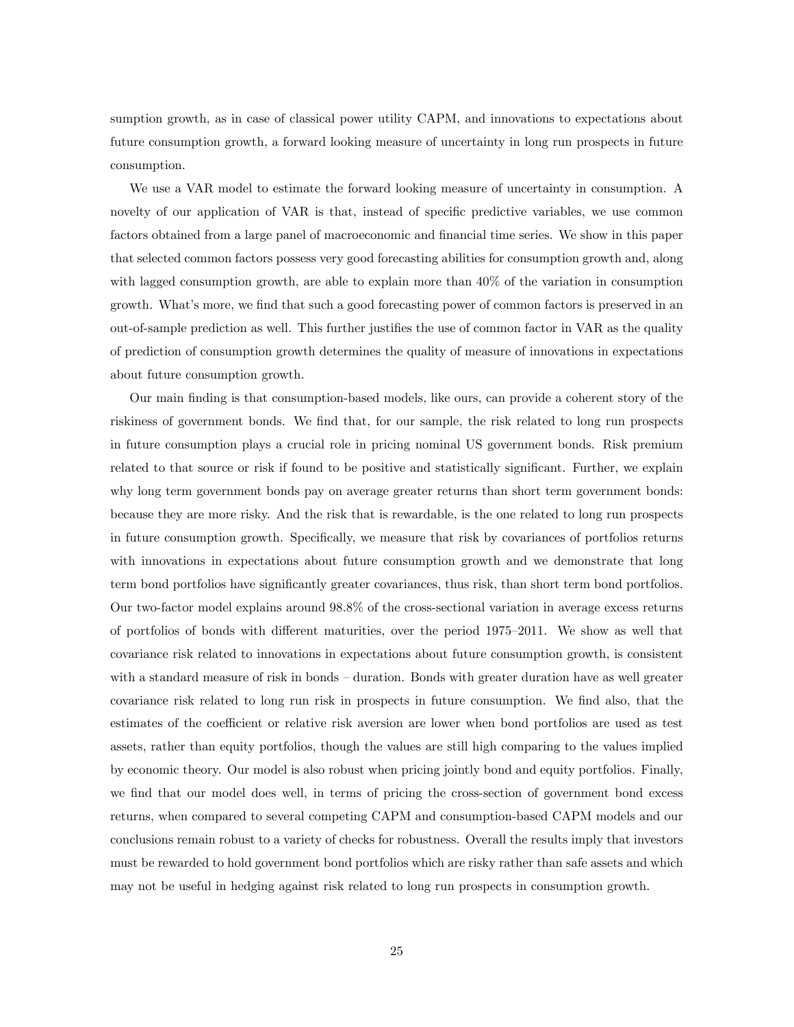sumption growth, as in case of classical power utility CAPM, and innovations to expectations about future consumption growth, a forward looking measure of uncertainty in long run prospects in future consumption.

We use a VAR model to estimate the forward looking measure of uncertainty in consumption. A novelty of our application of VAR is that, instead of specific predictive variables, we use common factors obtained from a large panel of macroeconomic and financial time series. We show in this paper that selected common factors possess very good forecasting abilities for consumption growth and, along with lagged consumption growth, are able to explain more than 40% of the variation in consumption growth. What's more, we find that such a good forecasting power of common factors is preserved in an out-of-sample prediction as well. This further justifies the use of common factor in VAR as the quality of prediction of consumption growth determines the quality of measure of innovations in expectations about future consumption growth.

Our main finding is that consumption-based models, like ours, can provide a coherent story of the riskiness of government bonds. We find that, for our sample, the risk related to long run prospects in future consumption plays a crucial role in pricing nominal US government bonds. Risk premium related to that source or risk if found to be positive and statistically significant. Further, we explain why long term government bonds pay on average greater returns than short term government bonds: because they are more risky. And the risk that is rewardable, is the one related to long run prospects in future consumption growth. Specifically, we measure that risk by covariances of portfolios returns with innovations in expectations about future consumption growth and we demonstrate that long term bond portfolios have significantly greater covariances, thus risk, than short term bond portfolios. Our two-factor model explains around 98.8% of the cross-sectional variation in average excess returns of portfolios of bonds with different maturities, over the period 1975–2011. We show as well that covariance risk related to innovations in expectations about future consumption growth, is consistent with a standard measure of risk in bonds – duration. Bonds with greater duration have as well greater covariance risk related to long run risk in prospects in future consumption. We find also, that the estimates of the coefficient or relative risk aversion are lower when bond portfolios are used as test assets, rather than equity portfolios, though the values are still high comparing to the values implied by economic theory. Our model is also robust when pricing jointly bond and equity portfolios. Finally, we find that our model does well, in terms of pricing the cross-section of government bond excess returns, when compared to several competing CAPM and consumption-based CAPM models and our conclusions remain robust to a variety of checks for robustness. Overall the results imply that investors must be rewarded to hold government bond portfolios which are risky rather than safe assets and which may not be useful in hedging against risk related to long run prospects in consumption growth.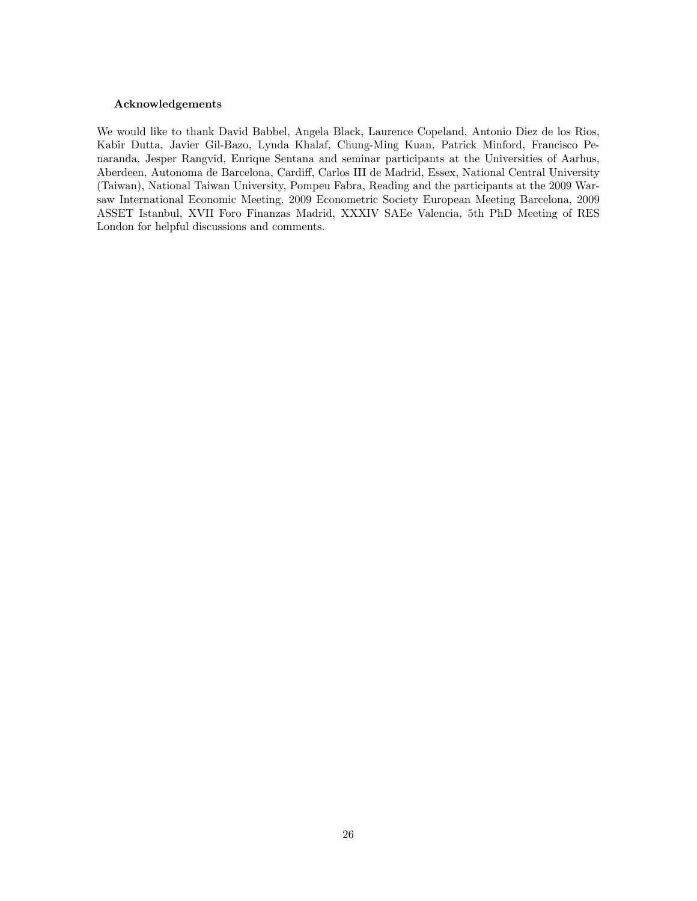### Acknowledgements

We would like to thank David Babbel, Angela Black, Laurence Copeland, Antonio Diez de los Rios, Kabir Dutta, Javier Gil-Bazo, Lynda Khalaf, Chung-Ming Kuan, Patrick Minford, Francisco Penaranda, Jesper Rangvid, Enrique Sentana and seminar participants at the Universities of Aarhus, Aberdeen, Autonoma de Barcelona, Cardiff, Carlos III de Madrid, Essex, National Central University (Taiwan), National Taiwan University, Pompeu Fabra, Reading and the participants at the 2009 Warsaw International Economic Meeting, 2009 Econometric Society European Meeting Barcelona, 2009 ASSET Istanbul, XVII Foro Finanzas Madrid, XXXIV SAEe Valencia, 5th PhD Meeting of RES London for helpful discussions and comments.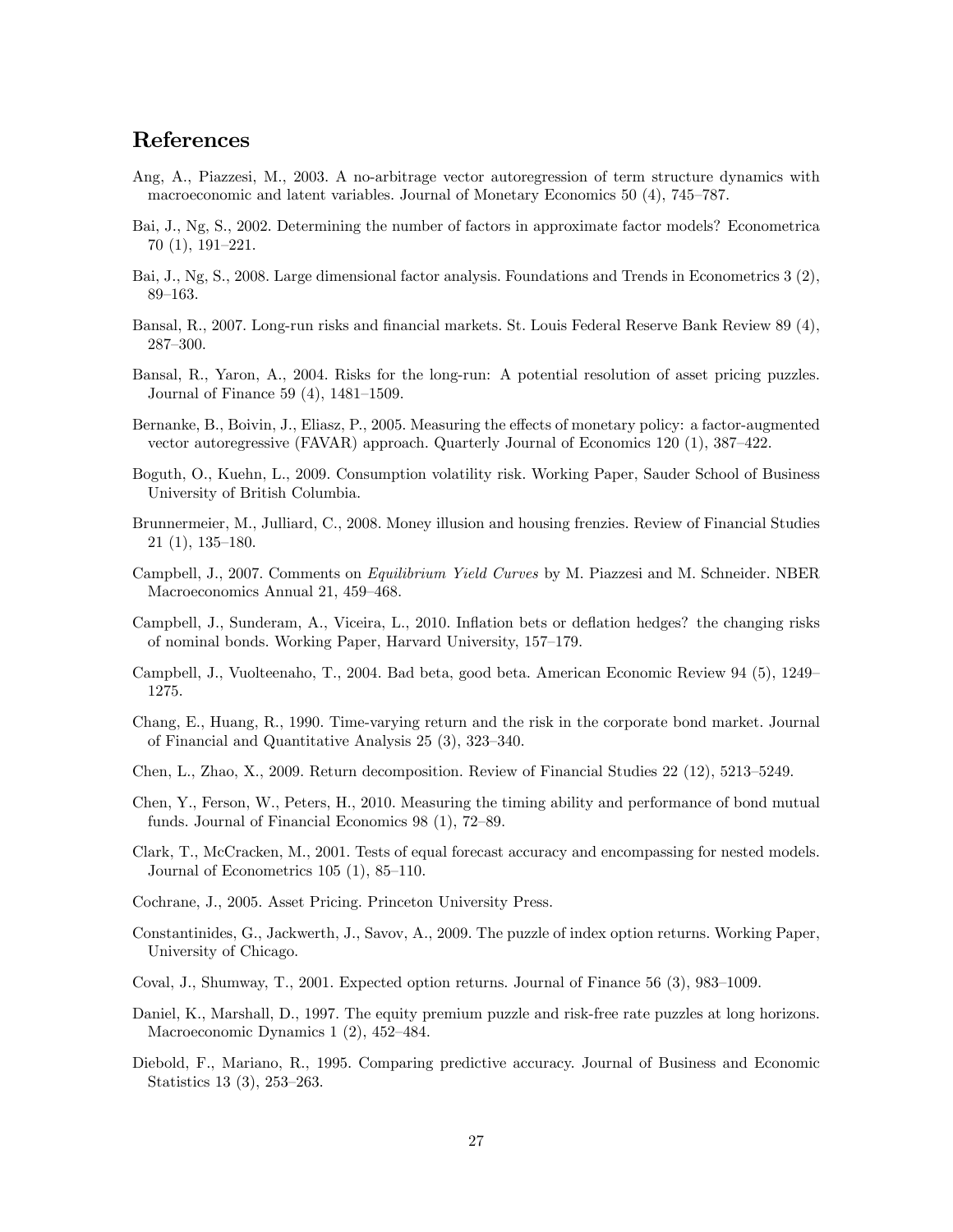## References

Ang, A., Piazzesi, M., 2003. A no-arbitrage vector autoregression of term structure dynamics with macroeconomic and latent variables. Journal of Monetary Economics 50 (4), 745–787.

Bai, J., Ng, S., 2002. Determining the number of factors in approximate factor models? Econometrica 70 (1), 191–221.

Bai, J., Ng, S., 2008. Large dimensional factor analysis. Foundations and Trends in Econometrics 3 (2), 89–163.

Bansal, R., 2007. Long-run risks and financial markets. St. Louis Federal Reserve Bank Review 89 (4), 287–300.

Bansal, R., Yaron, A., 2004. Risks for the long-run: A potential resolution of asset pricing puzzles. Journal of Finance 59 (4), 1481–1509.

Bernanke, B., Boivin, J., Eliasz, P., 2005. Measuring the effects of monetary policy: a factor-augmented vector autoregressive (FAVAR) approach. Quarterly Journal of Economics 120 (1), 387–422.

Boguth, O., Kuehn, L., 2009. Consumption volatility risk. Working Paper, Sauder School of Business University of British Columbia.

Brunnermeier, M., Julliard, C., 2008. Money illusion and housing frenzies. Review of Financial Studies 21 (1), 135–180.

Campbell, J., 2007. Comments on *Equilibrium Yield Curves* by M. Piazzesi and M. Schneider. NBER Macroeconomics Annual 21, 459–468.

Campbell, J., Sunderam, A., Viceira, L., 2010. Inflation bets or deflation hedges? the changing risks of nominal bonds. Working Paper, Harvard University, 157–179.

Campbell, J., Vuolteenaho, T., 2004. Bad beta, good beta. American Economic Review 94 (5), 1249–1275.

Chang, E., Huang, R., 1990. Time-varying return and the risk in the corporate bond market. Journal of Financial and Quantitative Analysis 25 (3), 323–340.

Chen, L., Zhao, X., 2009. Return decomposition. Review of Financial Studies 22 (12), 5213–5249.

Chen, Y., Ferson, W., Peters, H., 2010. Measuring the timing ability and performance of bond mutual funds. Journal of Financial Economics 98 (1), 72–89.

Clark, T., McCracken, M., 2001. Tests of equal forecast accuracy and encompassing for nested models. Journal of Econometrics 105 (1), 85–110.

Cochrane, J., 2005. Asset Pricing. Princeton University Press.

Constantinides, G., Jackwerth, J., Savov, A., 2009. The puzzle of index option returns. Working Paper, University of Chicago.

Coval, J., Shumway, T., 2001. Expected option returns. Journal of Finance 56 (3), 983–1009.

Daniel, K., Marshall, D., 1997. The equity premium puzzle and risk-free rate puzzles at long horizons. Macroeconomic Dynamics 1 (2), 452–484.

Diebold, F., Mariano, R., 1995. Comparing predictive accuracy. Journal of Business and Economic Statistics 13 (3), 253–263.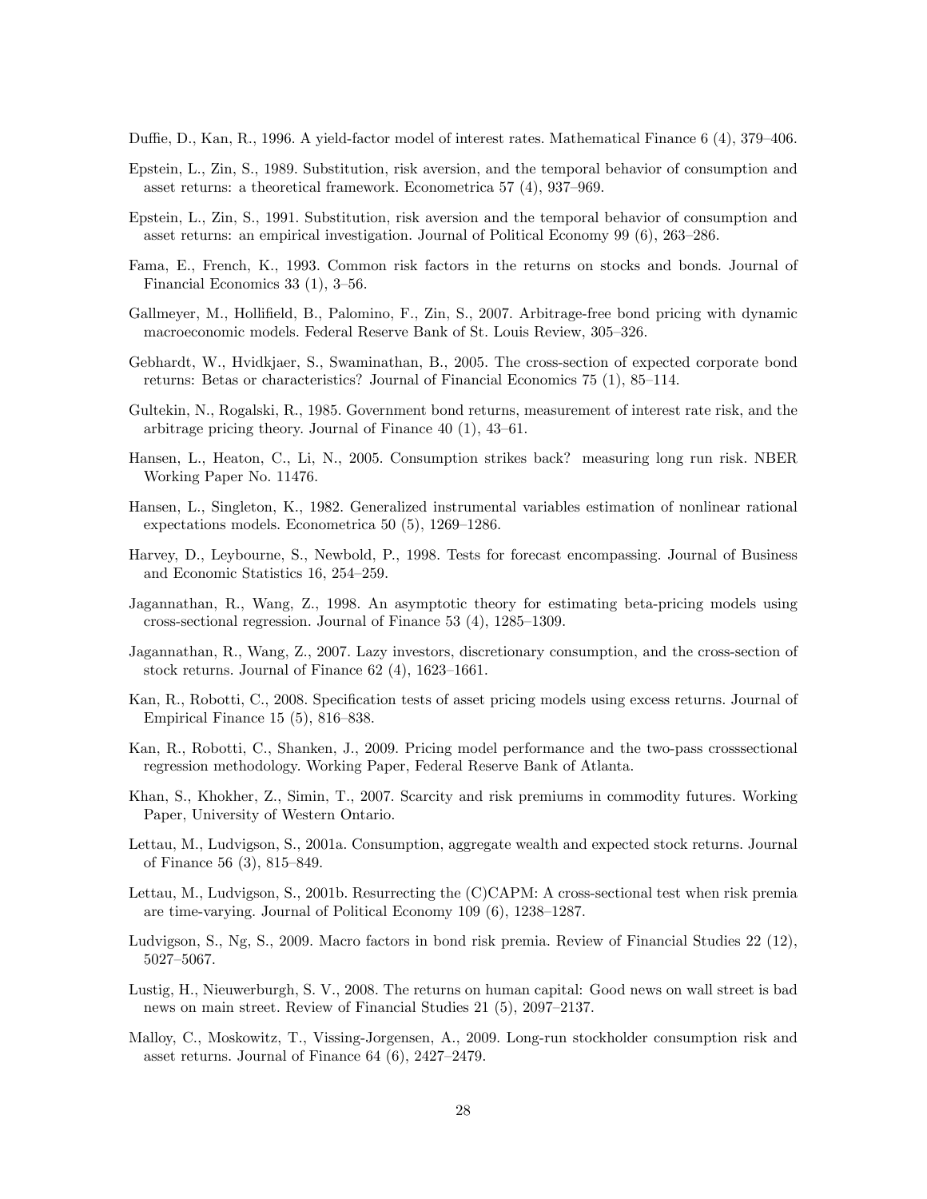Duffie, D., Kan, R., 1996. A yield-factor model of interest rates. Mathematical Finance 6 (4), 379–406.

Epstein, L., Zin, S., 1989. Substitution, risk aversion, and the temporal behavior of consumption and asset returns: a theoretical framework. Econometrica 57 (4), 937–969.

Epstein, L., Zin, S., 1991. Substitution, risk aversion and the temporal behavior of consumption and asset returns: an empirical investigation. Journal of Political Economy 99 (6), 263–286.

Fama, E., French, K., 1993. Common risk factors in the returns on stocks and bonds. Journal of Financial Economics 33 (1), 3–56.

Gallmeyer, M., Hollifield, B., Palomino, F., Zin, S., 2007. Arbitrage-free bond pricing with dynamic macroeconomic models. Federal Reserve Bank of St. Louis Review, 305–326.

Gebhardt, W., Hvidkjaer, S., Swaminathan, B., 2005. The cross-section of expected corporate bond returns: Betas or characteristics? Journal of Financial Economics 75 (1), 85–114.

Gultekin, N., Rogalski, R., 1985. Government bond returns, measurement of interest rate risk, and the arbitrage pricing theory. Journal of Finance 40 (1), 43–61.

Hansen, L., Heaton, C., Li, N., 2005. Consumption strikes back? measuring long run risk. NBER Working Paper No. 11476.

Hansen, L., Singleton, K., 1982. Generalized instrumental variables estimation of nonlinear rational expectations models. Econometrica 50 (5), 1269–1286.

Harvey, D., Leybourne, S., Newbold, P., 1998. Tests for forecast encompassing. Journal of Business and Economic Statistics 16, 254–259.

Jagannathan, R., Wang, Z., 1998. An asymptotic theory for estimating beta-pricing models using cross-sectional regression. Journal of Finance 53 (4), 1285–1309.

Jagannathan, R., Wang, Z., 2007. Lazy investors, discretionary consumption, and the cross-section of stock returns. Journal of Finance 62 (4), 1623–1661.

Kan, R., Robotti, C., 2008. Specification tests of asset pricing models using excess returns. Journal of Empirical Finance 15 (5), 816–838.

Kan, R., Robotti, C., Shanken, J., 2009. Pricing model performance and the two-pass crosssectional regression methodology. Working Paper, Federal Reserve Bank of Atlanta.

Khan, S., Khokher, Z., Simin, T., 2007. Scarcity and risk premiums in commodity futures. Working Paper, University of Western Ontario.

Lettau, M., Ludvigson, S., 2001a. Consumption, aggregate wealth and expected stock returns. Journal of Finance 56 (3), 815–849.

Lettau, M., Ludvigson, S., 2001b. Resurrecting the (C)CAPM: A cross-sectional test when risk premia are time-varying. Journal of Political Economy 109 (6), 1238–1287.

Ludvigson, S., Ng, S., 2009. Macro factors in bond risk premia. Review of Financial Studies 22 (12), 5027–5067.

Lustig, H., Nieuwerburgh, S. V., 2008. The returns on human capital: Good news on wall street is bad news on main street. Review of Financial Studies 21 (5), 2097–2137.

Malloy, C., Moskowitz, T., Vissing-Jorgensen, A., 2009. Long-run stockholder consumption risk and asset returns. Journal of Finance 64 (6), 2427–2479.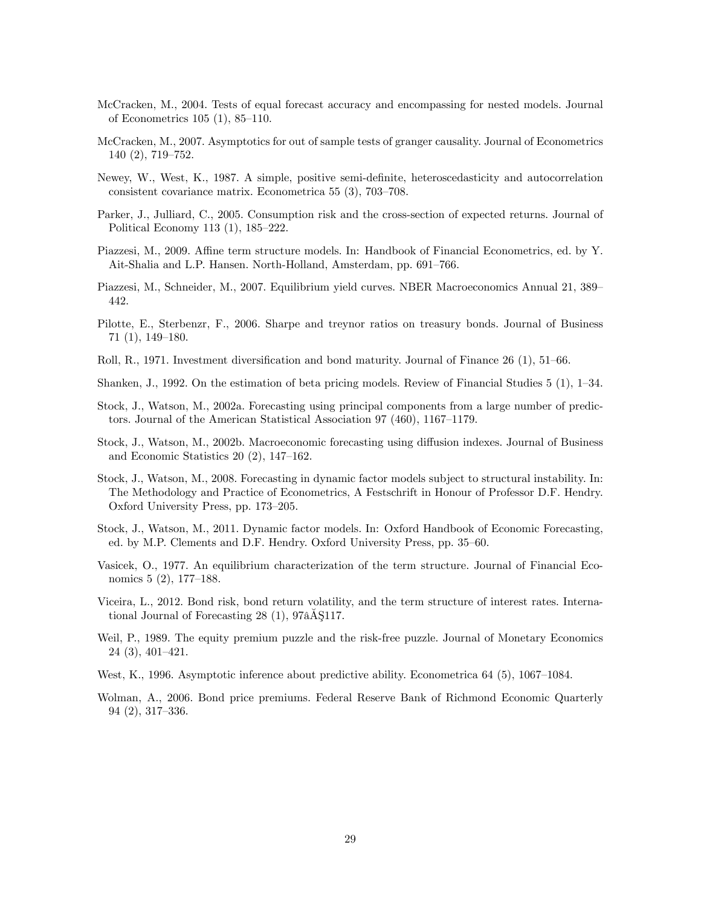McCracken, M., 2004. Tests of equal forecast accuracy and encompassing for nested models. Journal of Econometrics 105 (1), 85–110.

McCracken, M., 2007. Asymptotics for out of sample tests of granger causality. Journal of Econometrics 140 (2), 719–752.

Newey, W., West, K., 1987. A simple, positive semi-definite, heteroscedasticity and autocorrelation consistent covariance matrix. Econometrica 55 (3), 703–708.

Parker, J., Julliard, C., 2005. Consumption risk and the cross-section of expected returns. Journal of Political Economy 113 (1), 185–222.

Piazzesi, M., 2009. Affine term structure models. In: Handbook of Financial Econometrics, ed. by Y. Ait-Shalia and L.P. Hansen. North-Holland, Amsterdam, pp. 691–766.

Piazzesi, M., Schneider, M., 2007. Equilibrium yield curves. NBER Macroeconomics Annual 21, 389–442.

Pilotte, E., Sterbenzr, F., 2006. Sharpe and treynor ratios on treasury bonds. Journal of Business 71 (1), 149–180.

Roll, R., 1971. Investment diversification and bond maturity. Journal of Finance 26 (1), 51–66.

Shanken, J., 1992. On the estimation of beta pricing models. Review of Financial Studies 5 (1), 1–34.

Stock, J., Watson, M., 2002a. Forecasting using principal components from a large number of predictors. Journal of the American Statistical Association 97 (460), 1167–1179.

Stock, J., Watson, M., 2002b. Macroeconomic forecasting using diffusion indexes. Journal of Business and Economic Statistics 20 (2), 147–162.

Stock, J., Watson, M., 2008. Forecasting in dynamic factor models subject to structural instability. In: The Methodology and Practice of Econometrics, A Festschrift in Honour of Professor D.F. Hendry. Oxford University Press, pp. 173–205.

Stock, J., Watson, M., 2011. Dynamic factor models. In: Oxford Handbook of Economic Forecasting, ed. by M.P. Clements and D.F. Hendry. Oxford University Press, pp. 35–60.

Vasicek, O., 1977. An equilibrium characterization of the term structure. Journal of Financial Economics 5 (2), 177–188.

Viceira, L., 2012. Bond risk, bond return volatility, and the term structure of interest rates. International Journal of Forecasting 28 (1), 97âĂŞ117.

Weil, P., 1989. The equity premium puzzle and the risk-free puzzle. Journal of Monetary Economics 24 (3), 401–421.

West, K., 1996. Asymptotic inference about predictive ability. Econometrica 64 (5), 1067–1084.

Wolman, A., 2006. Bond price premiums. Federal Reserve Bank of Richmond Economic Quarterly 94 (2), 317–336.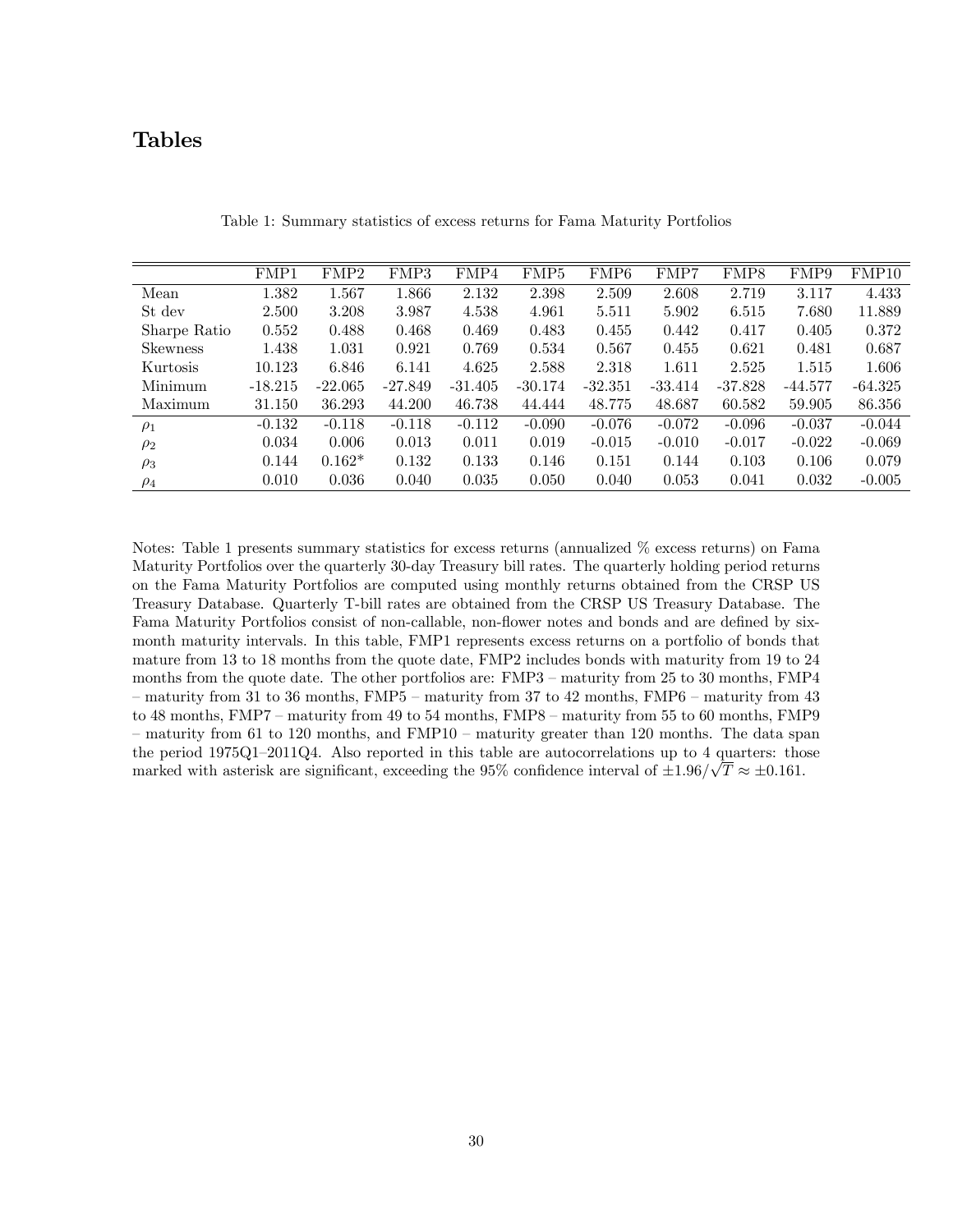# Tables

Table 1: Summary statistics of excess returns for Fama Maturity Portfolios

| | FMP1 | FMP2 | FMP3 | FMP4 | FMP5 | FMP6 | FMP7 | FMP8 | FMP9 | FMP10 |
|---|---|---|---|---|---|---|---|---|---|---|
| Mean | 1.382 | 1.567 | 1.866 | 2.132 | 2.398 | 2.509 | 2.608 | 2.719 | 3.117 | 4.433 |
| St dev | 2.500 | 3.208 | 3.987 | 4.538 | 4.961 | 5.511 | 5.902 | 6.515 | 7.680 | 11.889 |
| Sharpe Ratio | 0.552 | 0.488 | 0.468 | 0.469 | 0.483 | 0.455 | 0.442 | 0.417 | 0.405 | 0.372 |
| Skewness | 1.438 | 1.031 | 0.921 | 0.769 | 0.534 | 0.567 | 0.455 | 0.621 | 0.481 | 0.687 |
| Kurtosis | 10.123 | 6.846 | 6.141 | 4.625 | 2.588 | 2.318 | 1.611 | 2.525 | 1.515 | 1.606 |
| Minimum | -18.215 | -22.065 | -27.849 | -31.405 | -30.174 | -32.351 | -33.414 | -37.828 | -44.577 | -64.325 |
| Maximum | 31.150 | 36.293 | 44.200 | 46.738 | 44.444 | 48.775 | 48.687 | 60.582 | 59.905 | 86.356 |
| $\rho_1$ | -0.132 | -0.118 | -0.118 | -0.112 | -0.090 | -0.076 | -0.072 | -0.096 | -0.037 | -0.044 |
| $\rho_2$ | 0.034 | 0.006 | 0.013 | 0.011 | 0.019 | -0.015 | -0.010 | -0.017 | -0.022 | -0.069 |
| $\rho_3$ | 0.144 | 0.162* | 0.132 | 0.133 | 0.146 | 0.151 | 0.144 | 0.103 | 0.106 | 0.079 |
| $\rho_4$ | 0.010 | 0.036 | 0.040 | 0.035 | 0.050 | 0.040 | 0.053 | 0.041 | 0.032 | -0.005 |

Notes: Table 1 presents summary statistics for excess returns (annualized % excess returns) on Fama Maturity Portfolios over the quarterly 30-day Treasury bill rates. The quarterly holding period returns on the Fama Maturity Portfolios are computed using monthly returns obtained from the CRSP US Treasury Database. Quarterly T-bill rates are obtained from the CRSP US Treasury Database. The Fama Maturity Portfolios consist of non-callable, non-flower notes and bonds and are defined by six-month maturity intervals. In this table, FMP1 represents excess returns on a portfolio of bonds that mature from 13 to 18 months from the quote date, FMP2 includes bonds with maturity from 19 to 24 months from the quote date. The other portfolios are: FMP3 – maturity from 25 to 30 months, FMP4 – maturity from 31 to 36 months, FMP5 – maturity from 37 to 42 months, FMP6 – maturity from 43 to 48 months, FMP7 – maturity from 49 to 54 months, FMP8 – maturity from 55 to 60 months, FMP9 – maturity from 61 to 120 months, and FMP10 – maturity greater than 120 months. The data span the period 1975Q1–2011Q4. Also reported in this table are autocorrelations up to 4 quarters: those marked with asterisk are significant, exceeding the 95% confidence interval of $\pm 1.96/\sqrt{T} \approx \pm 0.161$.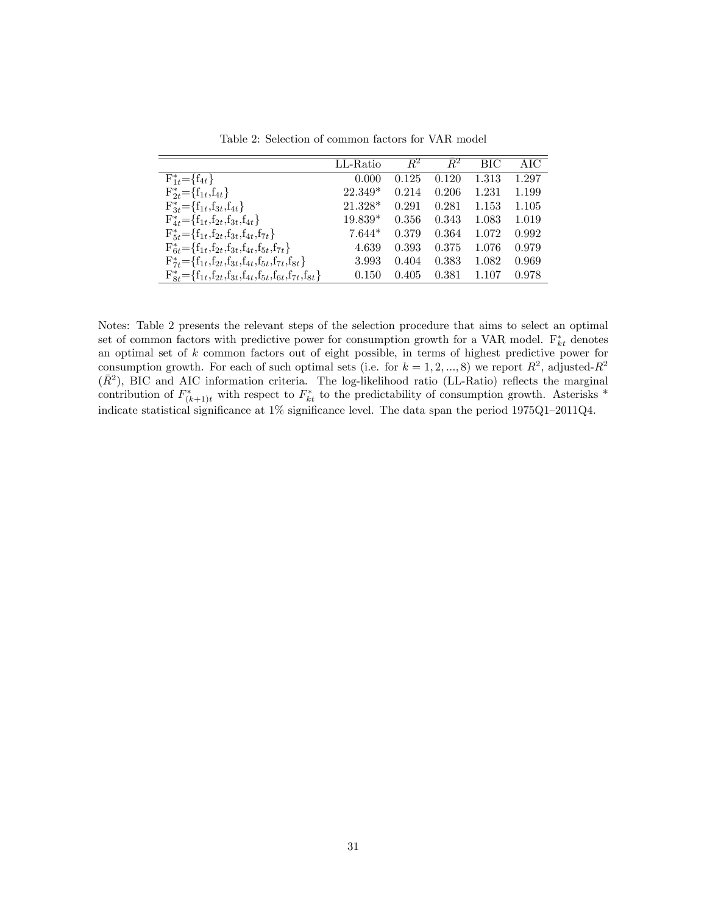Table 2: Selection of common factors for VAR model

| | LL-Ratio | $R^2$ | $\bar{R}^2$ | BIC | AIC |
|---|---|---|---|---|---|
| $F^*_{1t}$={$f_{4t}$} | 0.000 | 0.125 | 0.120 | 1.313 | 1.297 |
| $F^*_{2t}$={$f_{1t}$,$f_{4t}$} | 22.349* | 0.214 | 0.206 | 1.231 | 1.199 |
| $F^*_{3t}$={$f_{1t}$,$f_{3t}$,$f_{4t}$} | 21.328* | 0.291 | 0.281 | 1.153 | 1.105 |
| $F^*_{4t}$={$f_{1t}$,$f_{2t}$,$f_{3t}$,$f_{4t}$} | 19.839* | 0.356 | 0.343 | 1.083 | 1.019 |
| $F^*_{5t}$={$f_{1t}$,$f_{2t}$,$f_{3t}$,$f_{4t}$,$f_{7t}$} | 7.644* | 0.379 | 0.364 | 1.072 | 0.992 |
| $F^*_{6t}$={$f_{1t}$,$f_{2t}$,$f_{3t}$,$f_{4t}$,$f_{5t}$,$f_{7t}$} | 4.639 | 0.393 | 0.375 | 1.076 | 0.979 |
| $F^*_{7t}$={$f_{1t}$,$f_{2t}$,$f_{3t}$,$f_{4t}$,$f_{5t}$,$f_{7t}$,$f_{8t}$} | 3.993 | 0.404 | 0.383 | 1.082 | 0.969 |
| $F^*_{8t}$={$f_{1t}$,$f_{2t}$,$f_{3t}$,$f_{4t}$,$f_{5t}$,$f_{6t}$,$f_{7t}$,$f_{8t}$} | 0.150 | 0.405 | 0.381 | 1.107 | 0.978 |

Notes: Table 2 presents the relevant steps of the selection procedure that aims to select an optimal set of common factors with predictive power for consumption growth for a VAR model. $F^*_{kt}$ denotes an optimal set of $k$ common factors out of eight possible, in terms of highest predictive power for consumption growth. For each of such optimal sets (i.e. for $k = 1, 2, ..., 8$) we report $R^2$, adjusted-$R^2$ ($\bar{R}^2$), BIC and AIC information criteria. The log-likelihood ratio (LL-Ratio) reflects the marginal contribution of $F^*_{(k+1)t}$ with respect to $F^*_{kt}$ to the predictability of consumption growth. Asterisks * indicate statistical significance at 1% significance level. The data span the period 1975Q1–2011Q4.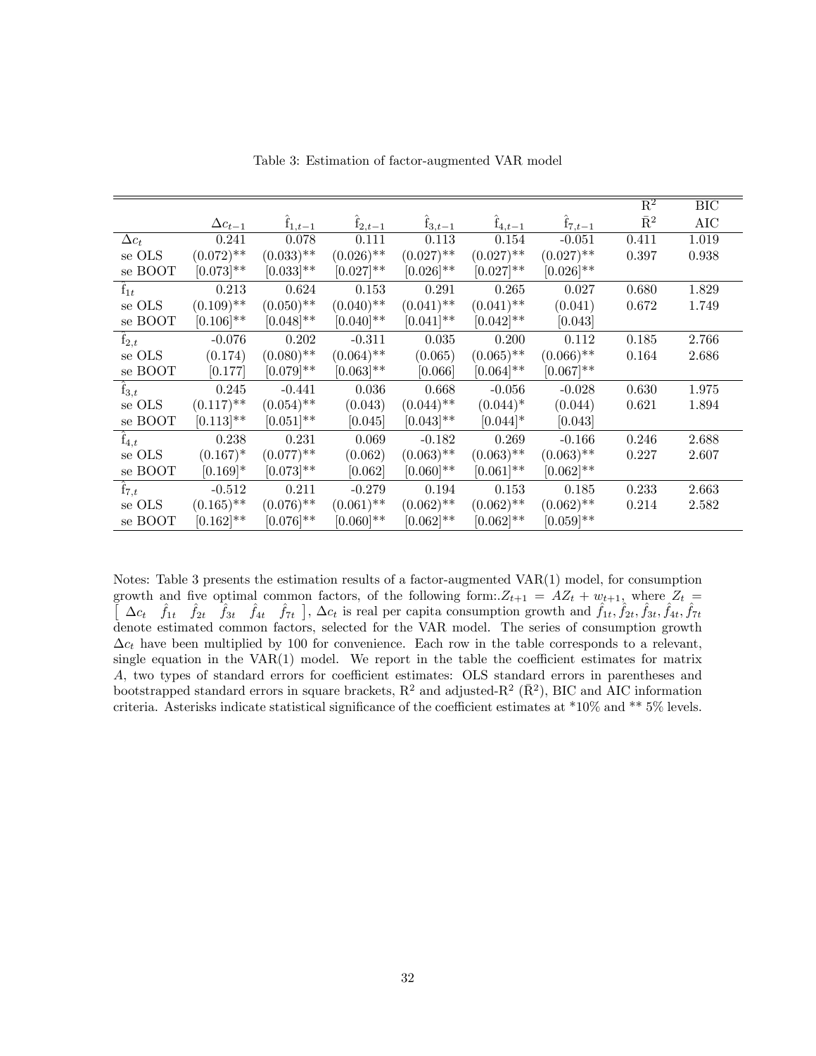Table 3: Estimation of factor-augmented VAR model

| | $\Delta c_{t-1}$ | $\hat{f}_{1,t-1}$ | $\hat{f}_{2,t-1}$ | $\hat{f}_{3,t-1}$ | $\hat{f}_{4,t-1}$ | $\hat{f}_{7,t-1}$ | $R^2$ / $\bar{R}^2$ | BIC / AIC |
|---|---|---|---|---|---|---|---|---|
| $\Delta c_t$ | 0.241 | 0.078 | 0.111 | 0.113 | 0.154 | -0.051 | 0.411 | 1.019 |
| se OLS | (0.072)** | (0.033)** | (0.026)** | (0.027)** | (0.027)** | (0.027)** | 0.397 | 0.938 |
| se BOOT | [0.073]** | [0.033]** | [0.027]** | [0.026]** | [0.027]** | [0.026]** | | |
| $\hat{f}_{1t}$ | 0.213 | 0.624 | 0.153 | 0.291 | 0.265 | 0.027 | 0.680 | 1.829 |
| se OLS | (0.109)** | (0.050)** | (0.040)** | (0.041)** | (0.041)** | (0.041) | 0.672 | 1.749 |
| se BOOT | [0.106]** | [0.048]** | [0.040]** | [0.041]** | [0.042]** | [0.043] | | |
| $\hat{f}_{2,t}$ | -0.076 | 0.202 | -0.311 | 0.035 | 0.200 | 0.112 | 0.185 | 2.766 |
| se OLS | (0.174) | (0.080)** | (0.064)** | (0.065) | (0.065)** | (0.066)** | 0.164 | 2.686 |
| se BOOT | [0.177] | [0.079]** | [0.063]** | [0.066] | [0.064]** | [0.067]** | | |
| $\hat{f}_{3,t}$ | 0.245 | -0.441 | 0.036 | 0.668 | -0.056 | -0.028 | 0.630 | 1.975 |
| se OLS | (0.117)** | (0.054)** | (0.043) | (0.044)** | (0.044)* | (0.044) | 0.621 | 1.894 |
| se BOOT | [0.113]** | [0.051]** | [0.045] | [0.043]** | [0.044]* | [0.043] | | |
| $\hat{f}_{4,t}$ | 0.238 | 0.231 | 0.069 | -0.182 | 0.269 | -0.166 | 0.246 | 2.688 |
| se OLS | (0.167)* | (0.077)** | (0.062) | (0.063)** | (0.063)** | (0.063)** | 0.227 | 2.607 |
| se BOOT | [0.169]* | [0.073]** | [0.062] | [0.060]** | [0.061]** | [0.062]** | | |
| $\hat{f}_{7,t}$ | -0.512 | 0.211 | -0.279 | 0.194 | 0.153 | 0.185 | 0.233 | 2.663 |
| se OLS | (0.165)** | (0.076)** | (0.061)** | (0.062)** | (0.062)** | (0.062)** | 0.214 | 2.582 |
| se BOOT | [0.162]** | [0.076]** | [0.060]** | [0.062]** | [0.062]** | [0.059]** | | |

Notes: Table 3 presents the estimation results of a factor-augmented VAR(1) model, for consumption growth and five optimal common factors, of the following form:.$Z_{t+1} = AZ_t + w_{t+1}$, where $Z_t = \left[\begin{array}{cccccc} \Delta c_t & \hat{f}_{1t} & \hat{f}_{2t} & \hat{f}_{3t} & \hat{f}_{4t} & \hat{f}_{7t} \end{array}\right]$, $\Delta c_t$ is real per capita consumption growth and $\hat{f}_{1t}, \hat{f}_{2t}, \hat{f}_{3t}, \hat{f}_{4t}, \hat{f}_{7t}$ denote estimated common factors, selected for the VAR model. The series of consumption growth $\Delta c_t$ have been multiplied by 100 for convenience. Each row in the table corresponds to a relevant, single equation in the VAR(1) model. We report in the table the coefficient estimates for matrix $A$, two types of standard errors for coefficient estimates: OLS standard errors in parentheses and bootstrapped standard errors in square brackets, $R^2$ and adjusted-$R^2$ ($\bar{R}^2$), BIC and AIC information criteria. Asterisks indicate statistical significance of the coefficient estimates at *10% and ** 5% levels.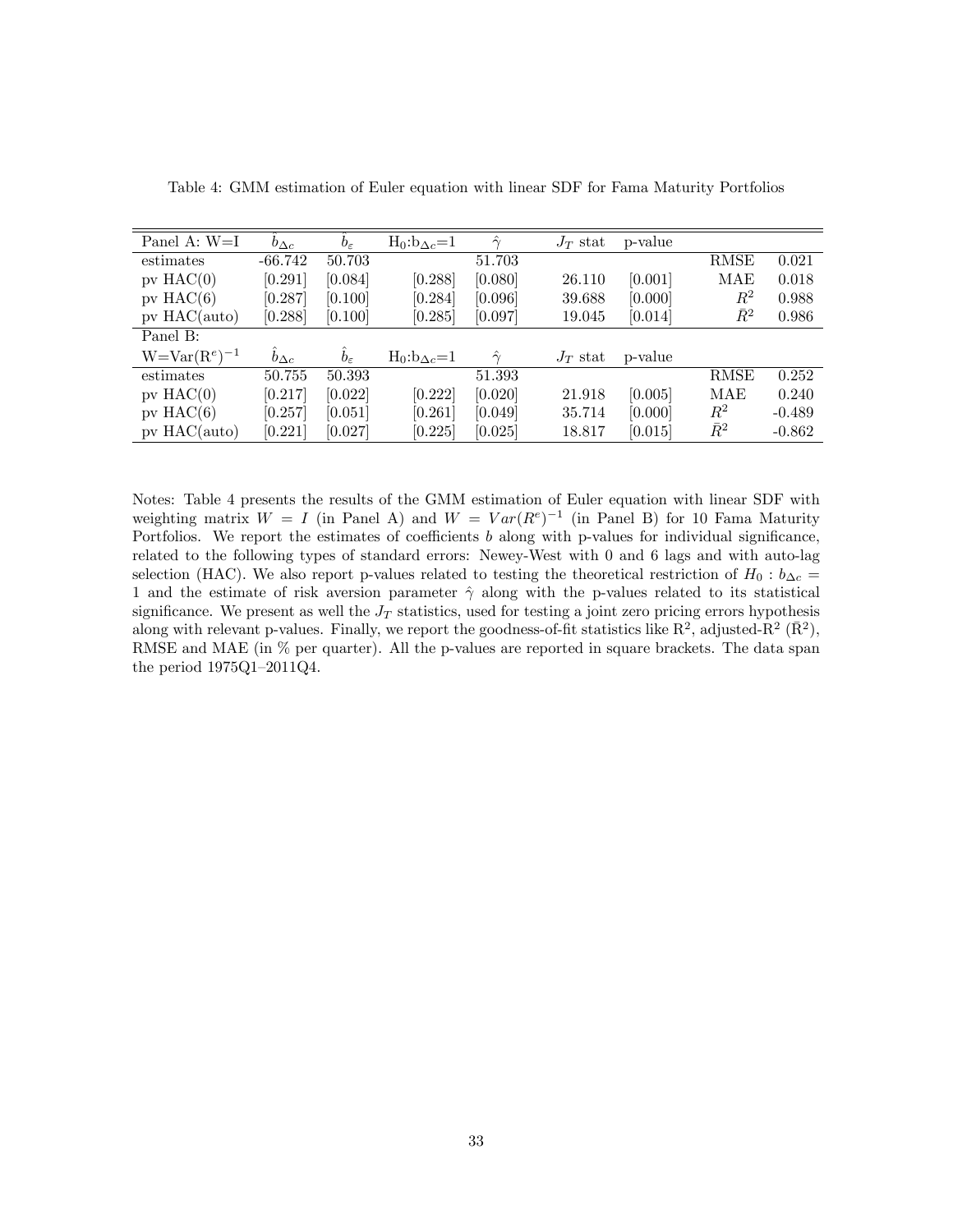Table 4: GMM estimation of Euler equation with linear SDF for Fama Maturity Portfolios

| Panel A: W=I | $\hat{b}_{\Delta c}$ | $\hat{b}_{\varepsilon}$ | H$_0$:b$_{\Delta c}$=1 | $\hat{\gamma}$ | $J_T$ stat | p-value | | |
|---|---|---|---|---|---|---|---|---|
| estimates | -66.742 | 50.703 | | 51.703 | | | RMSE | 0.021 |
| pv HAC(0) | [0.291] | [0.084] | [0.288] | [0.080] | 26.110 | [0.001] | MAE | 0.018 |
| pv HAC(6) | [0.287] | [0.100] | [0.284] | [0.096] | 39.688 | [0.000] | $R^2$ | 0.988 |
| pv HAC(auto) | [0.288] | [0.100] | [0.285] | [0.097] | 19.045 | [0.014] | $\bar{R}^2$ | 0.986 |
| Panel B: | | | | | | | | |
| W=Var(R$^e$)$^{-1}$ | $\hat{b}_{\Delta c}$ | $\hat{b}_{\varepsilon}$ | H$_0$:b$_{\Delta c}$=1 | $\hat{\gamma}$ | $J_T$ stat | p-value | | |
| estimates | 50.755 | 50.393 | | 51.393 | | | RMSE | 0.252 |
| pv HAC(0) | [0.217] | [0.022] | [0.222] | [0.020] | 21.918 | [0.005] | MAE | 0.240 |
| pv HAC(6) | [0.257] | [0.051] | [0.261] | [0.049] | 35.714 | [0.000] | $R^2$ | -0.489 |
| pv HAC(auto) | [0.221] | [0.027] | [0.225] | [0.025] | 18.817 | [0.015] | $\bar{R}^2$ | -0.862 |

Notes: Table 4 presents the results of the GMM estimation of Euler equation with linear SDF with weighting matrix $W = I$ (in Panel A) and $W = Var(R^e)^{-1}$ (in Panel B) for 10 Fama Maturity Portfolios. We report the estimates of coefficients $b$ along with p-values for individual significance, related to the following types of standard errors: Newey-West with 0 and 6 lags and with auto-lag selection (HAC). We also report p-values related to testing the theoretical restriction of $H_0 : b_{\Delta c} = 1$ and the estimate of risk aversion parameter $\hat{\gamma}$ along with the p-values related to its statistical significance. We present as well the $J_T$ statistics, used for testing a joint zero pricing errors hypothesis along with relevant p-values. Finally, we report the goodness-of-fit statistics like $R^2$, adjusted-$R^2$ ($\bar{R}^2$), RMSE and MAE (in % per quarter). All the p-values are reported in square brackets. The data span the period 1975Q1–2011Q4.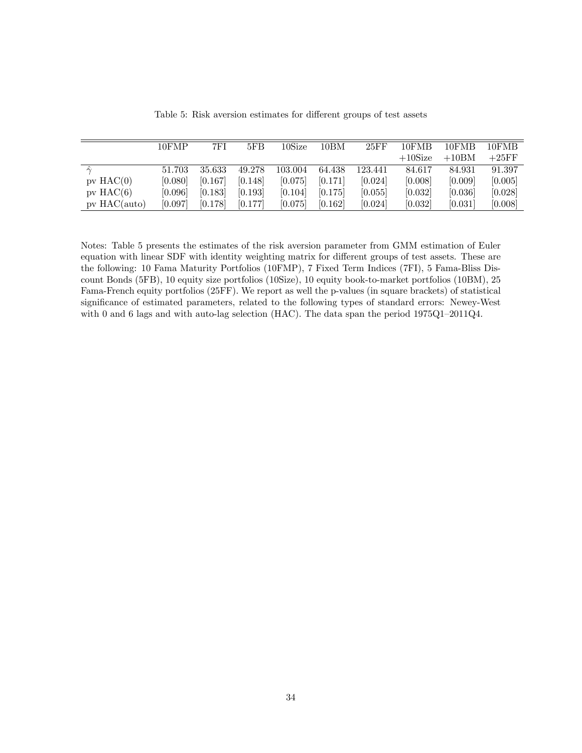Table 5: Risk aversion estimates for different groups of test assets

| | 10FMP | 7FI | 5FB | 10Size | 10BM | 25FF | 10FMB +10Size | 10FMB +10BM | 10FMB +25FF |
|---|---|---|---|---|---|---|---|---|---|
| $\hat{\gamma}$ | 51.703 | 35.633 | 49.278 | 103.004 | 64.438 | 123.441 | 84.617 | 84.931 | 91.397 |
| pv HAC(0) | [0.080] | [0.167] | [0.148] | [0.075] | [0.171] | [0.024] | [0.008] | [0.009] | [0.005] |
| pv HAC(6) | [0.096] | [0.183] | [0.193] | [0.104] | [0.175] | [0.055] | [0.032] | [0.036] | [0.028] |
| pv HAC(auto) | [0.097] | [0.178] | [0.177] | [0.075] | [0.162] | [0.024] | [0.032] | [0.031] | [0.008] |

Notes: Table 5 presents the estimates of the risk aversion parameter from GMM estimation of Euler equation with linear SDF with identity weighting matrix for different groups of test assets. These are the following: 10 Fama Maturity Portfolios (10FMP), 7 Fixed Term Indices (7FI), 5 Fama-Bliss Discount Bonds (5FB), 10 equity size portfolios (10Size), 10 equity book-to-market portfolios (10BM), 25 Fama-French equity portfolios (25FF). We report as well the p-values (in square brackets) of statistical significance of estimated parameters, related to the following types of standard errors: Newey-West with 0 and 6 lags and with auto-lag selection (HAC). The data span the period 1975Q1–2011Q4.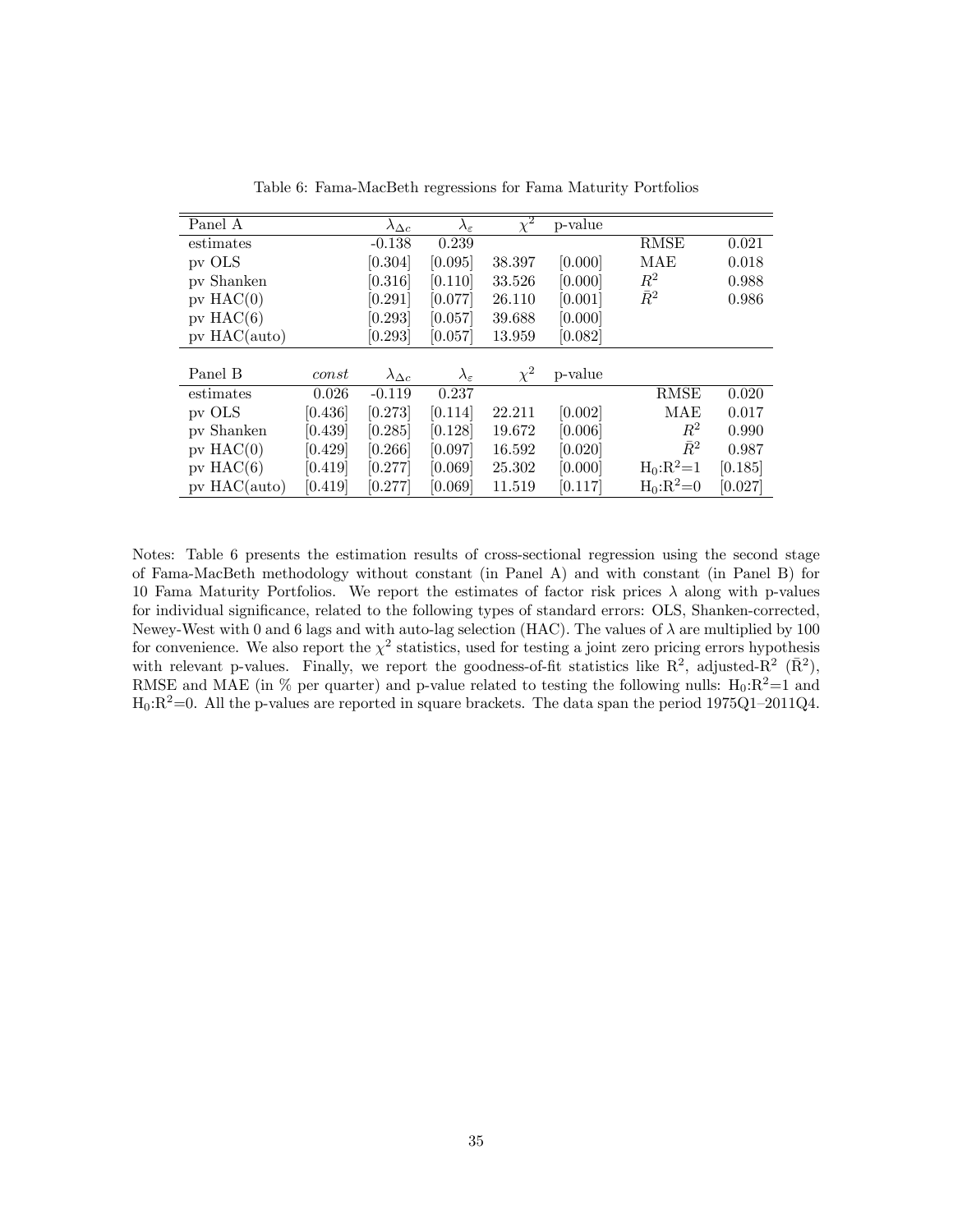Table 6: Fama-MacBeth regressions for Fama Maturity Portfolios

| Panel A | | $\lambda_{\Delta c}$ | $\lambda_{\varepsilon}$ | $\chi^2$ | p-value | | |
|---|---|---|---|---|---|---|---|
| estimates | | -0.138 | 0.239 | | | RMSE | 0.021 |
| pv OLS | | [0.304] | [0.095] | 38.397 | [0.000] | MAE | 0.018 |
| pv Shanken | | [0.316] | [0.110] | 33.526 | [0.000] | $R^2$ | 0.988 |
| pv HAC(0) | | [0.291] | [0.077] | 26.110 | [0.001] | $\bar{R}^2$ | 0.986 |
| pv HAC(6) | | [0.293] | [0.057] | 39.688 | [0.000] | | |
| pv HAC(auto) | | [0.293] | [0.057] | 13.959 | [0.082] | | |
| **Panel B** | *const* | $\lambda_{\Delta c}$ | $\lambda_{\varepsilon}$ | $\chi^2$ | p-value | | |
| estimates | 0.026 | -0.119 | 0.237 | | | RMSE | 0.020 |
| pv OLS | [0.436] | [0.273] | [0.114] | 22.211 | [0.002] | MAE | 0.017 |
| pv Shanken | [0.439] | [0.285] | [0.128] | 19.672 | [0.006] | $R^2$ | 0.990 |
| pv HAC(0) | [0.429] | [0.266] | [0.097] | 16.592 | [0.020] | $\bar{R}^2$ | 0.987 |
| pv HAC(6) | [0.419] | [0.277] | [0.069] | 25.302 | [0.000] | $H_0$:$R^2$=1 | [0.185] |
| pv HAC(auto) | [0.419] | [0.277] | [0.069] | 11.519 | [0.117] | $H_0$:$R^2$=0 | [0.027] |

Notes: Table 6 presents the estimation results of cross-sectional regression using the second stage of Fama-MacBeth methodology without constant (in Panel A) and with constant (in Panel B) for 10 Fama Maturity Portfolios. We report the estimates of factor risk prices $\lambda$ along with p-values for individual significance, related to the following types of standard errors: OLS, Shanken-corrected, Newey-West with 0 and 6 lags and with auto-lag selection (HAC). The values of $\lambda$ are multiplied by 100 for convenience. We also report the $\chi^2$ statistics, used for testing a joint zero pricing errors hypothesis with relevant p-values. Finally, we report the goodness-of-fit statistics like $R^2$, adjusted-$R^2$ ($\bar{R}^2$), RMSE and MAE (in % per quarter) and p-value related to testing the following nulls: $H_0$:$R^2$=1 and $H_0$:$R^2$=0. All the p-values are reported in square brackets. The data span the period 1975Q1–2011Q4.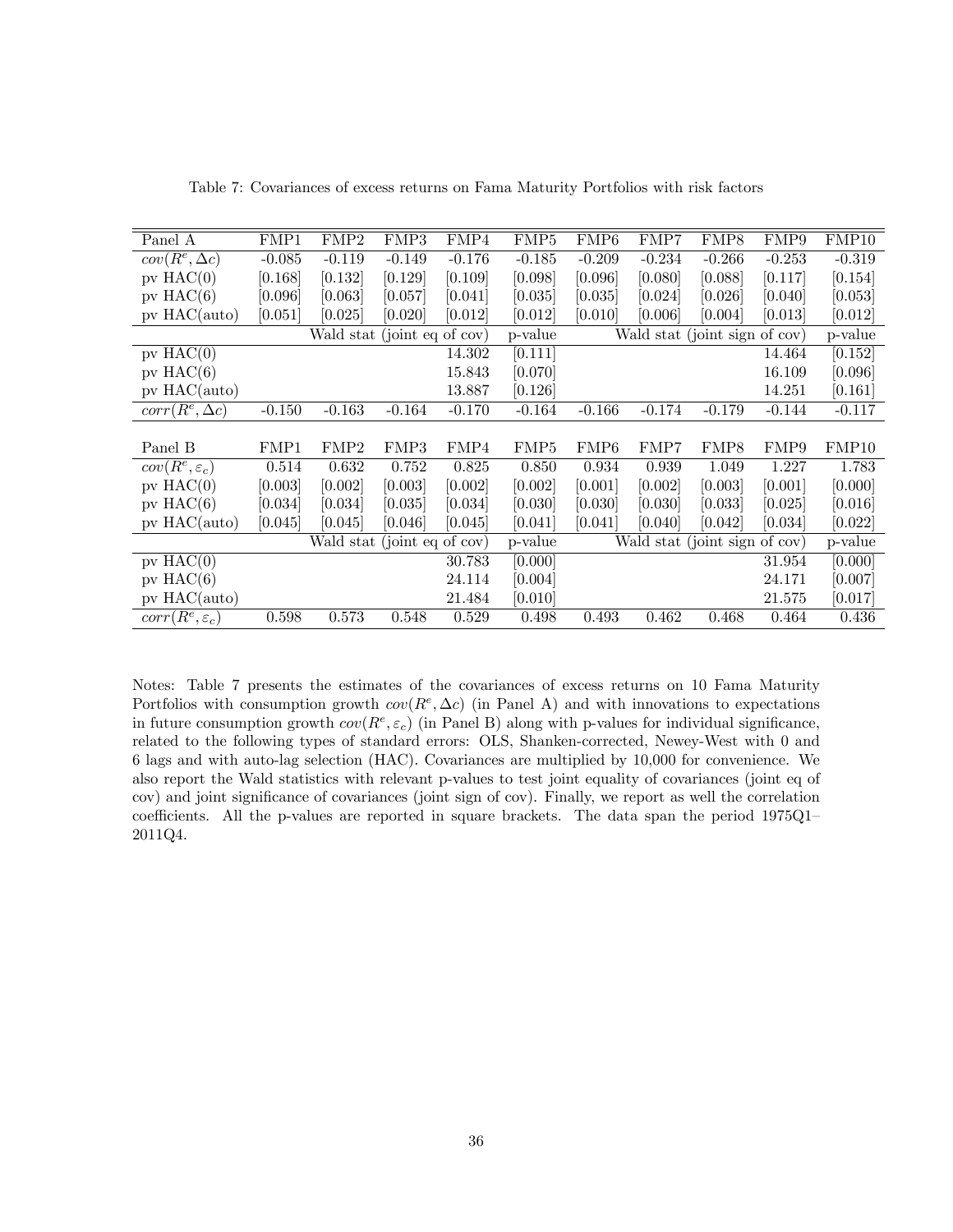Table 7: Covariances of excess returns on Fama Maturity Portfolios with risk factors

| Panel A | FMP1 | FMP2 | FMP3 | FMP4 | FMP5 | FMP6 | FMP7 | FMP8 | FMP9 | FMP10 |
|---|---|---|---|---|---|---|---|---|---|---|
| $cov(R^e, \Delta c)$ | -0.085 | -0.119 | -0.149 | -0.176 | -0.185 | -0.209 | -0.234 | -0.266 | -0.253 | -0.319 |
| pv HAC(0) | [0.168] | [0.132] | [0.129] | [0.109] | [0.098] | [0.096] | [0.080] | [0.088] | [0.117] | [0.154] |
| pv HAC(6) | [0.096] | [0.063] | [0.057] | [0.041] | [0.035] | [0.035] | [0.024] | [0.026] | [0.040] | [0.053] |
| pv HAC(auto) | [0.051] | [0.025] | [0.020] | [0.012] | [0.012] | [0.010] | [0.006] | [0.004] | [0.013] | [0.012] |
| | | Wald stat (joint eq of cov) | | | p-value | | Wald stat (joint sign of cov) | | | p-value |
| pv HAC(0) | | | | 14.302 | [0.111] | | | | 14.464 | [0.152] |
| pv HAC(6) | | | | 15.843 | [0.070] | | | | 16.109 | [0.096] |
| pv HAC(auto) | | | | 13.887 | [0.126] | | | | 14.251 | [0.161] |
| $corr(R^e, \Delta c)$ | -0.150 | -0.163 | -0.164 | -0.170 | -0.164 | -0.166 | -0.174 | -0.179 | -0.144 | -0.117 |
| | | | | | | | | | | |
| Panel B | FMP1 | FMP2 | FMP3 | FMP4 | FMP5 | FMP6 | FMP7 | FMP8 | FMP9 | FMP10 |
| $cov(R^e, \varepsilon_c)$ | 0.514 | 0.632 | 0.752 | 0.825 | 0.850 | 0.934 | 0.939 | 1.049 | 1.227 | 1.783 |
| pv HAC(0) | [0.003] | [0.002] | [0.003] | [0.002] | [0.002] | [0.001] | [0.002] | [0.003] | [0.001] | [0.000] |
| pv HAC(6) | [0.034] | [0.034] | [0.035] | [0.034] | [0.030] | [0.030] | [0.030] | [0.033] | [0.025] | [0.016] |
| pv HAC(auto) | [0.045] | [0.045] | [0.046] | [0.045] | [0.041] | [0.041] | [0.040] | [0.042] | [0.034] | [0.022] |
| | | Wald stat (joint eq of cov) | | | p-value | | Wald stat (joint sign of cov) | | | p-value |
| pv HAC(0) | | | | 30.783 | [0.000] | | | | 31.954 | [0.000] |
| pv HAC(6) | | | | 24.114 | [0.004] | | | | 24.171 | [0.007] |
| pv HAC(auto) | | | | 21.484 | [0.010] | | | | 21.575 | [0.017] |
| $corr(R^e, \varepsilon_c)$ | 0.598 | 0.573 | 0.548 | 0.529 | 0.498 | 0.493 | 0.462 | 0.468 | 0.464 | 0.436 |

Notes: Table 7 presents the estimates of the covariances of excess returns on 10 Fama Maturity Portfolios with consumption growth $cov(R^e, \Delta c)$ (in Panel A) and with innovations to expectations in future consumption growth $cov(R^e, \varepsilon_c)$ (in Panel B) along with p-values for individual significance, related to the following types of standard errors: OLS, Shanken-corrected, Newey-West with 0 and 6 lags and with auto-lag selection (HAC). Covariances are multiplied by 10,000 for convenience. We also report the Wald statistics with relevant p-values to test joint equality of covariances (joint eq of cov) and joint significance of covariances (joint sign of cov). Finally, we report as well the correlation coefficients. All the p-values are reported in square brackets. The data span the period 1975Q1–2011Q4.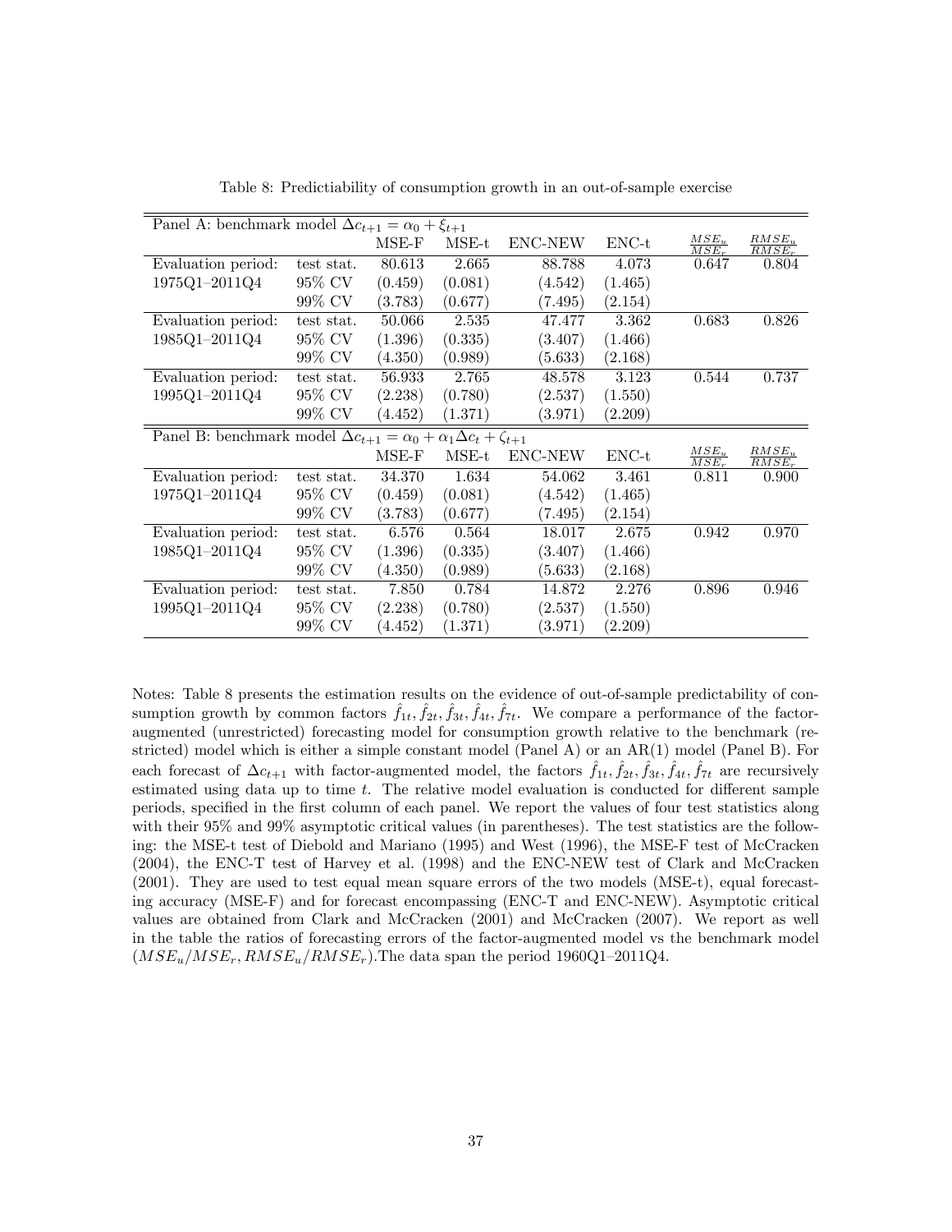Table 8: Predictiability of consumption growth in an out-of-sample exercise

| Panel A: benchmark model $\Delta c_{t+1} = \alpha_0 + \xi_{t+1}$ | | | | | | | |
|---|---|---|---|---|---|---|---|
| | | MSE-F | MSE-t | ENC-NEW | ENC-t | $\frac{MSE_u}{MSE_r}$ | $\frac{RMSE_u}{RMSE_r}$ |
| Evaluation period: | test stat. | 80.613 | 2.665 | 88.788 | 4.073 | 0.647 | 0.804 |
| 1975Q1–2011Q4 | 95% CV | (0.459) | (0.081) | (4.542) | (1.465) | | |
| | 99% CV | (3.783) | (0.677) | (7.495) | (2.154) | | |
| Evaluation period: | test stat. | 50.066 | 2.535 | 47.477 | 3.362 | 0.683 | 0.826 |
| 1985Q1–2011Q4 | 95% CV | (1.396) | (0.335) | (3.407) | (1.466) | | |
| | 99% CV | (4.350) | (0.989) | (5.633) | (2.168) | | |
| Evaluation period: | test stat. | 56.933 | 2.765 | 48.578 | 3.123 | 0.544 | 0.737 |
| 1995Q1–2011Q4 | 95% CV | (2.238) | (0.780) | (2.537) | (1.550) | | |
| | 99% CV | (4.452) | (1.371) | (3.971) | (2.209) | | |
| **Panel B: benchmark model $\Delta c_{t+1} = \alpha_0 + \alpha_1 \Delta c_t + \zeta_{t+1}$** | | | | | | | |
| | | MSE-F | MSE-t | ENC-NEW | ENC-t | $\frac{MSE_u}{MSE_r}$ | $\frac{RMSE_u}{RMSE_r}$ |
| Evaluation period: | test stat. | 34.370 | 1.634 | 54.062 | 3.461 | 0.811 | 0.900 |
| 1975Q1–2011Q4 | 95% CV | (0.459) | (0.081) | (4.542) | (1.465) | | |
| | 99% CV | (3.783) | (0.677) | (7.495) | (2.154) | | |
| Evaluation period: | test stat. | 6.576 | 0.564 | 18.017 | 2.675 | 0.942 | 0.970 |
| 1985Q1–2011Q4 | 95% CV | (1.396) | (0.335) | (3.407) | (1.466) | | |
| | 99% CV | (4.350) | (0.989) | (5.633) | (2.168) | | |
| Evaluation period: | test stat. | 7.850 | 0.784 | 14.872 | 2.276 | 0.896 | 0.946 |
| 1995Q1–2011Q4 | 95% CV | (2.238) | (0.780) | (2.537) | (1.550) | | |
| | 99% CV | (4.452) | (1.371) | (3.971) | (2.209) | | |

Notes: Table 8 presents the estimation results on the evidence of out-of-sample predictability of consumption growth by common factors $\hat{f}_{1t}, \hat{f}_{2t}, \hat{f}_{3t}, \hat{f}_{4t}, \hat{f}_{7t}$. We compare a performance of the factor-augmented (unrestricted) forecasting model for consumption growth relative to the benchmark (restricted) model which is either a simple constant model (Panel A) or an AR(1) model (Panel B). For each forecast of $\Delta c_{t+1}$ with factor-augmented model, the factors $\hat{f}_{1t}, \hat{f}_{2t}, \hat{f}_{3t}, \hat{f}_{4t}, \hat{f}_{7t}$ are recursively estimated using data up to time $t$. The relative model evaluation is conducted for different sample periods, specified in the first column of each panel. We report the values of four test statistics along with their 95% and 99% asymptotic critical values (in parentheses). The test statistics are the following: the MSE-t test of Diebold and Mariano (1995) and West (1996), the MSE-F test of McCracken (2004), the ENC-T test of Harvey et al. (1998) and the ENC-NEW test of Clark and McCracken (2001). They are used to test equal mean square errors of the two models (MSE-t), equal forecasting accuracy (MSE-F) and for forecast encompassing (ENC-T and ENC-NEW). Asymptotic critical values are obtained from Clark and McCracken (2001) and McCracken (2007). We report as well in the table the ratios of forecasting errors of the factor-augmented model vs the benchmark model ($MSE_u/MSE_r, RMSE_u/RMSE_r$).The data span the period 1960Q1–2011Q4.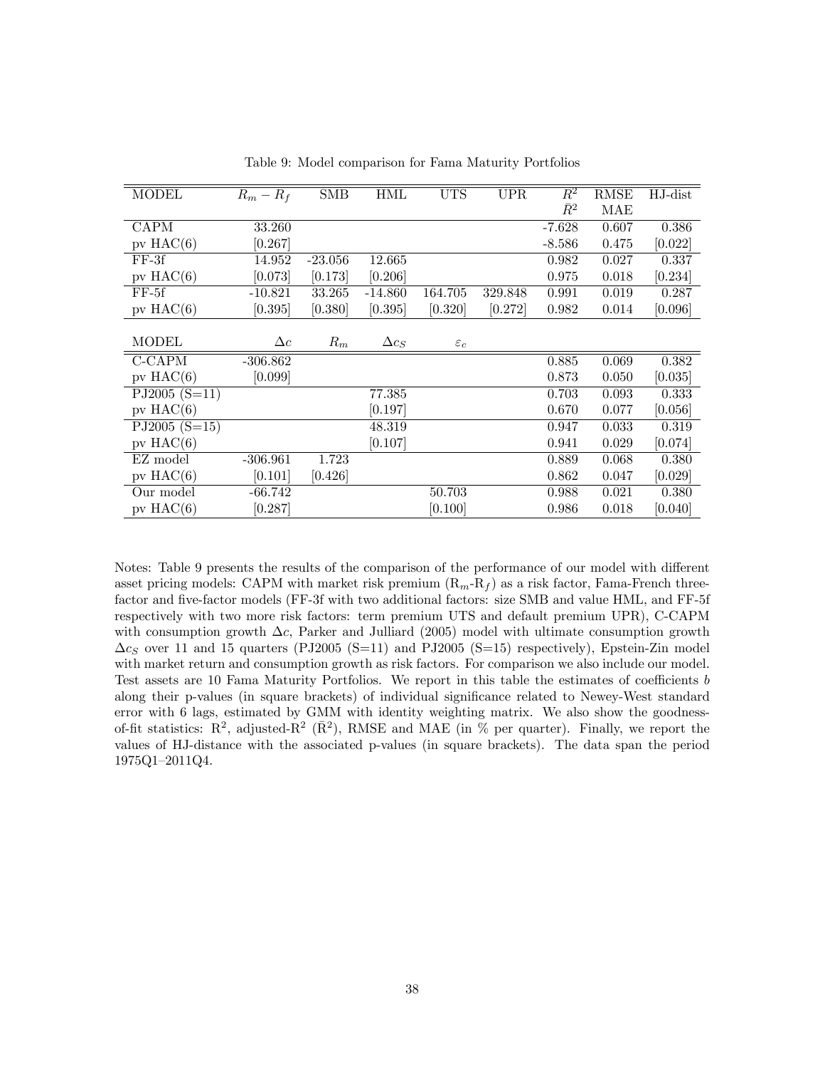Table 9: Model comparison for Fama Maturity Portfolios

| MODEL | $R_m - R_f$ | SMB | HML | UTS | UPR | $R^2$ / $\bar{R}^2$ | RMSE / MAE | HJ-dist |
|---|---|---|---|---|---|---|---|---|
| CAPM | 33.260 | | | | | -7.628 | 0.607 | 0.386 |
| pv HAC(6) | [0.267] | | | | | -8.586 | 0.475 | [0.022] |
| FF-3f | 14.952 | -23.056 | 12.665 | | | 0.982 | 0.027 | 0.337 |
| pv HAC(6) | [0.073] | [0.173] | [0.206] | | | 0.975 | 0.018 | [0.234] |
| FF-5f | -10.821 | 33.265 | -14.860 | 164.705 | 329.848 | 0.991 | 0.019 | 0.287 |
| pv HAC(6) | [0.395] | [0.380] | [0.395] | [0.320] | [0.272] | 0.982 | 0.014 | [0.096] |
| MODEL | $\Delta c$ | $R_m$ | $\Delta c_S$ | $\varepsilon_c$ | | | | |
| C-CAPM | -306.862 | | | | | 0.885 | 0.069 | 0.382 |
| pv HAC(6) | [0.099] | | | | | 0.873 | 0.050 | [0.035] |
| PJ2005 (S=11) | | | 77.385 | | | 0.703 | 0.093 | 0.333 |
| pv HAC(6) | | | [0.197] | | | 0.670 | 0.077 | [0.056] |
| PJ2005 (S=15) | | | 48.319 | | | 0.947 | 0.033 | 0.319 |
| pv HAC(6) | | | [0.107] | | | 0.941 | 0.029 | [0.074] |
| EZ model | -306.961 | 1.723 | | | | 0.889 | 0.068 | 0.380 |
| pv HAC(6) | [0.101] | [0.426] | | | | 0.862 | 0.047 | [0.029] |
| Our model | -66.742 | | | 50.703 | | 0.988 | 0.021 | 0.380 |
| pv HAC(6) | [0.287] | | | [0.100] | | 0.986 | 0.018 | [0.040] |

Notes: Table 9 presents the results of the comparison of the performance of our model with different asset pricing models: CAPM with market risk premium ($R_m$-$R_f$) as a risk factor, Fama-French three-factor and five-factor models (FF-3f with two additional factors: size SMB and value HML, and FF-5f respectively with two more risk factors: term premium UTS and default premium UPR), C-CAPM with consumption growth $\Delta c$, Parker and Julliard (2005) model with ultimate consumption growth $\Delta c_S$ over 11 and 15 quarters (PJ2005 (S=11) and PJ2005 (S=15) respectively), Epstein-Zin model with market return and consumption growth as risk factors. For comparison we also include our model. Test assets are 10 Fama Maturity Portfolios. We report in this table the estimates of coefficients $b$ along their p-values (in square brackets) of individual significance related to Newey-West standard error with 6 lags, estimated by GMM with identity weighting matrix. We also show the goodness-of-fit statistics: $R^2$, adjusted-$R^2$ ($\bar{R}^2$), RMSE and MAE (in % per quarter). Finally, we report the values of HJ-distance with the associated p-values (in square brackets). The data span the period 1975Q1–2011Q4.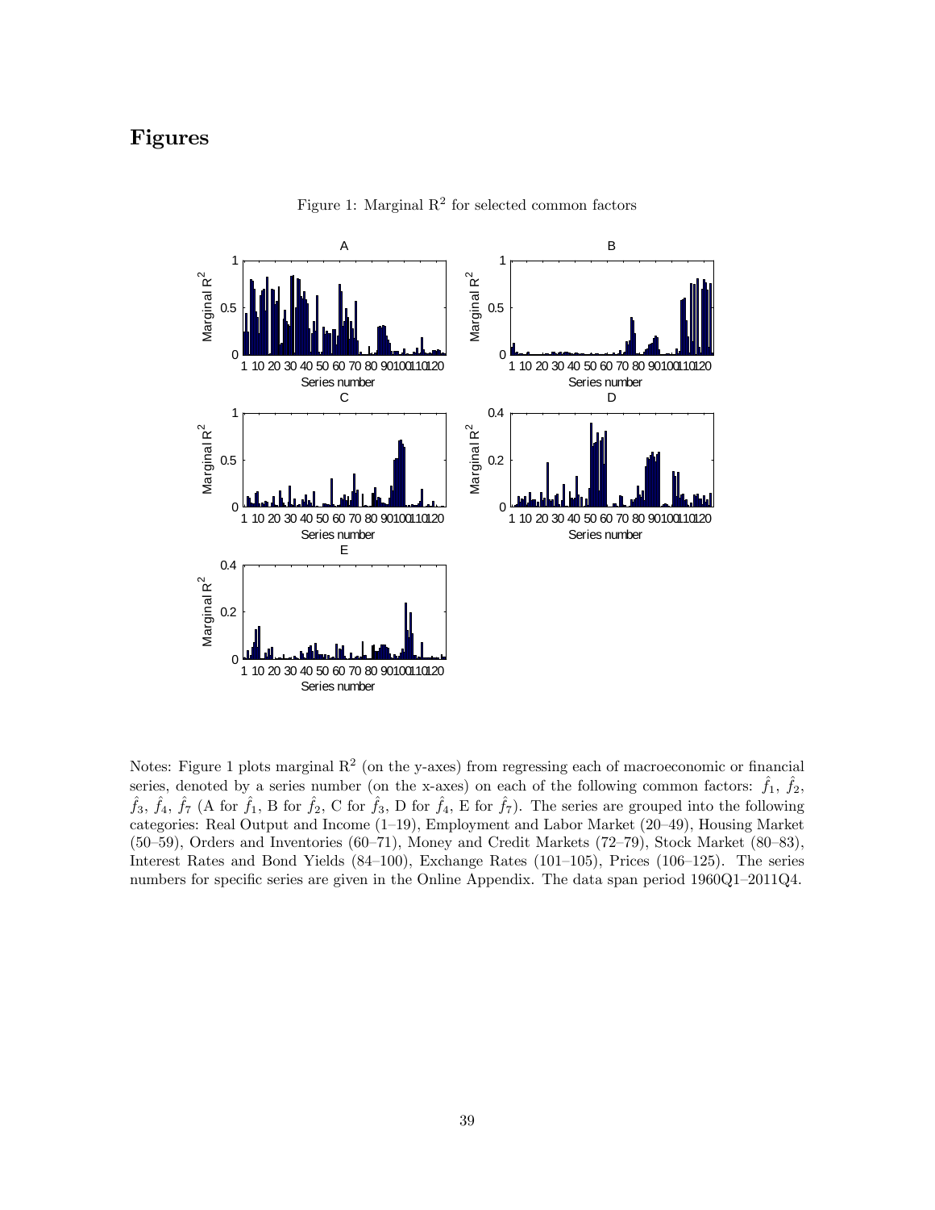# Figures

Figure 1: Marginal $R^2$ for selected common factors

Notes: Figure 1 plots marginal $R^2$ (on the y-axes) from regressing each of macroeconomic or financial series, denoted by a series number (on the x-axes) on each of the following common factors: $\hat{f}_1$, $\hat{f}_2$, $\hat{f}_3$, $\hat{f}_4$, $\hat{f}_7$ (A for $\hat{f}_1$, B for $\hat{f}_2$, C for $\hat{f}_3$, D for $\hat{f}_4$, E for $\hat{f}_7$). The series are grouped into the following categories: Real Output and Income (1–19), Employment and Labor Market (20–49), Housing Market (50–59), Orders and Inventories (60–71), Money and Credit Markets (72–79), Stock Market (80–83), Interest Rates and Bond Yields (84–100), Exchange Rates (101–105), Prices (106–125). The series numbers for specific series are given in the Online Appendix. The data span period 1960Q1–2011Q4.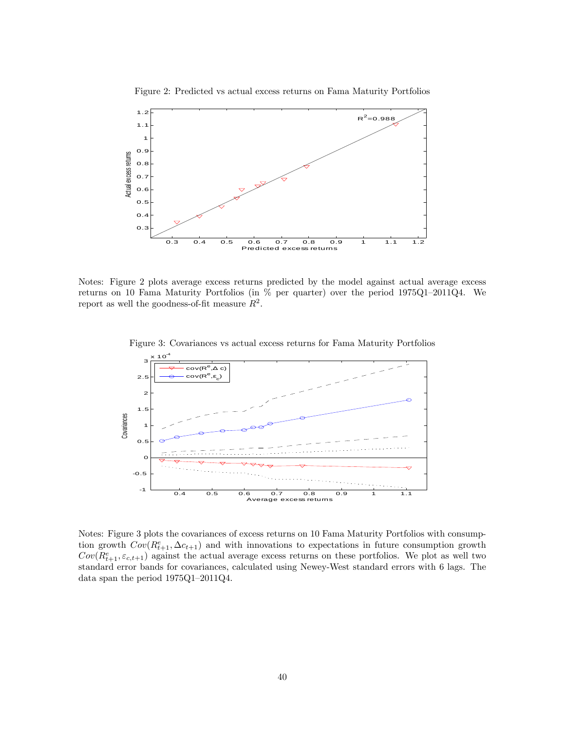Figure 2: Predicted vs actual excess returns on Fama Maturity Portfolios

Notes: Figure 2 plots average excess returns predicted by the model against actual average excess returns on 10 Fama Maturity Portfolios (in % per quarter) over the period 1975Q1–2011Q4. We report as well the goodness-of-fit measure $R^2$.

Figure 3: Covariances vs actual excess returns for Fama Maturity Portfolios

Notes: Figure 3 plots the covariances of excess returns on 10 Fama Maturity Portfolios with consumption growth $Cov(R^e_{t+1}, \Delta c_{t+1})$ and with innovations to expectations in future consumption growth $Cov(R^e_{t+1}, \varepsilon_{c,t+1})$ against the actual average excess returns on these portfolios. We plot as well two standard error bands for covariances, calculated using Newey-West standard errors with 6 lags. The data span the period 1975Q1–2011Q4.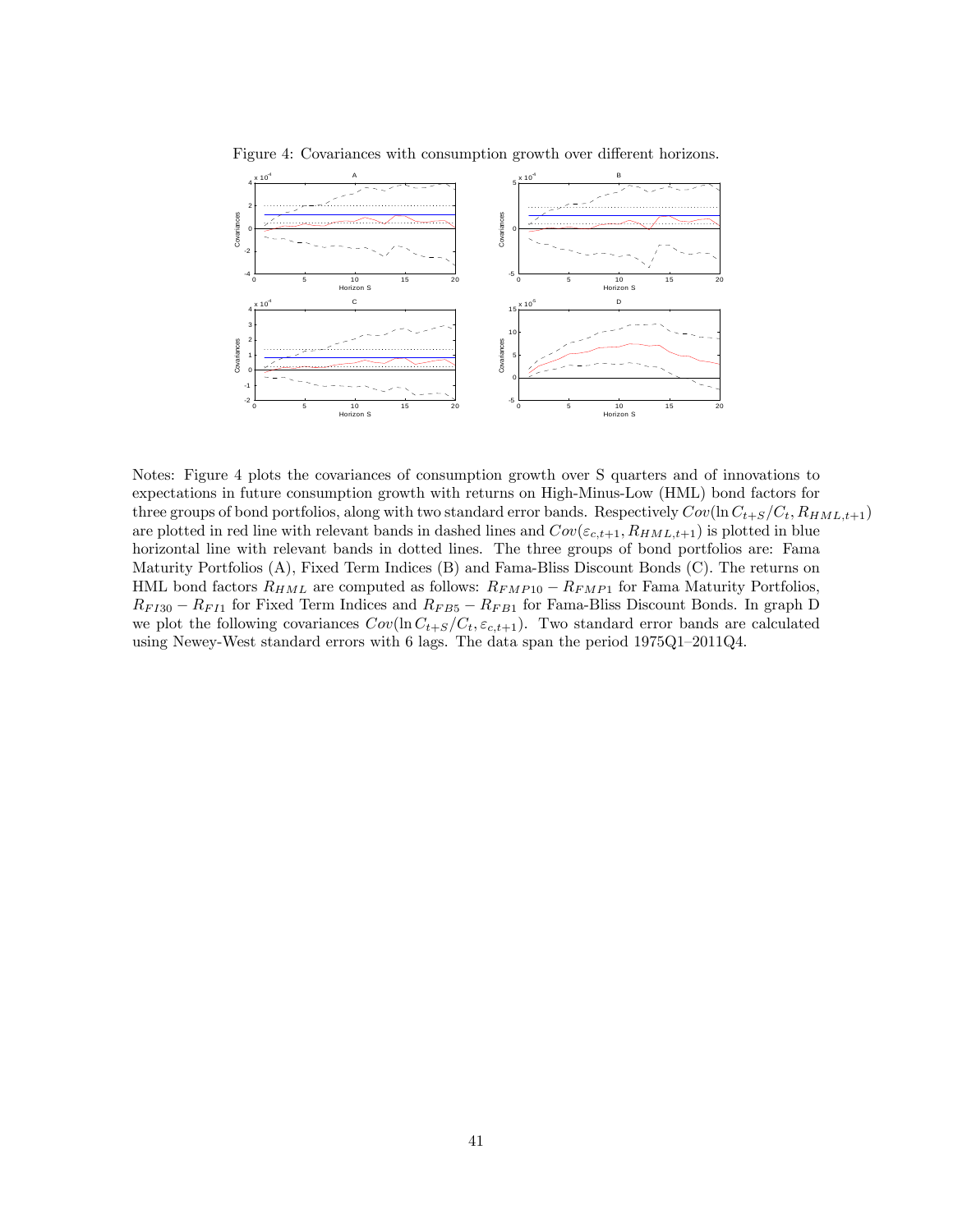Figure 4: Covariances with consumption growth over different horizons.

Notes: Figure 4 plots the covariances of consumption growth over S quarters and of innovations to expectations in future consumption growth with returns on High-Minus-Low (HML) bond factors for three groups of bond portfolios, along with two standard error bands. Respectively $Cov(\ln C_{t+S}/C_t, R_{HML,t+1})$ are plotted in red line with relevant bands in dashed lines and $Cov(\varepsilon_{c,t+1}, R_{HML,t+1})$ is plotted in blue horizontal line with relevant bands in dotted lines. The three groups of bond portfolios are: Fama Maturity Portfolios (A), Fixed Term Indices (B) and Fama-Bliss Discount Bonds (C). The returns on HML bond factors $R_{HML}$ are computed as follows: $R_{FMP10} - R_{FMP1}$ for Fama Maturity Portfolios, $R_{FI30} - R_{FI1}$ for Fixed Term Indices and $R_{FB5} - R_{FB1}$ for Fama-Bliss Discount Bonds. In graph D we plot the following covariances $Cov(\ln C_{t+S}/C_t, \varepsilon_{c,t+1})$. Two standard error bands are calculated using Newey-West standard errors with 6 lags. The data span the period 1975Q1–2011Q4.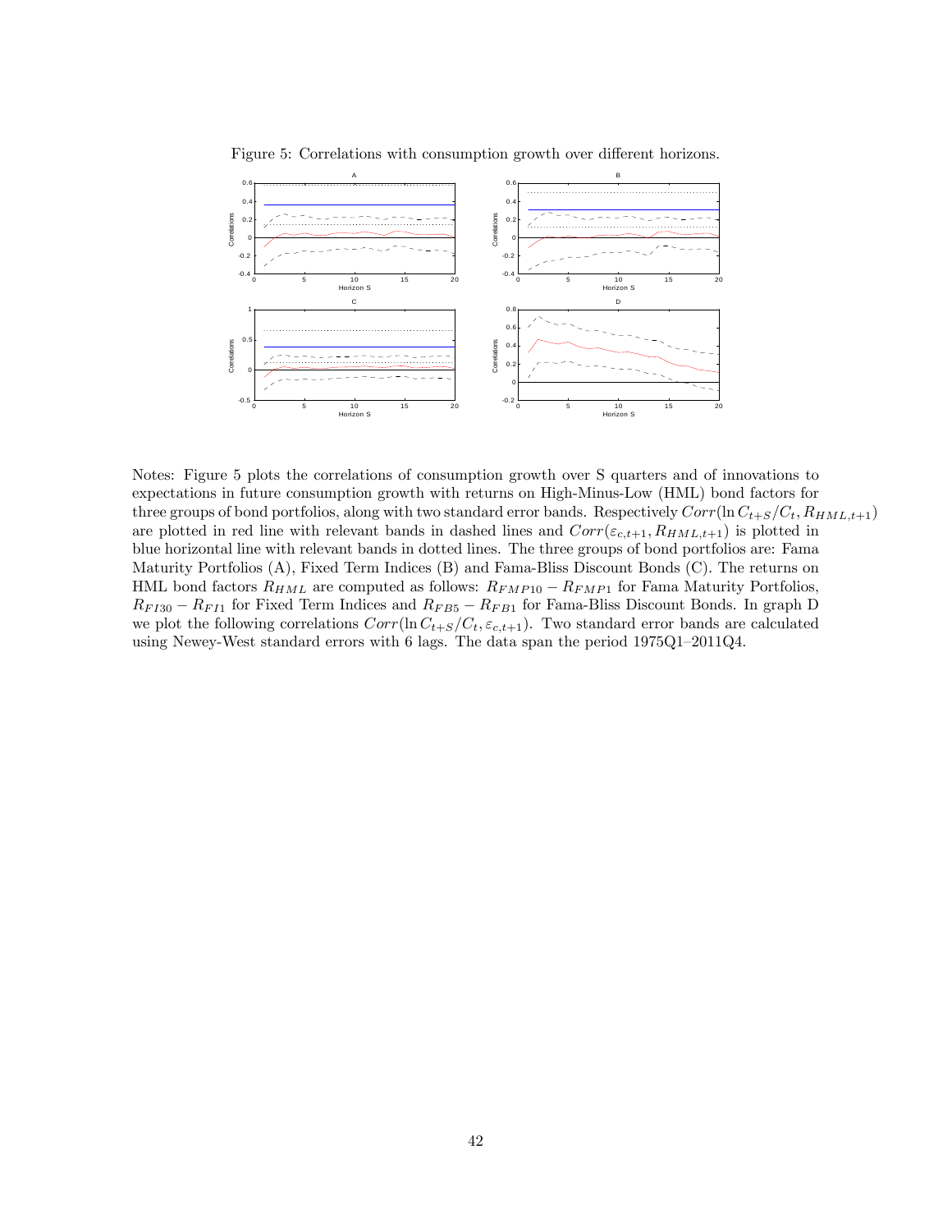Figure 5: Correlations with consumption growth over different horizons.

Notes: Figure 5 plots the correlations of consumption growth over S quarters and of innovations to expectations in future consumption growth with returns on High-Minus-Low (HML) bond factors for three groups of bond portfolios, along with two standard error bands. Respectively $Corr(\ln C_{t+S}/C_t, R_{HML,t+1})$ are plotted in red line with relevant bands in dashed lines and $Corr(\varepsilon_{c,t+1}, R_{HML,t+1})$ is plotted in blue horizontal line with relevant bands in dotted lines. The three groups of bond portfolios are: Fama Maturity Portfolios (A), Fixed Term Indices (B) and Fama-Bliss Discount Bonds (C). The returns on HML bond factors $R_{HML}$ are computed as follows: $R_{FMP10} - R_{FMP1}$ for Fama Maturity Portfolios, $R_{FI30} - R_{FI1}$ for Fixed Term Indices and $R_{FB5} - R_{FB1}$ for Fama-Bliss Discount Bonds. In graph D we plot the following correlations $Corr(\ln C_{t+S}/C_t, \varepsilon_{c,t+1})$. Two standard error bands are calculated using Newey-West standard errors with 6 lags. The data span the period 1975Q1–2011Q4.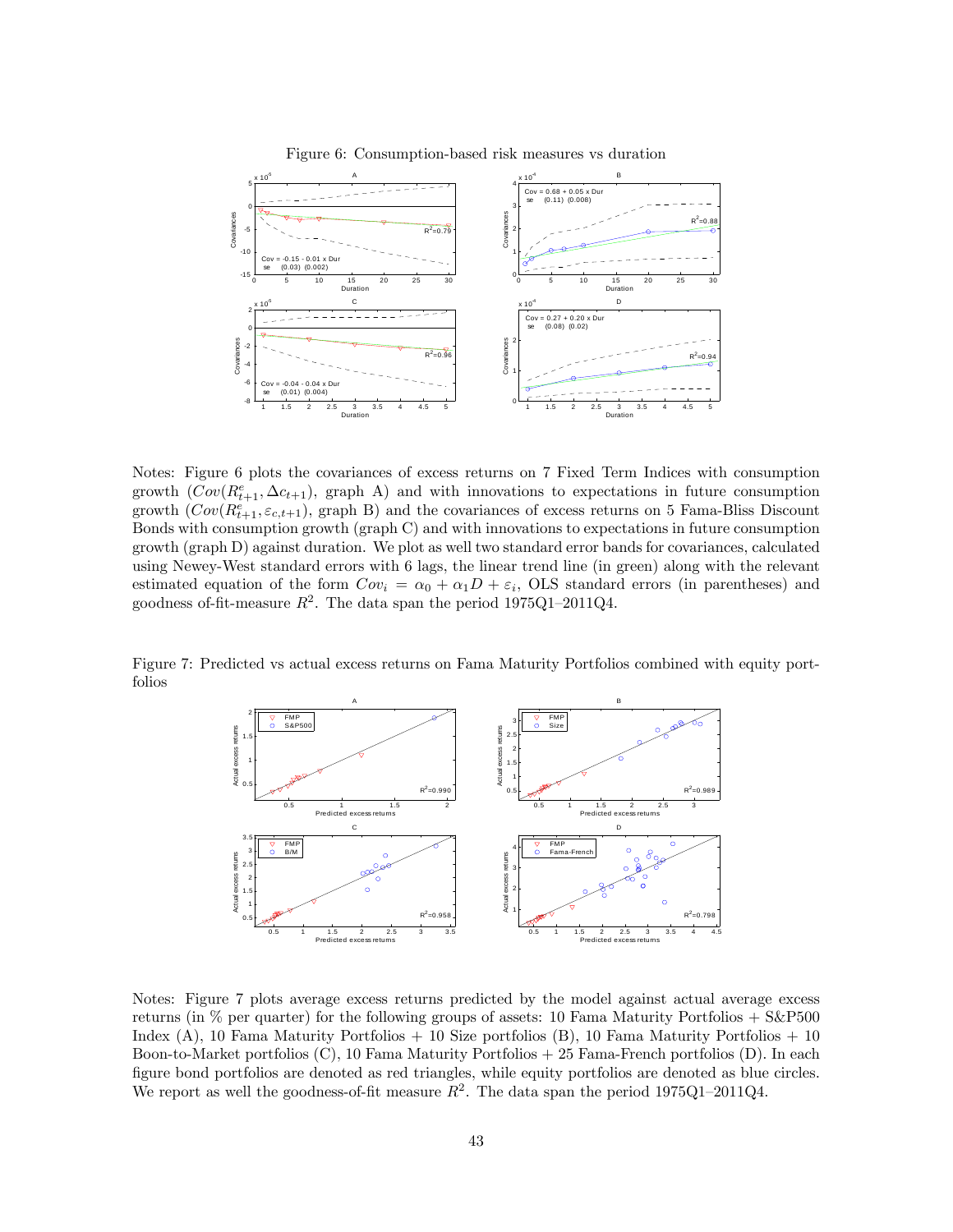Figure 6: Consumption-based risk measures vs duration

A

x 10^-5

Cov = -0.15 - 0.01 x Dur
se (0.03) (0.002)

$R^2$=0.79

Covariances

Duration

B

x 10^-4

Cov = 0.68 + 0.05 x Dur
se (0.11) (0.008)

$R^2$=0.88

Covariances

Duration

C

x 10^-5

Cov = -0.04 - 0.04 x Dur
se (0.01) (0.004)

$R^2$=0.96

Covariances

Duration

D

x 10^-4

Cov = 0.27 + 0.20 x Dur
se (0.08) (0.02)

$R^2$=0.94

Covariances

Duration

Notes: Figure 6 plots the covariances of excess returns on 7 Fixed Term Indices with consumption growth ($Cov(R^e_{t+1}, \Delta c_{t+1})$, graph A) and with innovations to expectations in future consumption growth ($Cov(R^e_{t+1}, \varepsilon_{c,t+1})$, graph B) and the covariances of excess returns on 5 Fama-Bliss Discount Bonds with consumption growth (graph C) and with innovations to expectations in future consumption growth (graph D) against duration. We plot as well two standard error bands for covariances, calculated using Newey-West standard errors with 6 lags, the linear trend line (in green) along with the relevant estimated equation of the form $Cov_i = \alpha_0 + \alpha_1 D + \varepsilon_i$, OLS standard errors (in parentheses) and goodness of-fit-measure $R^2$. The data span the period 1975Q1–2011Q4.

Figure 7: Predicted vs actual excess returns on Fama Maturity Portfolios combined with equity portfolios

A

FMP
S&P500

$R^2$=0.990

Actual excess returns

Predicted excess returns

B

FMP
Size

$R^2$=0.989

Actual excess returns

Predicted excess returns

C

FMP
B/M

$R^2$=0.958

Actual excess returns

Predicted excess returns

D

FMP
Fama-French

$R^2$=0.798

Actual excess returns

Predicted excess returns

Notes: Figure 7 plots average excess returns predicted by the model against actual average excess returns (in % per quarter) for the following groups of assets: 10 Fama Maturity Portfolios + S&P500 Index (A), 10 Fama Maturity Portfolios + 10 Size portfolios (B), 10 Fama Maturity Portfolios + 10 Boon-to-Market portfolios (C), 10 Fama Maturity Portfolios + 25 Fama-French portfolios (D). In each figure bond portfolios are denoted as red triangles, while equity portfolios are denoted as blue circles. We report as well the goodness-of-fit measure $R^2$. The data span the period 1975Q1–2011Q4.